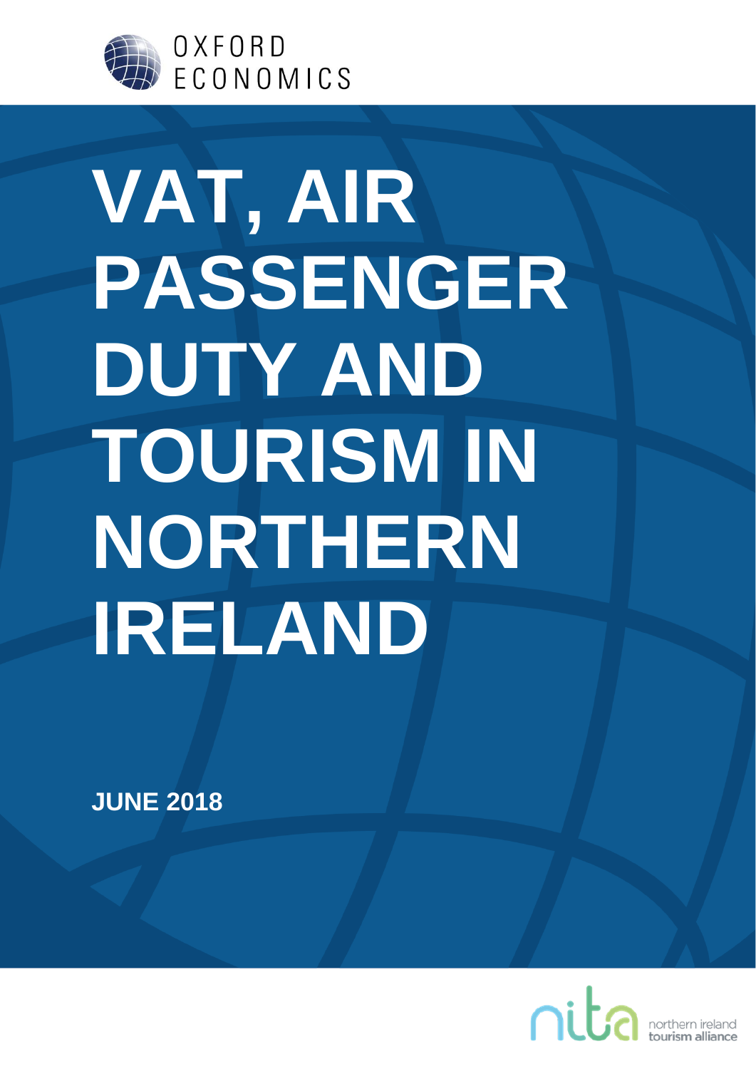OXFORD ECONOMICS

# VAT, AIR PASSENGER DUTY AND TOURISM IN NORTHERN IRELAND

**JUNE 2018**

nita northern ireland tourism alliance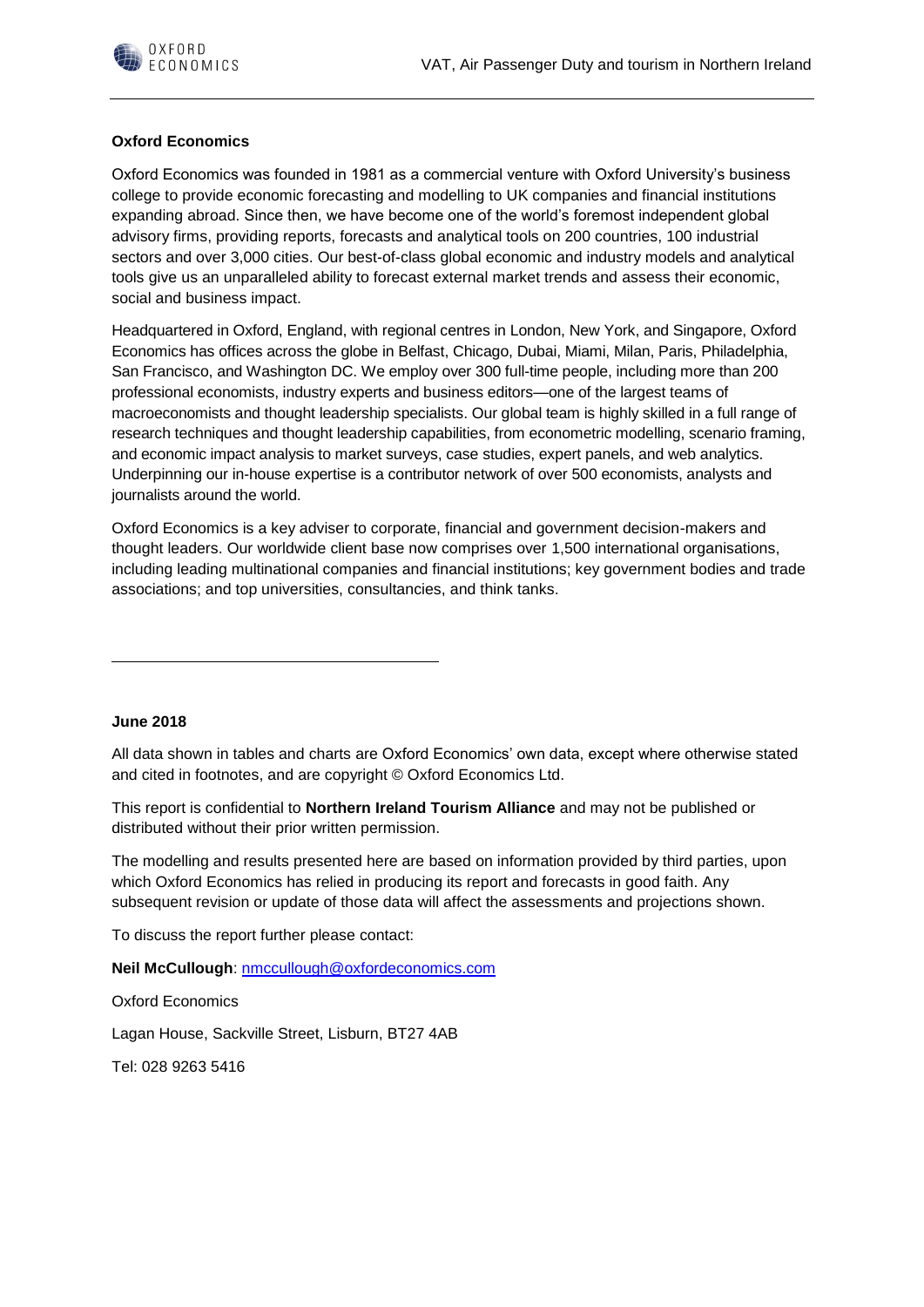**Oxford Economics**

Oxford Economics was founded in 1981 as a commercial venture with Oxford University's business college to provide economic forecasting and modelling to UK companies and financial institutions expanding abroad. Since then, we have become one of the world's foremost independent global advisory firms, providing reports, forecasts and analytical tools on 200 countries, 100 industrial sectors and over 3,000 cities. Our best-of-class global economic and industry models and analytical tools give us an unparalleled ability to forecast external market trends and assess their economic, social and business impact.

Headquartered in Oxford, England, with regional centres in London, New York, and Singapore, Oxford Economics has offices across the globe in Belfast, Chicago, Dubai, Miami, Milan, Paris, Philadelphia, San Francisco, and Washington DC. We employ over 300 full-time people, including more than 200 professional economists, industry experts and business editors—one of the largest teams of macroeconomists and thought leadership specialists. Our global team is highly skilled in a full range of research techniques and thought leadership capabilities, from econometric modelling, scenario framing, and economic impact analysis to market surveys, case studies, expert panels, and web analytics. Underpinning our in-house expertise is a contributor network of over 500 economists, analysts and journalists around the world.

Oxford Economics is a key adviser to corporate, financial and government decision-makers and thought leaders. Our worldwide client base now comprises over 1,500 international organisations, including leading multinational companies and financial institutions; key government bodies and trade associations; and top universities, consultancies, and think tanks.

---

**June 2018**

All data shown in tables and charts are Oxford Economics' own data, except where otherwise stated and cited in footnotes, and are copyright © Oxford Economics Ltd.

This report is confidential to **Northern Ireland Tourism Alliance** and may not be published or distributed without their prior written permission.

The modelling and results presented here are based on information provided by third parties, upon which Oxford Economics has relied in producing its report and forecasts in good faith. Any subsequent revision or update of those data will affect the assessments and projections shown.

To discuss the report further please contact:

**Neil McCullough**: nmccullough@oxfordeconomics.com

Oxford Economics

Lagan House, Sackville Street, Lisburn, BT27 4AB

Tel: 028 9263 5416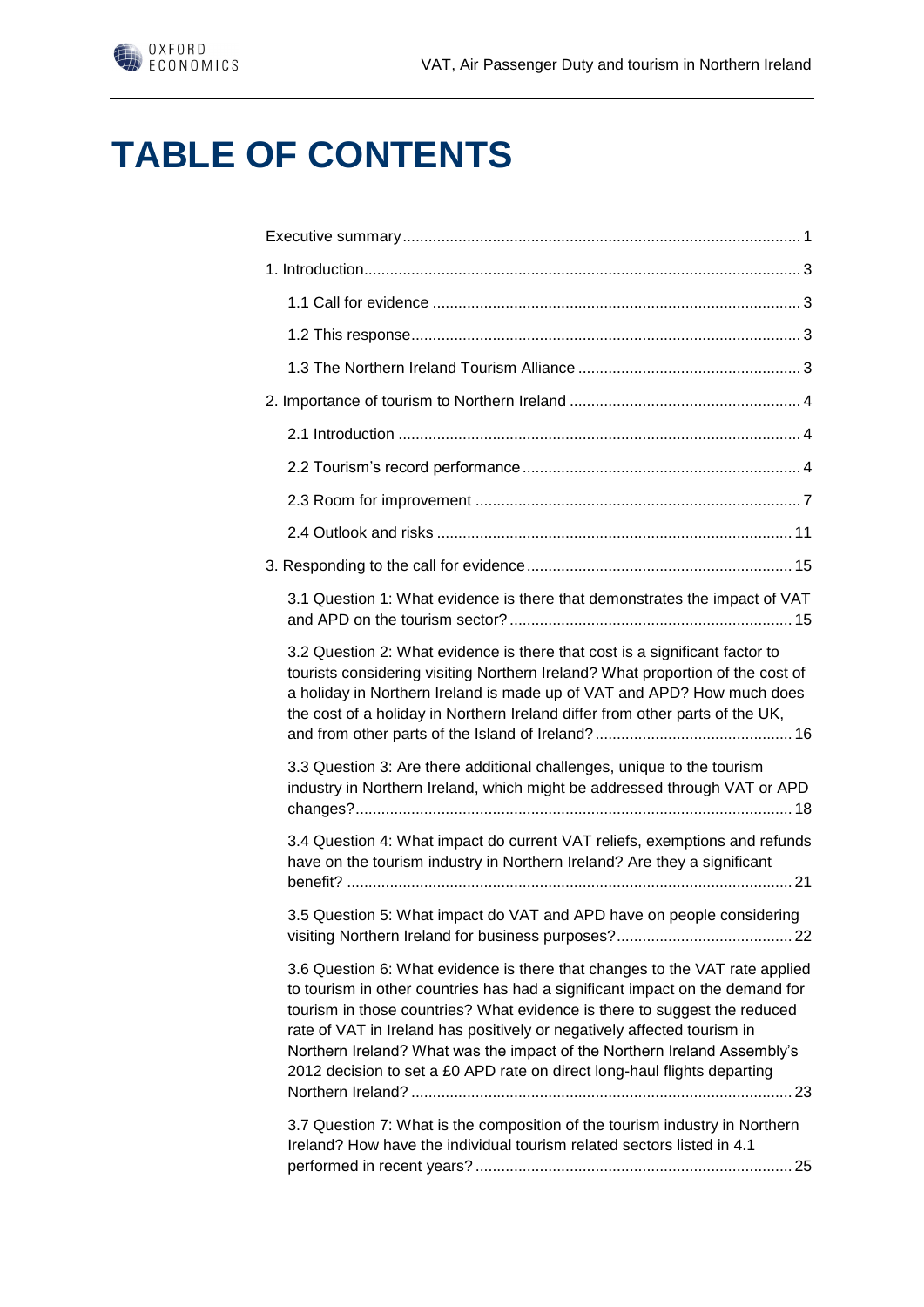# TABLE OF CONTENTS

Executive summary ... 1

1. Introduction ... 3
   - 1.1 Call for evidence ... 3
   - 1.2 This response ... 3
   - 1.3 The Northern Ireland Tourism Alliance ... 3

2. Importance of tourism to Northern Ireland ... 4
   - 2.1 Introduction ... 4
   - 2.2 Tourism's record performance ... 4
   - 2.3 Room for improvement ... 7
   - 2.4 Outlook and risks ... 11

3. Responding to the call for evidence ... 15
   - 3.1 Question 1: What evidence is there that demonstrates the impact of VAT and APD on the tourism sector? ... 15
   - 3.2 Question 2: What evidence is there that cost is a significant factor to tourists considering visiting Northern Ireland? What proportion of the cost of a holiday in Northern Ireland is made up of VAT and APD? How much does the cost of a holiday in Northern Ireland differ from other parts of the UK, and from other parts of the Island of Ireland? ... 16
   - 3.3 Question 3: Are there additional challenges, unique to the tourism industry in Northern Ireland, which might be addressed through VAT or APD changes? ... 18
   - 3.4 Question 4: What impact do current VAT reliefs, exemptions and refunds have on the tourism industry in Northern Ireland? Are they a significant benefit? ... 21
   - 3.5 Question 5: What impact do VAT and APD have on people considering visiting Northern Ireland for business purposes? ... 22
   - 3.6 Question 6: What evidence is there that changes to the VAT rate applied to tourism in other countries has had a significant impact on the demand for tourism in those countries? What evidence is there to suggest the reduced rate of VAT in Ireland has positively or negatively affected tourism in Northern Ireland? What was the impact of the Northern Ireland Assembly's 2012 decision to set a £0 APD rate on direct long-haul flights departing Northern Ireland? ... 23
   - 3.7 Question 7: What is the composition of the tourism industry in Northern Ireland? How have the individual tourism related sectors listed in 4.1 performed in recent years? ... 25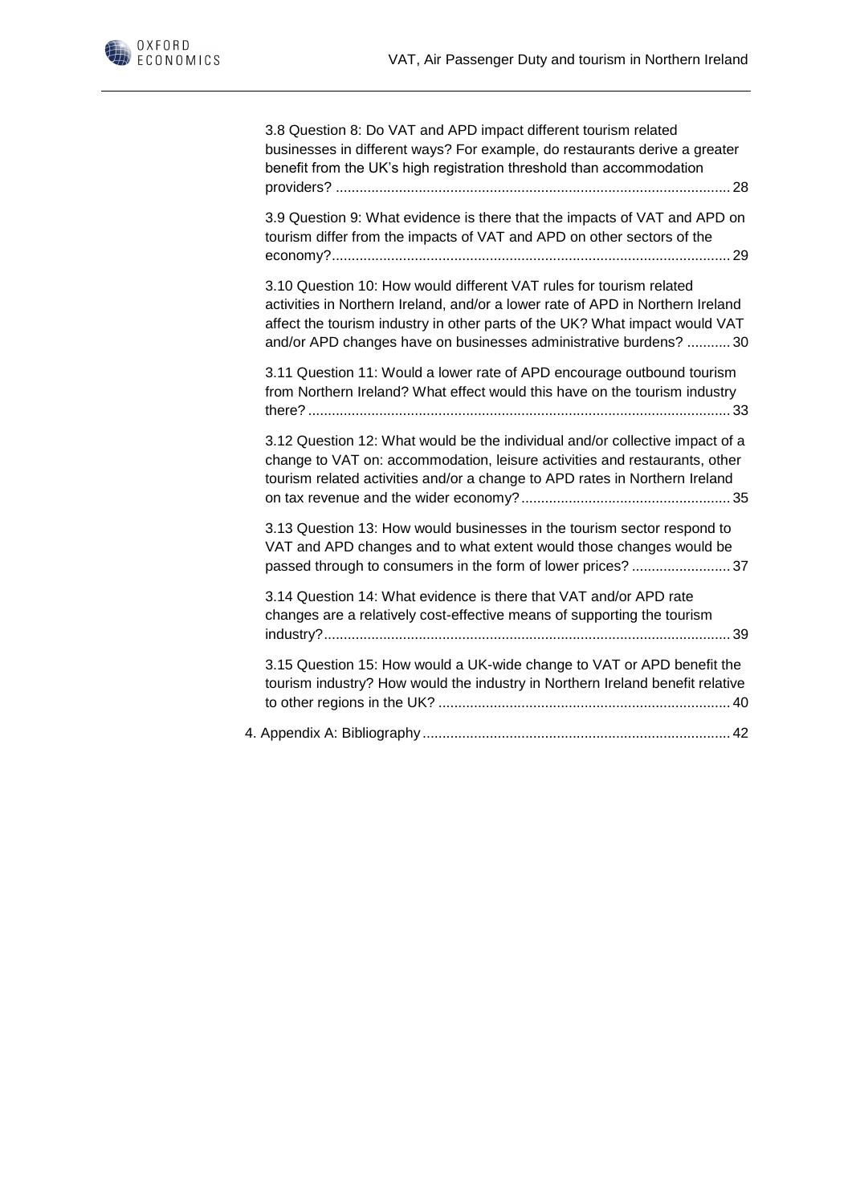3.8 Question 8: Do VAT and APD impact different tourism related businesses in different ways? For example, do restaurants derive a greater benefit from the UK's high registration threshold than accommodation providers? ...... 28

3.9 Question 9: What evidence is there that the impacts of VAT and APD on tourism differ from the impacts of VAT and APD on other sectors of the economy? ...... 29

3.10 Question 10: How would different VAT rules for tourism related activities in Northern Ireland, and/or a lower rate of APD in Northern Ireland affect the tourism industry in other parts of the UK? What impact would VAT and/or APD changes have on businesses administrative burdens? ...... 30

3.11 Question 11: Would a lower rate of APD encourage outbound tourism from Northern Ireland? What effect would this have on the tourism industry there? ...... 33

3.12 Question 12: What would be the individual and/or collective impact of a change to VAT on: accommodation, leisure activities and restaurants, other tourism related activities and/or a change to APD rates in Northern Ireland on tax revenue and the wider economy? ...... 35

3.13 Question 13: How would businesses in the tourism sector respond to VAT and APD changes and to what extent would those changes would be passed through to consumers in the form of lower prices? ...... 37

3.14 Question 14: What evidence is there that VAT and/or APD rate changes are a relatively cost-effective means of supporting the tourism industry? ...... 39

3.15 Question 15: How would a UK-wide change to VAT or APD benefit the tourism industry? How would the industry in Northern Ireland benefit relative to other regions in the UK? ...... 40

4. Appendix A: Bibliography ...... 42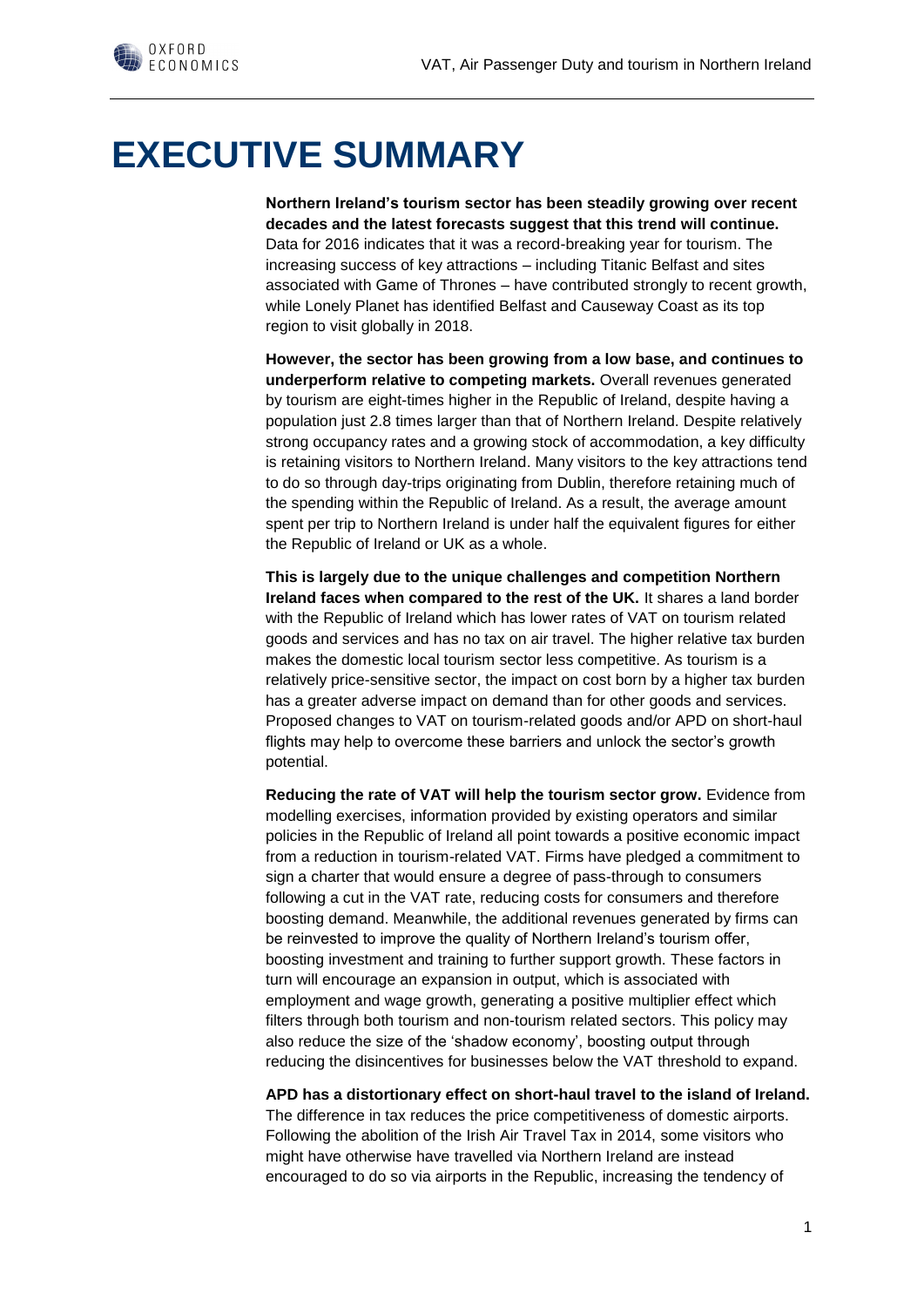# EXECUTIVE SUMMARY

**Northern Ireland's tourism sector has been steadily growing over recent decades and the latest forecasts suggest that this trend will continue.** Data for 2016 indicates that it was a record-breaking year for tourism. The increasing success of key attractions – including Titanic Belfast and sites associated with Game of Thrones – have contributed strongly to recent growth, while Lonely Planet has identified Belfast and Causeway Coast as its top region to visit globally in 2018.

**However, the sector has been growing from a low base, and continues to underperform relative to competing markets.** Overall revenues generated by tourism are eight-times higher in the Republic of Ireland, despite having a population just 2.8 times larger than that of Northern Ireland. Despite relatively strong occupancy rates and a growing stock of accommodation, a key difficulty is retaining visitors to Northern Ireland. Many visitors to the key attractions tend to do so through day-trips originating from Dublin, therefore retaining much of the spending within the Republic of Ireland. As a result, the average amount spent per trip to Northern Ireland is under half the equivalent figures for either the Republic of Ireland or UK as a whole.

**This is largely due to the unique challenges and competition Northern Ireland faces when compared to the rest of the UK.** It shares a land border with the Republic of Ireland which has lower rates of VAT on tourism related goods and services and has no tax on air travel. The higher relative tax burden makes the domestic local tourism sector less competitive. As tourism is a relatively price-sensitive sector, the impact on cost born by a higher tax burden has a greater adverse impact on demand than for other goods and services. Proposed changes to VAT on tourism-related goods and/or APD on short-haul flights may help to overcome these barriers and unlock the sector's growth potential.

**Reducing the rate of VAT will help the tourism sector grow.** Evidence from modelling exercises, information provided by existing operators and similar policies in the Republic of Ireland all point towards a positive economic impact from a reduction in tourism-related VAT. Firms have pledged a commitment to sign a charter that would ensure a degree of pass-through to consumers following a cut in the VAT rate, reducing costs for consumers and therefore boosting demand. Meanwhile, the additional revenues generated by firms can be reinvested to improve the quality of Northern Ireland's tourism offer, boosting investment and training to further support growth. These factors in turn will encourage an expansion in output, which is associated with employment and wage growth, generating a positive multiplier effect which filters through both tourism and non-tourism related sectors. This policy may also reduce the size of the 'shadow economy', boosting output through reducing the disincentives for businesses below the VAT threshold to expand.

**APD has a distortionary effect on short-haul travel to the island of Ireland.** The difference in tax reduces the price competitiveness of domestic airports. Following the abolition of the Irish Air Travel Tax in 2014, some visitors who might have otherwise have travelled via Northern Ireland are instead encouraged to do so via airports in the Republic, increasing the tendency of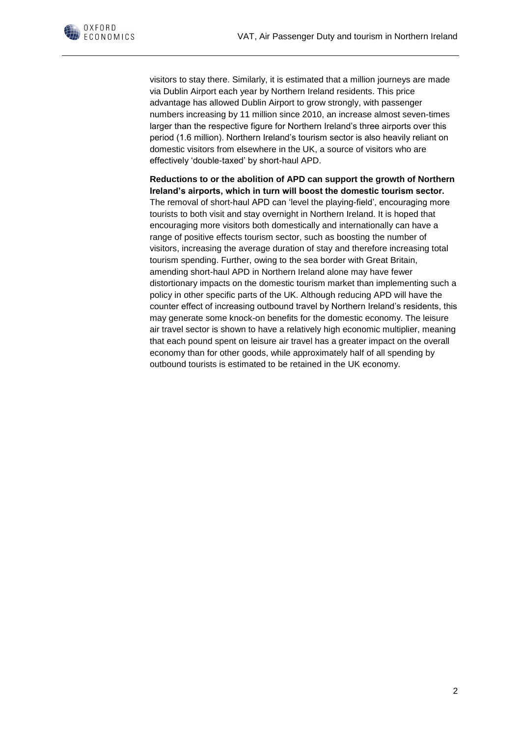visitors to stay there. Similarly, it is estimated that a million journeys are made via Dublin Airport each year by Northern Ireland residents. This price advantage has allowed Dublin Airport to grow strongly, with passenger numbers increasing by 11 million since 2010, an increase almost seven-times larger than the respective figure for Northern Ireland's three airports over this period (1.6 million). Northern Ireland's tourism sector is also heavily reliant on domestic visitors from elsewhere in the UK, a source of visitors who are effectively 'double-taxed' by short-haul APD.

**Reductions to or the abolition of APD can support the growth of Northern Ireland's airports, which in turn will boost the domestic tourism sector.** The removal of short-haul APD can 'level the playing-field', encouraging more tourists to both visit and stay overnight in Northern Ireland. It is hoped that encouraging more visitors both domestically and internationally can have a range of positive effects tourism sector, such as boosting the number of visitors, increasing the average duration of stay and therefore increasing total tourism spending. Further, owing to the sea border with Great Britain, amending short-haul APD in Northern Ireland alone may have fewer distortionary impacts on the domestic tourism market than implementing such a policy in other specific parts of the UK. Although reducing APD will have the counter effect of increasing outbound travel by Northern Ireland's residents, this may generate some knock-on benefits for the domestic economy. The leisure air travel sector is shown to have a relatively high economic multiplier, meaning that each pound spent on leisure air travel has a greater impact on the overall economy than for other goods, while approximately half of all spending by outbound tourists is estimated to be retained in the UK economy.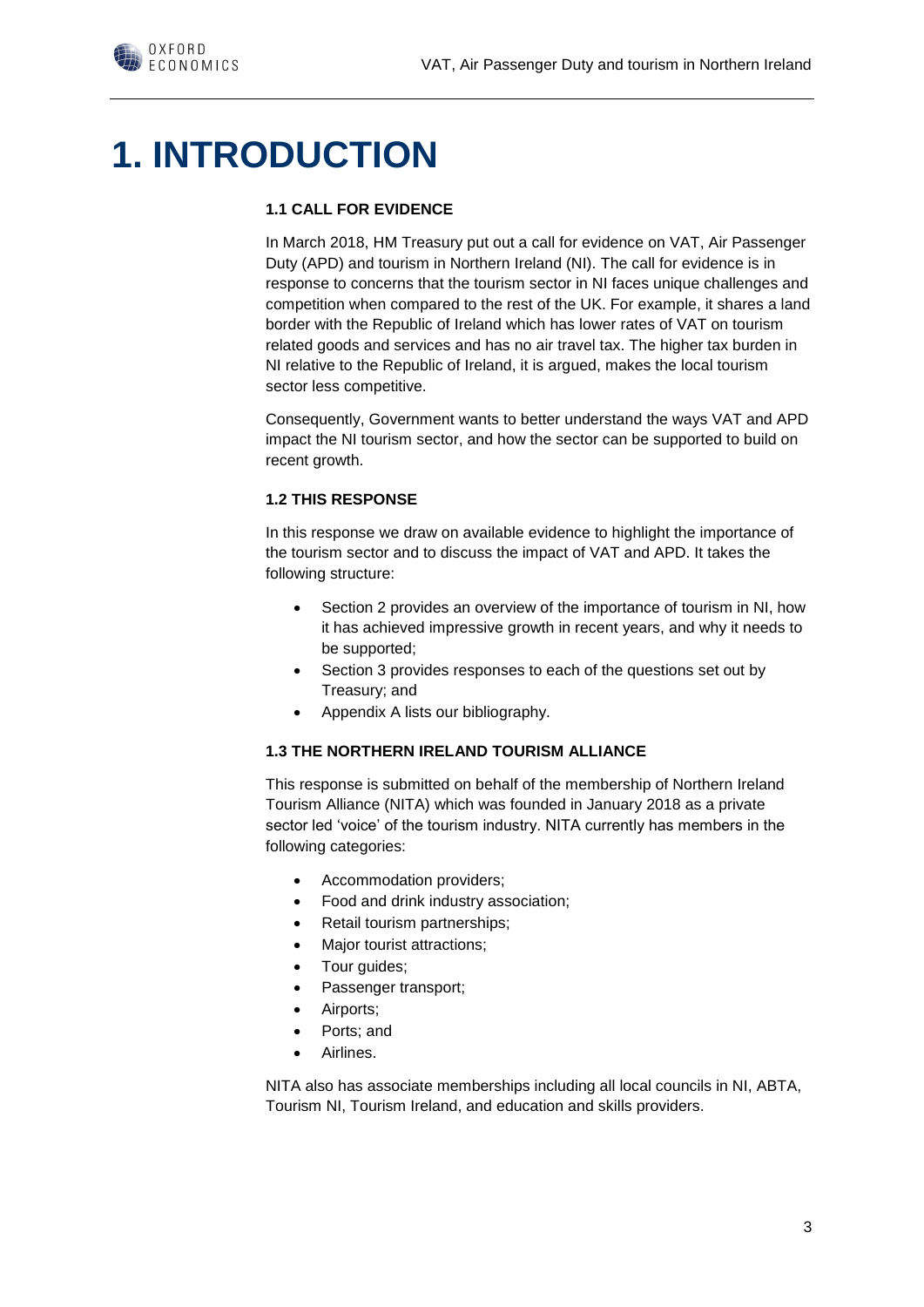# 1. INTRODUCTION

### 1.1 CALL FOR EVIDENCE

In March 2018, HM Treasury put out a call for evidence on VAT, Air Passenger Duty (APD) and tourism in Northern Ireland (NI). The call for evidence is in response to concerns that the tourism sector in NI faces unique challenges and competition when compared to the rest of the UK. For example, it shares a land border with the Republic of Ireland which has lower rates of VAT on tourism related goods and services and has no air travel tax. The higher tax burden in NI relative to the Republic of Ireland, it is argued, makes the local tourism sector less competitive.

Consequently, Government wants to better understand the ways VAT and APD impact the NI tourism sector, and how the sector can be supported to build on recent growth.

### 1.2 THIS RESPONSE

In this response we draw on available evidence to highlight the importance of the tourism sector and to discuss the impact of VAT and APD. It takes the following structure:

- Section 2 provides an overview of the importance of tourism in NI, how it has achieved impressive growth in recent years, and why it needs to be supported;
- Section 3 provides responses to each of the questions set out by Treasury; and
- Appendix A lists our bibliography.

### 1.3 THE NORTHERN IRELAND TOURISM ALLIANCE

This response is submitted on behalf of the membership of Northern Ireland Tourism Alliance (NITA) which was founded in January 2018 as a private sector led 'voice' of the tourism industry. NITA currently has members in the following categories:

- Accommodation providers;
- Food and drink industry association;
- Retail tourism partnerships;
- Major tourist attractions;
- Tour guides;
- Passenger transport;
- Airports;
- Ports; and
- Airlines.

NITA also has associate memberships including all local councils in NI, ABTA, Tourism NI, Tourism Ireland, and education and skills providers.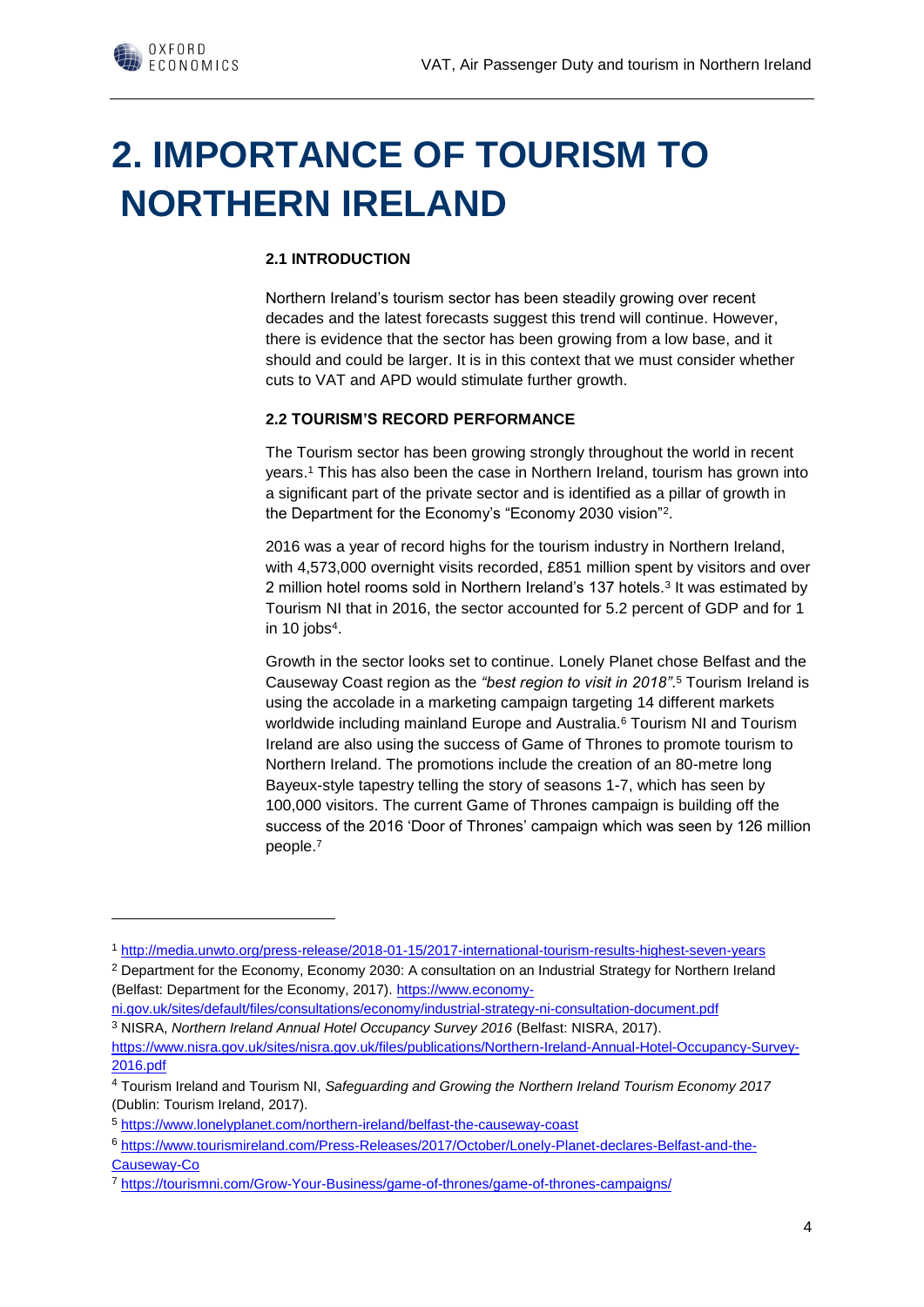# 2. IMPORTANCE OF TOURISM TO NORTHERN IRELAND

### 2.1 INTRODUCTION

Northern Ireland's tourism sector has been steadily growing over recent decades and the latest forecasts suggest this trend will continue. However, there is evidence that the sector has been growing from a low base, and it should and could be larger. It is in this context that we must consider whether cuts to VAT and APD would stimulate further growth.

### 2.2 TOURISM'S RECORD PERFORMANCE

The Tourism sector has been growing strongly throughout the world in recent years.[1] This has also been the case in Northern Ireland, tourism has grown into a significant part of the private sector and is identified as a pillar of growth in the Department for the Economy's "Economy 2030 vision"[2].

2016 was a year of record highs for the tourism industry in Northern Ireland, with 4,573,000 overnight visits recorded, £851 million spent by visitors and over 2 million hotel rooms sold in Northern Ireland's 137 hotels.[3] It was estimated by Tourism NI that in 2016, the sector accounted for 5.2 percent of GDP and for 1 in 10 jobs[4].

Growth in the sector looks set to continue. Lonely Planet chose Belfast and the Causeway Coast region as the *"best region to visit in 2018"*.[5] Tourism Ireland is using the accolade in a marketing campaign targeting 14 different markets worldwide including mainland Europe and Australia.[6] Tourism NI and Tourism Ireland are also using the success of Game of Thrones to promote tourism to Northern Ireland. The promotions include the creation of an 80-metre long Bayeux-style tapestry telling the story of seasons 1-7, which has seen by 100,000 visitors. The current Game of Thrones campaign is building off the success of the 2016 'Door of Thrones' campaign which was seen by 126 million people.[7]

---

[1] http://media.unwto.org/press-release/2018-01-15/2017-international-tourism-results-highest-seven-years

[2] Department for the Economy, Economy 2030: A consultation on an Industrial Strategy for Northern Ireland (Belfast: Department for the Economy, 2017). https://www.economy-ni.gov.uk/sites/default/files/consultations/economy/industrial-strategy-ni-consultation-document.pdf

[3] NISRA, *Northern Ireland Annual Hotel Occupancy Survey 2016* (Belfast: NISRA, 2017). https://www.nisra.gov.uk/sites/nisra.gov.uk/files/publications/Northern-Ireland-Annual-Hotel-Occupancy-Survey-2016.pdf

[4] Tourism Ireland and Tourism NI, *Safeguarding and Growing the Northern Ireland Tourism Economy 2017* (Dublin: Tourism Ireland, 2017).

[5] https://www.lonelyplanet.com/northern-ireland/belfast-the-causeway-coast

[6] https://www.tourismireland.com/Press-Releases/2017/October/Lonely-Planet-declares-Belfast-and-the-Causeway-Co

[7] https://tourismni.com/Grow-Your-Business/game-of-thrones/game-of-thrones-campaigns/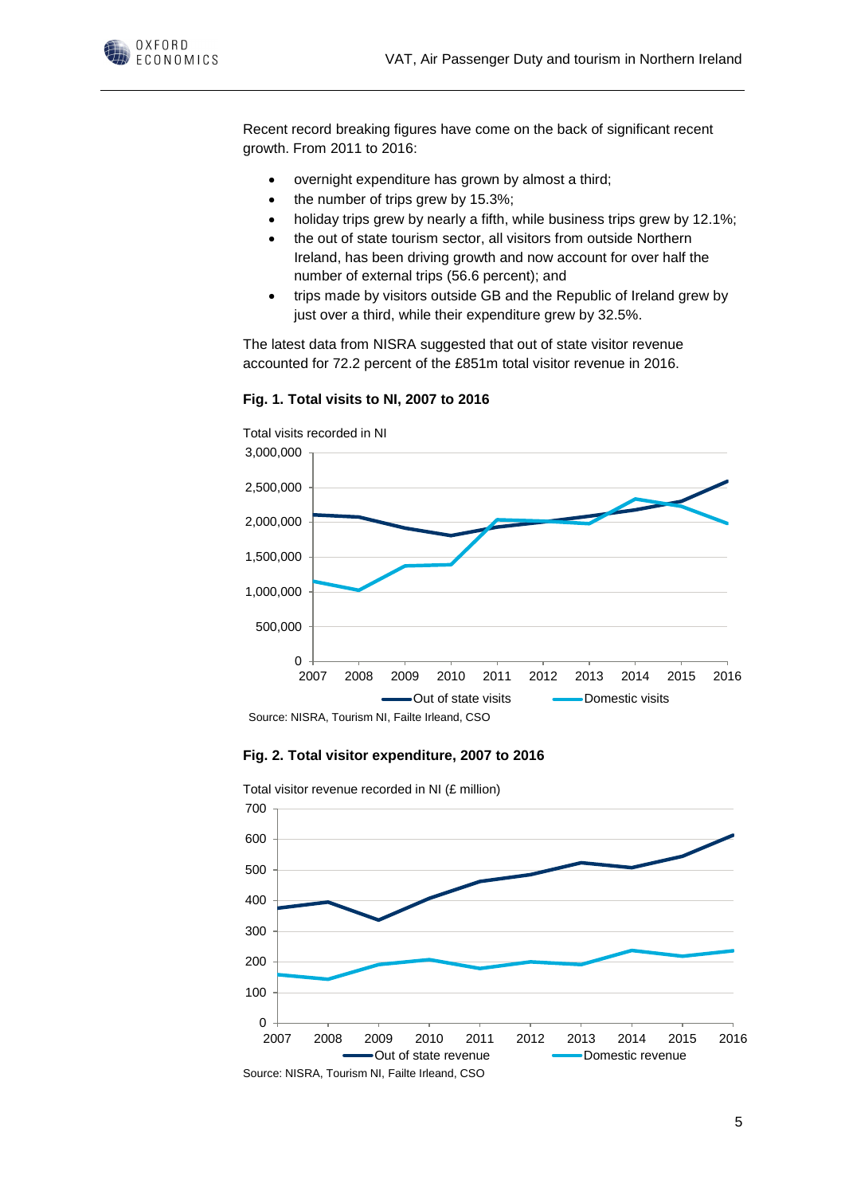Recent record breaking figures have come on the back of significant recent growth. From 2011 to 2016:

- overnight expenditure has grown by almost a third;
- the number of trips grew by 15.3%;
- holiday trips grew by nearly a fifth, while business trips grew by 12.1%;
- the out of state tourism sector, all visitors from outside Northern Ireland, has been driving growth and now account for over half the number of external trips (56.6 percent); and
- trips made by visitors outside GB and the Republic of Ireland grew by just over a third, while their expenditure grew by 32.5%.

The latest data from NISRA suggested that out of state visitor revenue accounted for 72.2 percent of the £851m total visitor revenue in 2016.

**Fig. 1. Total visits to NI, 2007 to 2016**

Source: NISRA, Tourism NI, Failte Irleand, CSO

**Fig. 2. Total visitor expenditure, 2007 to 2016**

Source: NISRA, Tourism NI, Failte Irleand, CSO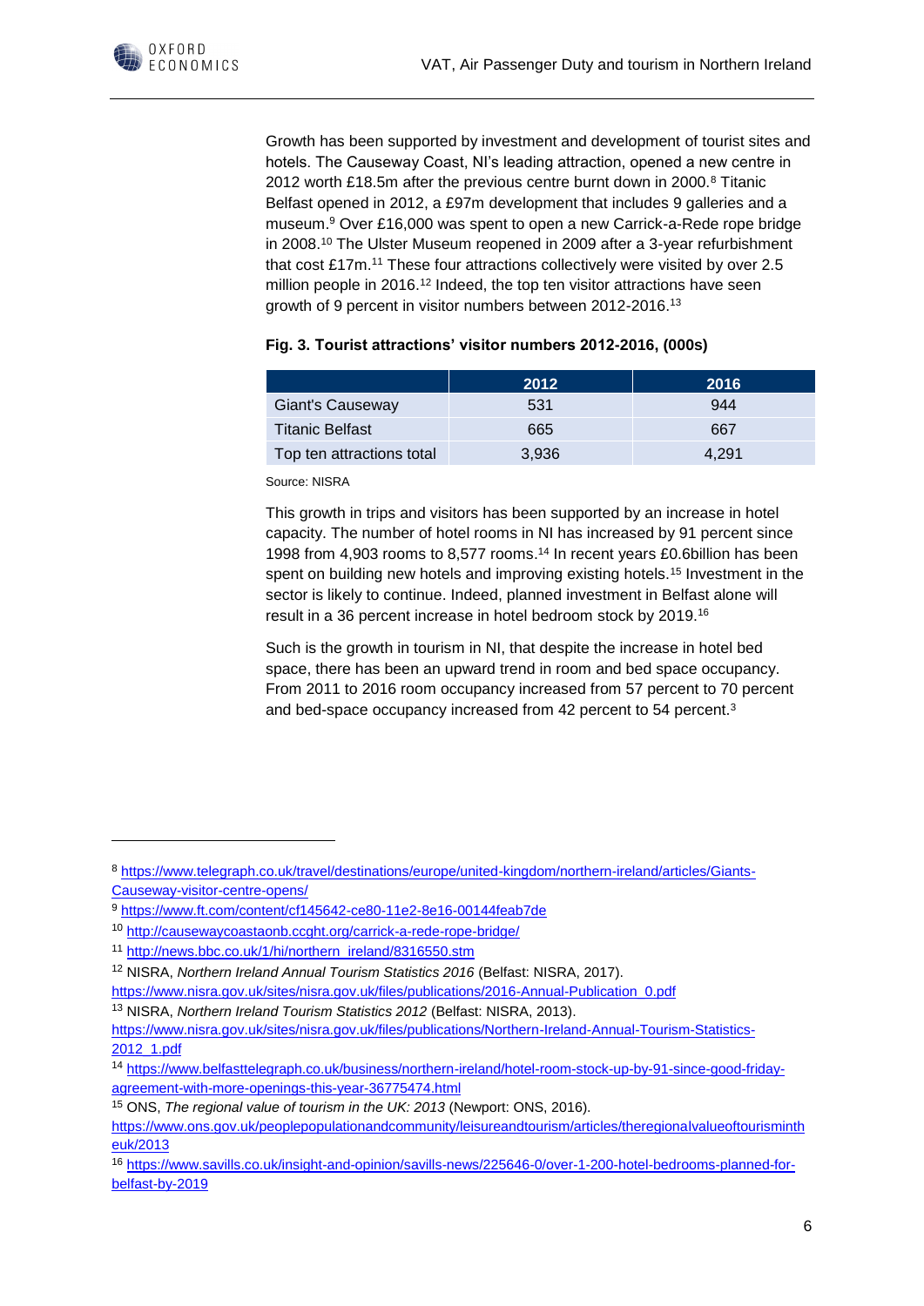Growth has been supported by investment and development of tourist sites and hotels. The Causeway Coast, NI's leading attraction, opened a new centre in 2012 worth £18.5m after the previous centre burnt down in 2000.[8] Titanic Belfast opened in 2012, a £97m development that includes 9 galleries and a museum.[9] Over £16,000 was spent to open a new Carrick-a-Rede rope bridge in 2008.[10] The Ulster Museum reopened in 2009 after a 3-year refurbishment that cost £17m.[11] These four attractions collectively were visited by over 2.5 million people in 2016.[12] Indeed, the top ten visitor attractions have seen growth of 9 percent in visitor numbers between 2012-2016.[13]

**Fig. 3. Tourist attractions' visitor numbers 2012-2016, (000s)**

| | 2012 | 2016 |
|---|---|---|
| Giant's Causeway | 531 | 944 |
| Titanic Belfast | 665 | 667 |
| Top ten attractions total | 3,936 | 4,291 |

Source: NISRA

This growth in trips and visitors has been supported by an increase in hotel capacity. The number of hotel rooms in NI has increased by 91 percent since 1998 from 4,903 rooms to 8,577 rooms.[14] In recent years £0.6billion has been spent on building new hotels and improving existing hotels.[15] Investment in the sector is likely to continue. Indeed, planned investment in Belfast alone will result in a 36 percent increase in hotel bedroom stock by 2019.[16]

Such is the growth in tourism in NI, that despite the increase in hotel bed space, there has been an upward trend in room and bed space occupancy. From 2011 to 2016 room occupancy increased from 57 percent to 70 percent and bed-space occupancy increased from 42 percent to 54 percent.[3]

---

[8] https://www.telegraph.co.uk/travel/destinations/europe/united-kingdom/northern-ireland/articles/Giants-Causeway-visitor-centre-opens/

[9] https://www.ft.com/content/cf145642-ce80-11e2-8e16-00144feab7de

[10] http://causewaycoastaonb.ccght.org/carrick-a-rede-rope-bridge/

[11] http://news.bbc.co.uk/1/hi/northern_ireland/8316550.stm

[12] NISRA, *Northern Ireland Annual Tourism Statistics 2016* (Belfast: NISRA, 2017). https://www.nisra.gov.uk/sites/nisra.gov.uk/files/publications/2016-Annual-Publication_0.pdf

[13] NISRA, *Northern Ireland Tourism Statistics 2012* (Belfast: NISRA, 2013). https://www.nisra.gov.uk/sites/nisra.gov.uk/files/publications/Northern-Ireland-Annual-Tourism-Statistics-2012_1.pdf

[14] https://www.belfasttelegraph.co.uk/business/northern-ireland/hotel-room-stock-up-by-91-since-good-friday-agreement-with-more-openings-this-year-36775474.html

[15] ONS, *The regional value of tourism in the UK: 2013* (Newport: ONS, 2016). https://www.ons.gov.uk/peoplepopulationandcommunity/leisureandtourism/articles/theregionalvalueoftourismintheuk/2013

[16] https://www.savills.co.uk/insight-and-opinion/savills-news/225646-0/over-1-200-hotel-bedrooms-planned-for-belfast-by-2019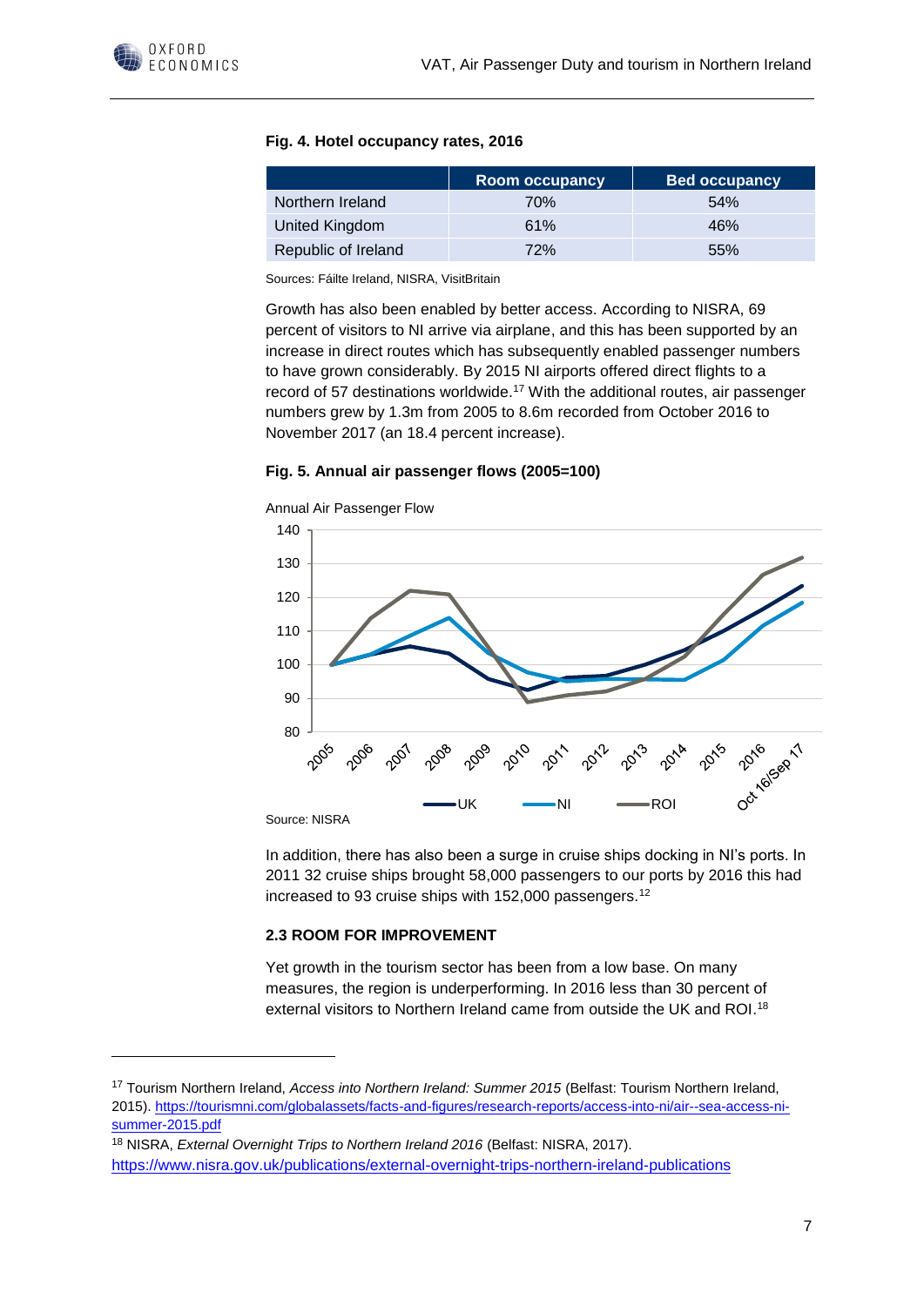**Fig. 4. Hotel occupancy rates, 2016**

| | Room occupancy | Bed occupancy |
|---|---|---|
| Northern Ireland | 70% | 54% |
| United Kingdom | 61% | 46% |
| Republic of Ireland | 72% | 55% |

Sources: Fáilte Ireland, NISRA, VisitBritain

Growth has also been enabled by better access. According to NISRA, 69 percent of visitors to NI arrive via airplane, and this has been supported by an increase in direct routes which has subsequently enabled passenger numbers to have grown considerably. By 2015 NI airports offered direct flights to a record of 57 destinations worldwide.[17] With the additional routes, air passenger numbers grew by 1.3m from 2005 to 8.6m recorded from October 2016 to November 2017 (an 18.4 percent increase).

**Fig. 5. Annual air passenger flows (2005=100)**

Source: NISRA

In addition, there has also been a surge in cruise ships docking in NI's ports. In 2011 32 cruise ships brought 58,000 passengers to our ports by 2016 this had increased to 93 cruise ships with 152,000 passengers.[12]

### 2.3 ROOM FOR IMPROVEMENT

Yet growth in the tourism sector has been from a low base. On many measures, the region is underperforming. In 2016 less than 30 percent of external visitors to Northern Ireland came from outside the UK and ROI.[18]

---

[17] Tourism Northern Ireland, *Access into Northern Ireland: Summer 2015* (Belfast: Tourism Northern Ireland, 2015). https://tourismni.com/globalassets/facts-and-figures/research-reports/access-into-ni/air--sea-access-ni-summer-2015.pdf

[18] NISRA, *External Overnight Trips to Northern Ireland 2016* (Belfast: NISRA, 2017). https://www.nisra.gov.uk/publications/external-overnight-trips-northern-ireland-publications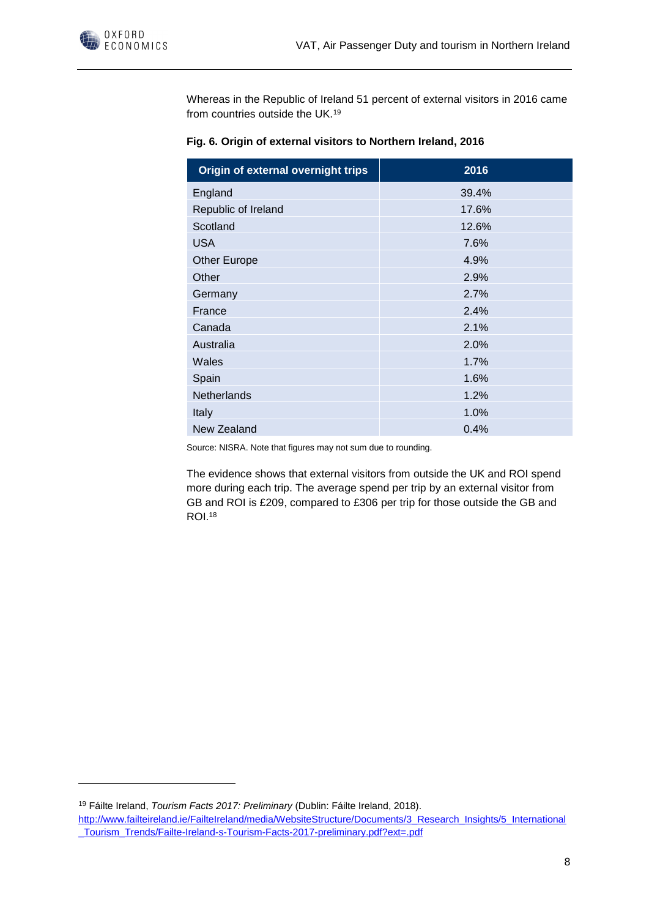Whereas in the Republic of Ireland 51 percent of external visitors in 2016 came from countries outside the UK.[19]

**Fig. 6. Origin of external visitors to Northern Ireland, 2016**

| Origin of external overnight trips | 2016 |
| --- | --- |
| England | 39.4% |
| Republic of Ireland | 17.6% |
| Scotland | 12.6% |
| USA | 7.6% |
| Other Europe | 4.9% |
| Other | 2.9% |
| Germany | 2.7% |
| France | 2.4% |
| Canada | 2.1% |
| Australia | 2.0% |
| Wales | 1.7% |
| Spain | 1.6% |
| Netherlands | 1.2% |
| Italy | 1.0% |
| New Zealand | 0.4% |

Source: NISRA. Note that figures may not sum due to rounding.

The evidence shows that external visitors from outside the UK and ROI spend more during each trip. The average spend per trip by an external visitor from GB and ROI is £209, compared to £306 per trip for those outside the GB and ROI.[18]

---

[19] Fáilte Ireland, *Tourism Facts 2017: Preliminary* (Dublin: Fáilte Ireland, 2018). http://www.failteireland.ie/FailteIreland/media/WebsiteStructure/Documents/3_Research_Insights/5_International_Tourism_Trends/Failte-Ireland-s-Tourism-Facts-2017-preliminary.pdf?ext=.pdf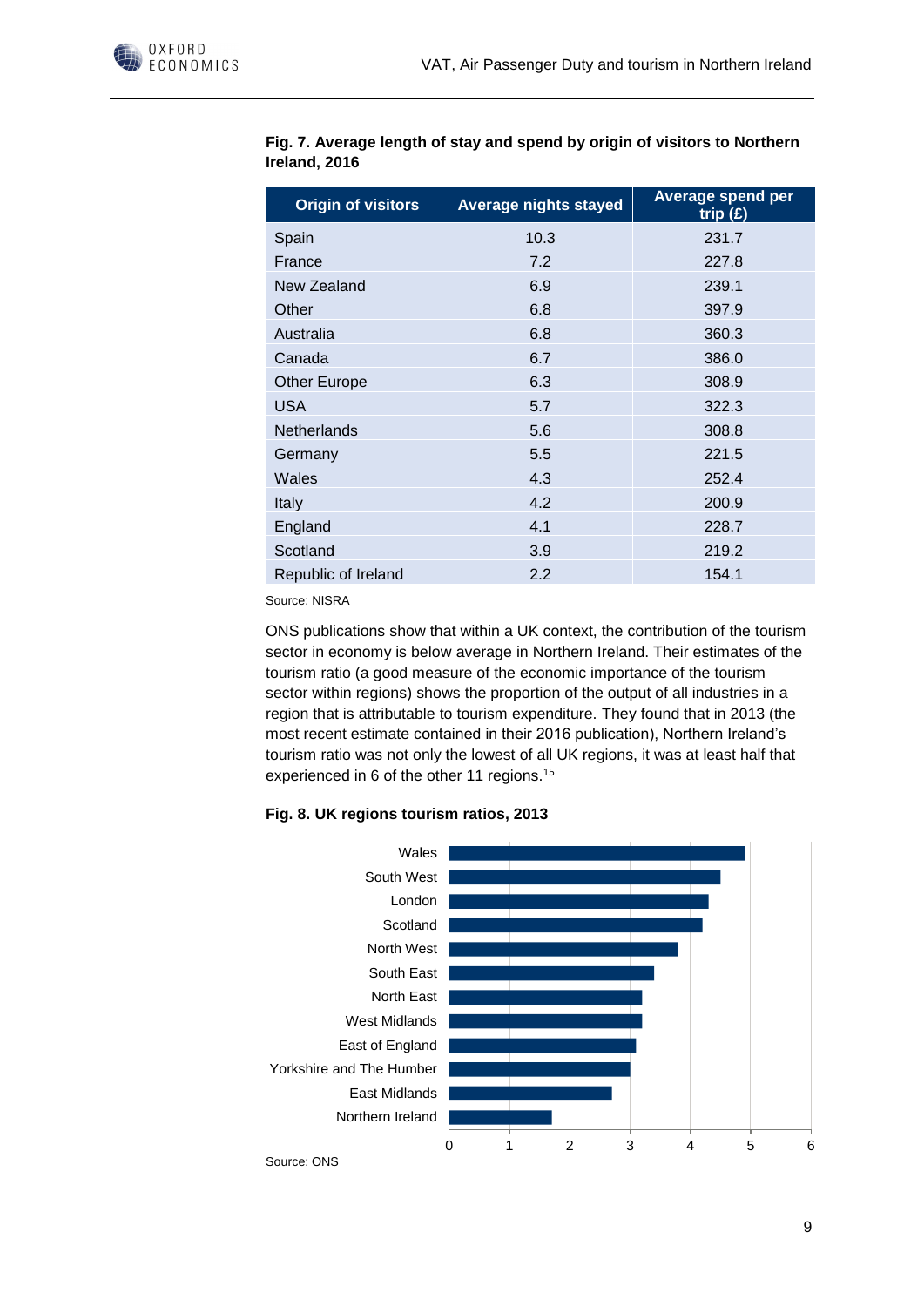**Fig. 7. Average length of stay and spend by origin of visitors to Northern Ireland, 2016**

| Origin of visitors | Average nights stayed | Average spend per trip (£) |
|---|---|---|
| Spain | 10.3 | 231.7 |
| France | 7.2 | 227.8 |
| New Zealand | 6.9 | 239.1 |
| Other | 6.8 | 397.9 |
| Australia | 6.8 | 360.3 |
| Canada | 6.7 | 386.0 |
| Other Europe | 6.3 | 308.9 |
| USA | 5.7 | 322.3 |
| Netherlands | 5.6 | 308.8 |
| Germany | 5.5 | 221.5 |
| Wales | 4.3 | 252.4 |
| Italy | 4.2 | 200.9 |
| England | 4.1 | 228.7 |
| Scotland | 3.9 | 219.2 |
| Republic of Ireland | 2.2 | 154.1 |

Source: NISRA

ONS publications show that within a UK context, the contribution of the tourism sector in economy is below average in Northern Ireland. Their estimates of the tourism ratio (a good measure of the economic importance of the tourism sector within regions) shows the proportion of the output of all industries in a region that is attributable to tourism expenditure. They found that in 2013 (the most recent estimate contained in their 2016 publication), Northern Ireland's tourism ratio was not only the lowest of all UK regions, it was at least half that experienced in 6 of the other 11 regions.[15]

**Fig. 8. UK regions tourism ratios, 2013**

| Region | Tourism ratio |
|---|---|
| Wales | 4.9 |
| South West | 4.5 |
| London | 4.3 |
| Scotland | 4.2 |
| North West | 3.8 |
| South East | 3.4 |
| North East | 3.2 |
| West Midlands | 3.2 |
| East of England | 3.1 |
| Yorkshire and The Humber | 3.0 |
| East Midlands | 2.7 |
| Northern Ireland | 1.7 |

Source: ONS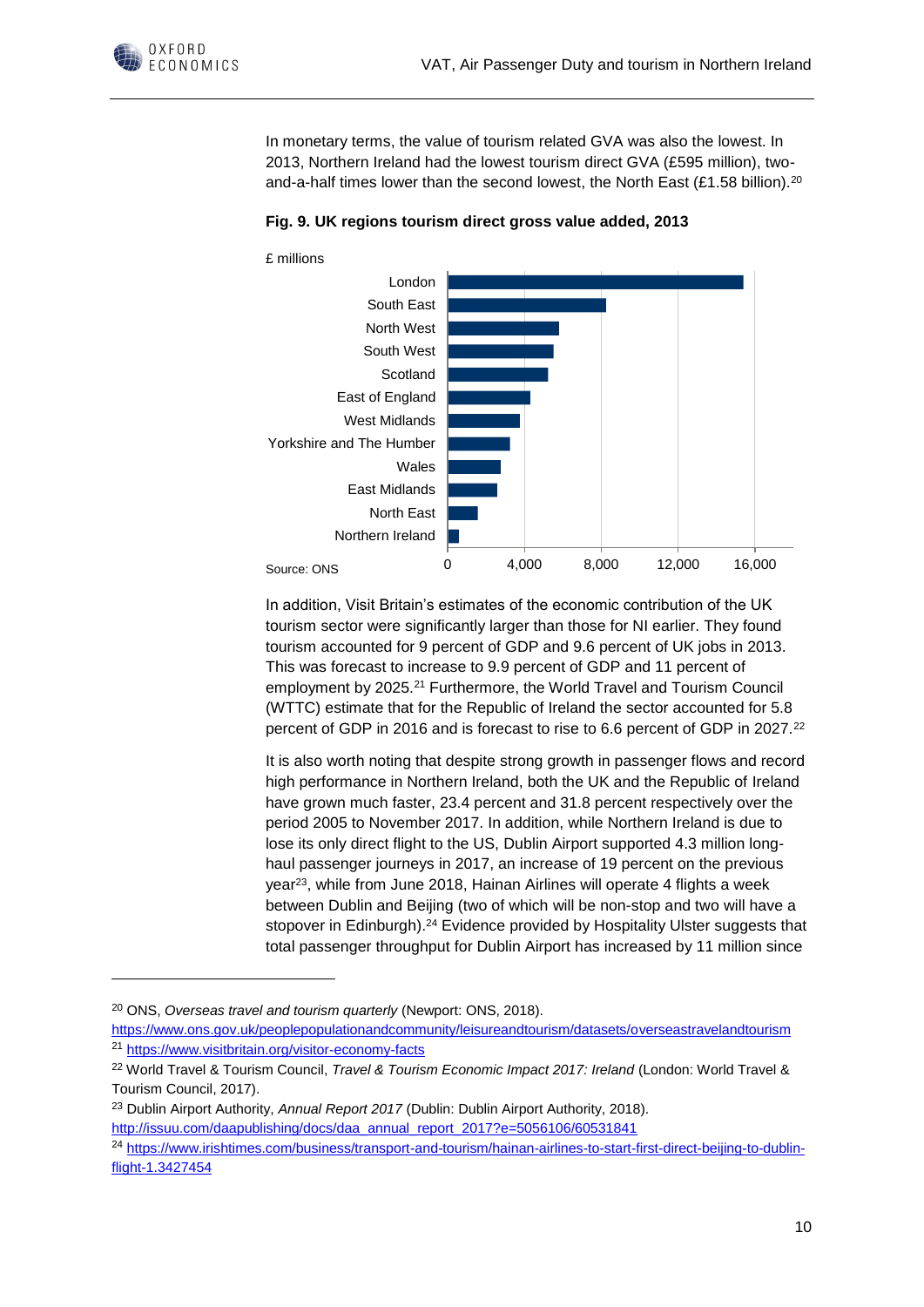In monetary terms, the value of tourism related GVA was also the lowest. In 2013, Northern Ireland had the lowest tourism direct GVA (£595 million), two-and-a-half times lower than the second lowest, the North East (£1.58 billion).[20]

**Fig. 9. UK regions tourism direct gross value added, 2013**

£ millions

Source: ONS

In addition, Visit Britain's estimates of the economic contribution of the UK tourism sector were significantly larger than those for NI earlier. They found tourism accounted for 9 percent of GDP and 9.6 percent of UK jobs in 2013. This was forecast to increase to 9.9 percent of GDP and 11 percent of employment by 2025.[21] Furthermore, the World Travel and Tourism Council (WTTC) estimate that for the Republic of Ireland the sector accounted for 5.8 percent of GDP in 2016 and is forecast to rise to 6.6 percent of GDP in 2027.[22]

It is also worth noting that despite strong growth in passenger flows and record high performance in Northern Ireland, both the UK and the Republic of Ireland have grown much faster, 23.4 percent and 31.8 percent respectively over the period 2005 to November 2017. In addition, while Northern Ireland is due to lose its only direct flight to the US, Dublin Airport supported 4.3 million long-haul passenger journeys in 2017, an increase of 19 percent on the previous year[23], while from June 2018, Hainan Airlines will operate 4 flights a week between Dublin and Beijing (two of which will be non-stop and two will have a stopover in Edinburgh).[24] Evidence provided by Hospitality Ulster suggests that total passenger throughput for Dublin Airport has increased by 11 million since

---

[20] ONS, *Overseas travel and tourism quarterly* (Newport: ONS, 2018). https://www.ons.gov.uk/peoplepopulationandcommunity/leisureandtourism/datasets/overseastravelandtourism

[21] https://www.visitbritain.org/visitor-economy-facts

[22] World Travel & Tourism Council, *Travel & Tourism Economic Impact 2017: Ireland* (London: World Travel & Tourism Council, 2017).

[23] Dublin Airport Authority, *Annual Report 2017* (Dublin: Dublin Airport Authority, 2018). http://issuu.com/daapublishing/docs/daa_annual_report_2017?e=5056106/60531841

[24] https://www.irishtimes.com/business/transport-and-tourism/hainan-airlines-to-start-first-direct-beijing-to-dublin-flight-1.3427454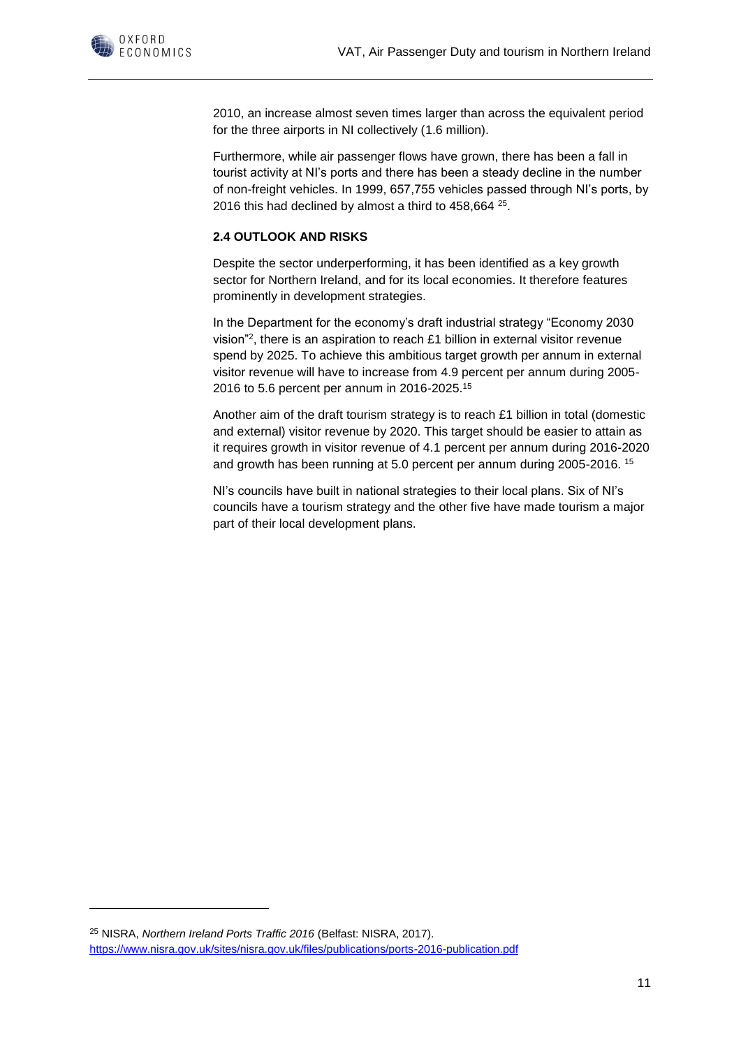2010, an increase almost seven times larger than across the equivalent period for the three airports in NI collectively (1.6 million).

Furthermore, while air passenger flows have grown, there has been a fall in tourist activity at NI's ports and there has been a steady decline in the number of non-freight vehicles. In 1999, 657,755 vehicles passed through NI's ports, by 2016 this had declined by almost a third to 458,664 [25].

### 2.4 OUTLOOK AND RISKS

Despite the sector underperforming, it has been identified as a key growth sector for Northern Ireland, and for its local economies. It therefore features prominently in development strategies.

In the Department for the economy's draft industrial strategy "Economy 2030 vision"[2], there is an aspiration to reach £1 billion in external visitor revenue spend by 2025. To achieve this ambitious target growth per annum in external visitor revenue will have to increase from 4.9 percent per annum during 2005-2016 to 5.6 percent per annum in 2016-2025.[15]

Another aim of the draft tourism strategy is to reach £1 billion in total (domestic and external) visitor revenue by 2020. This target should be easier to attain as it requires growth in visitor revenue of 4.1 percent per annum during 2016-2020 and growth has been running at 5.0 percent per annum during 2005-2016. [15]

NI's councils have built in national strategies to their local plans. Six of NI's councils have a tourism strategy and the other five have made tourism a major part of their local development plans.

---

[25] NISRA, *Northern Ireland Ports Traffic 2016* (Belfast: NISRA, 2017). https://www.nisra.gov.uk/sites/nisra.gov.uk/files/publications/ports-2016-publication.pdf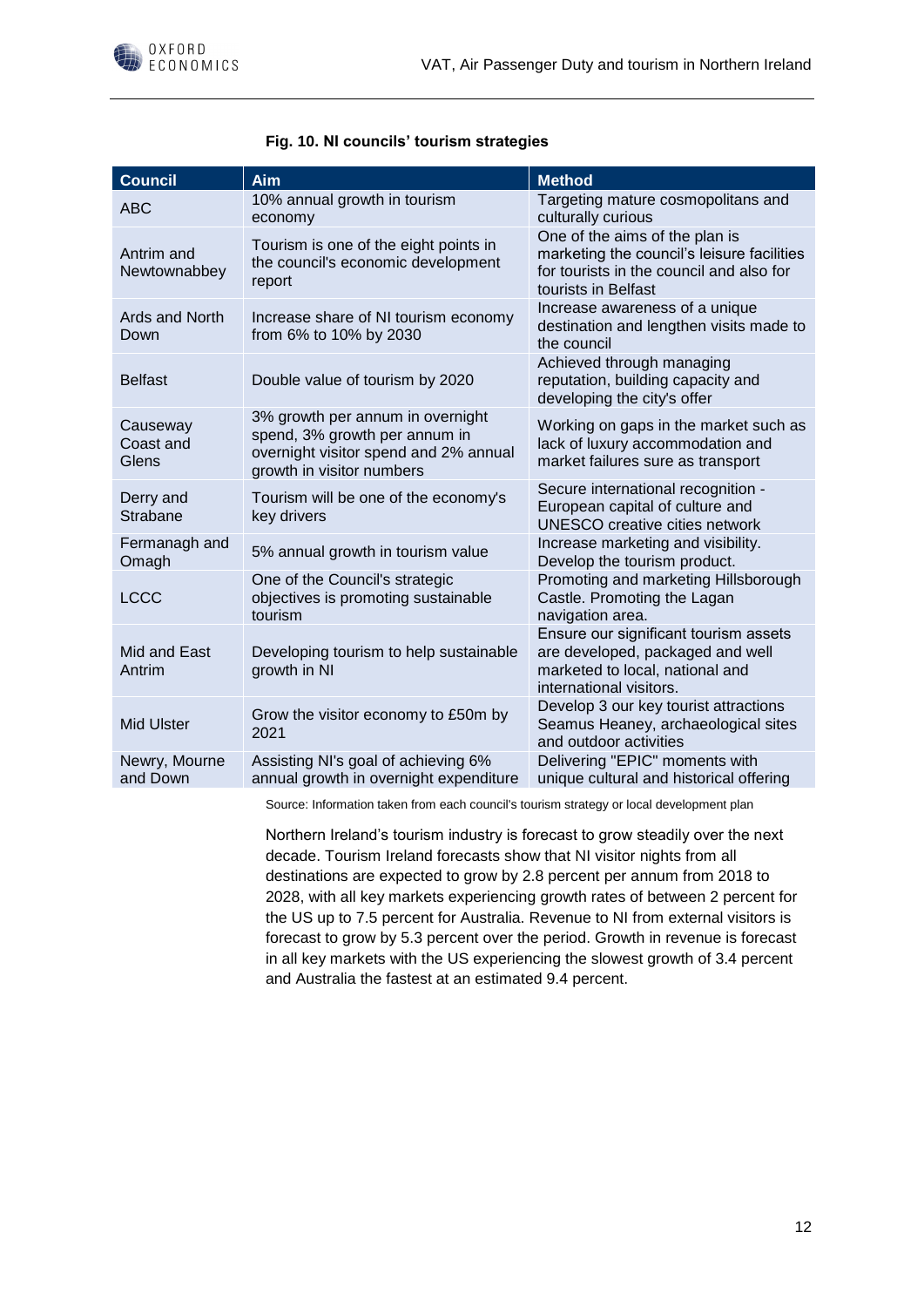**Fig. 10. NI councils' tourism strategies**

| Council | Aim | Method |
|---|---|---|
| ABC | 10% annual growth in tourism economy | Targeting mature cosmopolitans and culturally curious |
| Antrim and Newtownabbey | Tourism is one of the eight points in the council's economic development report | One of the aims of the plan is marketing the council's leisure facilities for tourists in the council and also for tourists in Belfast |
| Ards and North Down | Increase share of NI tourism economy from 6% to 10% by 2030 | Increase awareness of a unique destination and lengthen visits made to the council |
| Belfast | Double value of tourism by 2020 | Achieved through managing reputation, building capacity and developing the city's offer |
| Causeway Coast and Glens | 3% growth per annum in overnight spend, 3% growth per annum in overnight visitor spend and 2% annual growth in visitor numbers | Working on gaps in the market such as lack of luxury accommodation and market failures sure as transport |
| Derry and Strabane | Tourism will be one of the economy's key drivers | Secure international recognition - European capital of culture and UNESCO creative cities network |
| Fermanagh and Omagh | 5% annual growth in tourism value | Increase marketing and visibility. Develop the tourism product. |
| LCCC | One of the Council's strategic objectives is promoting sustainable tourism | Promoting and marketing Hillsborough Castle. Promoting the Lagan navigation area. |
| Mid and East Antrim | Developing tourism to help sustainable growth in NI | Ensure our significant tourism assets are developed, packaged and well marketed to local, national and international visitors. |
| Mid Ulster | Grow the visitor economy to £50m by 2021 | Develop 3 our key tourist attractions Seamus Heaney, archaeological sites and outdoor activities |
| Newry, Mourne and Down | Assisting NI's goal of achieving 6% annual growth in overnight expenditure | Delivering "EPIC" moments with unique cultural and historical offering |

Source: Information taken from each council's tourism strategy or local development plan

Northern Ireland's tourism industry is forecast to grow steadily over the next decade. Tourism Ireland forecasts show that NI visitor nights from all destinations are expected to grow by 2.8 percent per annum from 2018 to 2028, with all key markets experiencing growth rates of between 2 percent for the US up to 7.5 percent for Australia. Revenue to NI from external visitors is forecast to grow by 5.3 percent over the period. Growth in revenue is forecast in all key markets with the US experiencing the slowest growth of 3.4 percent and Australia the fastest at an estimated 9.4 percent.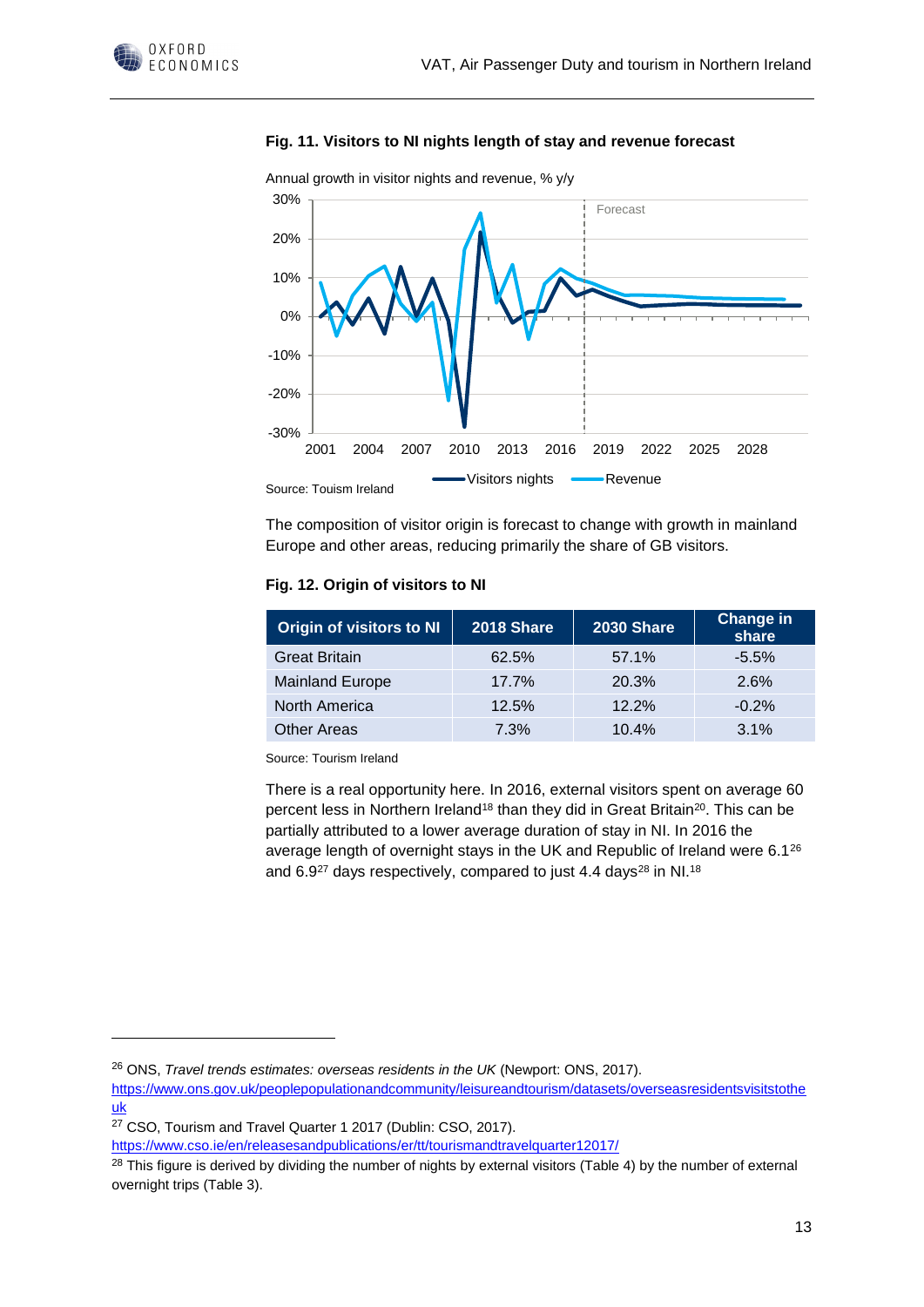**Fig. 11. Visitors to NI nights length of stay and revenue forecast**

Annual growth in visitor nights and revenue, % y/y

Source: Touism Ireland

The composition of visitor origin is forecast to change with growth in mainland Europe and other areas, reducing primarily the share of GB visitors.

**Fig. 12. Origin of visitors to NI**

| Origin of visitors to NI | 2018 Share | 2030 Share | Change in share |
|---|---|---|---|
| Great Britain | 62.5% | 57.1% | -5.5% |
| Mainland Europe | 17.7% | 20.3% | 2.6% |
| North America | 12.5% | 12.2% | -0.2% |
| Other Areas | 7.3% | 10.4% | 3.1% |

Source: Tourism Ireland

There is a real opportunity here. In 2016, external visitors spent on average 60 percent less in Northern Ireland[18] than they did in Great Britain[20]. This can be partially attributed to a lower average duration of stay in NI. In 2016 the average length of overnight stays in the UK and Republic of Ireland were 6.1[26] and 6.9[27] days respectively, compared to just 4.4 days[28] in NI.[18]

---

[26] ONS, *Travel trends estimates: overseas residents in the UK* (Newport: ONS, 2017). https://www.ons.gov.uk/peoplepopulationandcommunity/leisureandtourism/datasets/overseasresidentsvisitstothe uk

[27] CSO, Tourism and Travel Quarter 1 2017 (Dublin: CSO, 2017). https://www.cso.ie/en/releasesandpublications/er/tt/tourismandtravelquarter12017/

[28] This figure is derived by dividing the number of nights by external visitors (Table 4) by the number of external overnight trips (Table 3).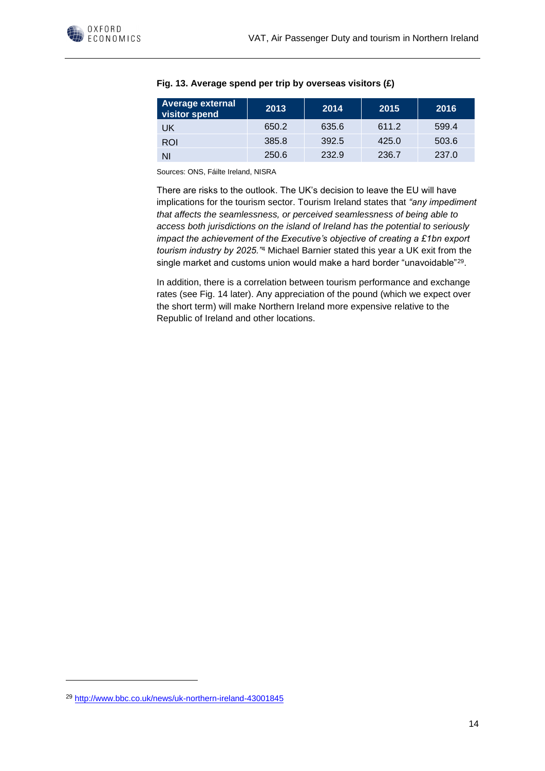**Fig. 13. Average spend per trip by overseas visitors (£)**

| Average external visitor spend | 2013 | 2014 | 2015 | 2016 |
|---|---|---|---|---|
| UK | 650.2 | 635.6 | 611.2 | 599.4 |
| ROI | 385.8 | 392.5 | 425.0 | 503.6 |
| NI | 250.6 | 232.9 | 236.7 | 237.0 |

Sources: ONS, Fáilte Ireland, NISRA

There are risks to the outlook. The UK's decision to leave the EU will have implications for the tourism sector. Tourism Ireland states that *"any impediment that affects the seamlessness, or perceived seamlessness of being able to access both jurisdictions on the island of Ireland has the potential to seriously impact the achievement of the Executive's objective of creating a £1bn export tourism industry by 2025."*[4] Michael Barnier stated this year a UK exit from the single market and customs union would make a hard border "unavoidable"[29].

In addition, there is a correlation between tourism performance and exchange rates (see Fig. 14 later). Any appreciation of the pound (which we expect over the short term) will make Northern Ireland more expensive relative to the Republic of Ireland and other locations.

[29] http://www.bbc.co.uk/news/uk-northern-ireland-43001845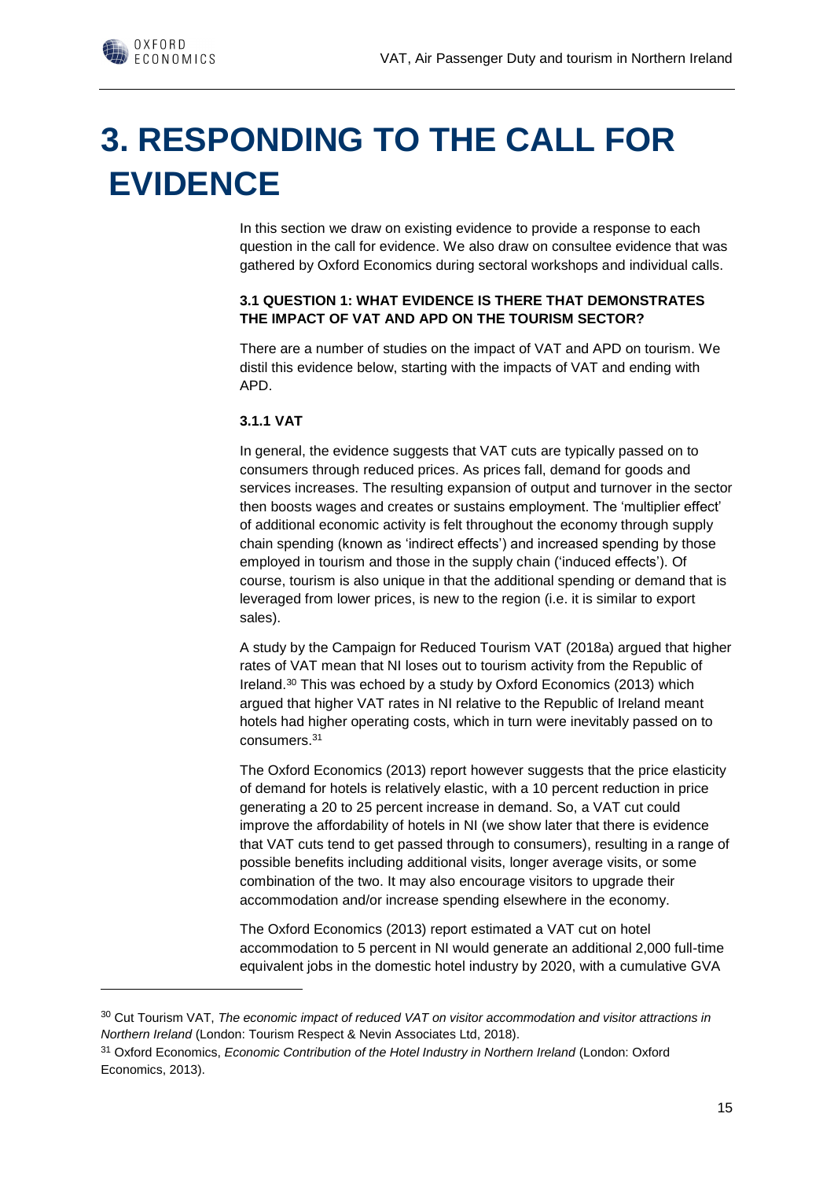# 3. RESPONDING TO THE CALL FOR EVIDENCE

In this section we draw on existing evidence to provide a response to each question in the call for evidence. We also draw on consultee evidence that was gathered by Oxford Economics during sectoral workshops and individual calls.

### 3.1 QUESTION 1: WHAT EVIDENCE IS THERE THAT DEMONSTRATES THE IMPACT OF VAT AND APD ON THE TOURISM SECTOR?

There are a number of studies on the impact of VAT and APD on tourism. We distil this evidence below, starting with the impacts of VAT and ending with APD.

#### 3.1.1 VAT

In general, the evidence suggests that VAT cuts are typically passed on to consumers through reduced prices. As prices fall, demand for goods and services increases. The resulting expansion of output and turnover in the sector then boosts wages and creates or sustains employment. The 'multiplier effect' of additional economic activity is felt throughout the economy through supply chain spending (known as 'indirect effects') and increased spending by those employed in tourism and those in the supply chain ('induced effects'). Of course, tourism is also unique in that the additional spending or demand that is leveraged from lower prices, is new to the region (i.e. it is similar to export sales).

A study by the Campaign for Reduced Tourism VAT (2018a) argued that higher rates of VAT mean that NI loses out to tourism activity from the Republic of Ireland.[30] This was echoed by a study by Oxford Economics (2013) which argued that higher VAT rates in NI relative to the Republic of Ireland meant hotels had higher operating costs, which in turn were inevitably passed on to consumers.[31]

The Oxford Economics (2013) report however suggests that the price elasticity of demand for hotels is relatively elastic, with a 10 percent reduction in price generating a 20 to 25 percent increase in demand. So, a VAT cut could improve the affordability of hotels in NI (we show later that there is evidence that VAT cuts tend to get passed through to consumers), resulting in a range of possible benefits including additional visits, longer average visits, or some combination of the two. It may also encourage visitors to upgrade their accommodation and/or increase spending elsewhere in the economy.

The Oxford Economics (2013) report estimated a VAT cut on hotel accommodation to 5 percent in NI would generate an additional 2,000 full-time equivalent jobs in the domestic hotel industry by 2020, with a cumulative GVA

---

[30] Cut Tourism VAT, *The economic impact of reduced VAT on visitor accommodation and visitor attractions in Northern Ireland* (London: Tourism Respect & Nevin Associates Ltd, 2018).

[31] Oxford Economics, *Economic Contribution of the Hotel Industry in Northern Ireland* (London: Oxford Economics, 2013).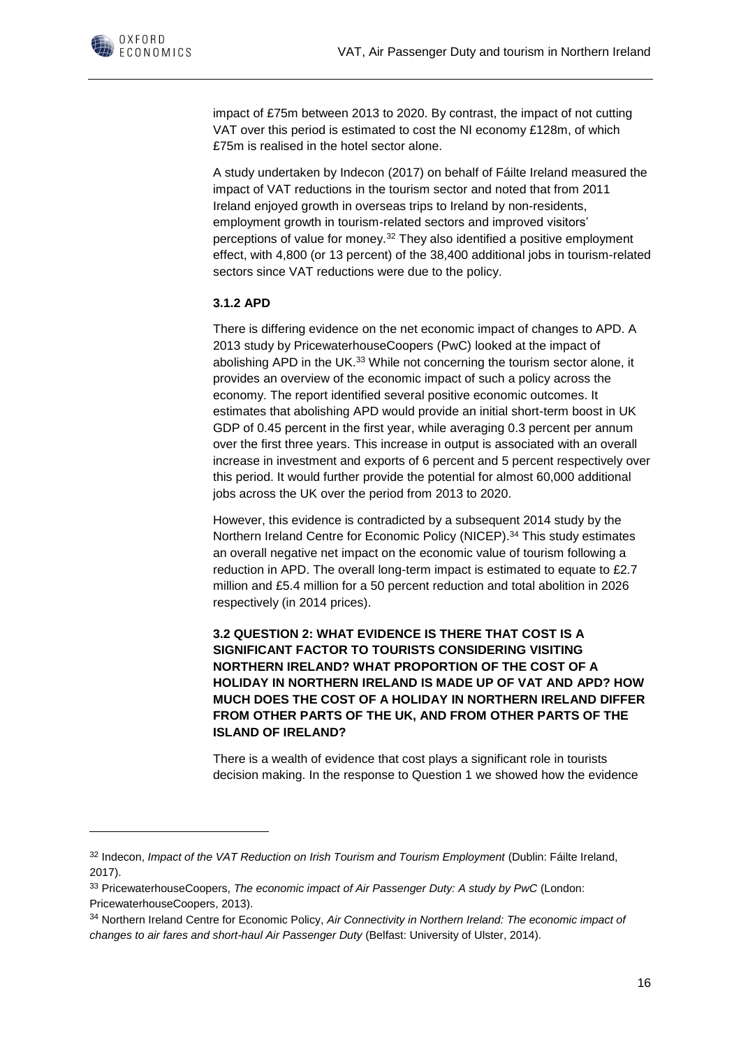impact of £75m between 2013 to 2020. By contrast, the impact of not cutting VAT over this period is estimated to cost the NI economy £128m, of which £75m is realised in the hotel sector alone.

A study undertaken by Indecon (2017) on behalf of Fáilte Ireland measured the impact of VAT reductions in the tourism sector and noted that from 2011 Ireland enjoyed growth in overseas trips to Ireland by non-residents, employment growth in tourism-related sectors and improved visitors' perceptions of value for money.[32] They also identified a positive employment effect, with 4,800 (or 13 percent) of the 38,400 additional jobs in tourism-related sectors since VAT reductions were due to the policy.

### 3.1.2 APD

There is differing evidence on the net economic impact of changes to APD. A 2013 study by PricewaterhouseCoopers (PwC) looked at the impact of abolishing APD in the UK.[33] While not concerning the tourism sector alone, it provides an overview of the economic impact of such a policy across the economy. The report identified several positive economic outcomes. It estimates that abolishing APD would provide an initial short-term boost in UK GDP of 0.45 percent in the first year, while averaging 0.3 percent per annum over the first three years. This increase in output is associated with an overall increase in investment and exports of 6 percent and 5 percent respectively over this period. It would further provide the potential for almost 60,000 additional jobs across the UK over the period from 2013 to 2020.

However, this evidence is contradicted by a subsequent 2014 study by the Northern Ireland Centre for Economic Policy (NICEP).[34] This study estimates an overall negative net impact on the economic value of tourism following a reduction in APD. The overall long-term impact is estimated to equate to £2.7 million and £5.4 million for a 50 percent reduction and total abolition in 2026 respectively (in 2014 prices).

### 3.2 QUESTION 2: WHAT EVIDENCE IS THERE THAT COST IS A SIGNIFICANT FACTOR TO TOURISTS CONSIDERING VISITING NORTHERN IRELAND? WHAT PROPORTION OF THE COST OF A HOLIDAY IN NORTHERN IRELAND IS MADE UP OF VAT AND APD? HOW MUCH DOES THE COST OF A HOLIDAY IN NORTHERN IRELAND DIFFER FROM OTHER PARTS OF THE UK, AND FROM OTHER PARTS OF THE ISLAND OF IRELAND?

There is a wealth of evidence that cost plays a significant role in tourists decision making. In the response to Question 1 we showed how the evidence

---

[32] Indecon, *Impact of the VAT Reduction on Irish Tourism and Tourism Employment* (Dublin: Fáilte Ireland, 2017).

[33] PricewaterhouseCoopers, *The economic impact of Air Passenger Duty: A study by PwC* (London: PricewaterhouseCoopers, 2013).

[34] Northern Ireland Centre for Economic Policy, *Air Connectivity in Northern Ireland: The economic impact of changes to air fares and short-haul Air Passenger Duty* (Belfast: University of Ulster, 2014).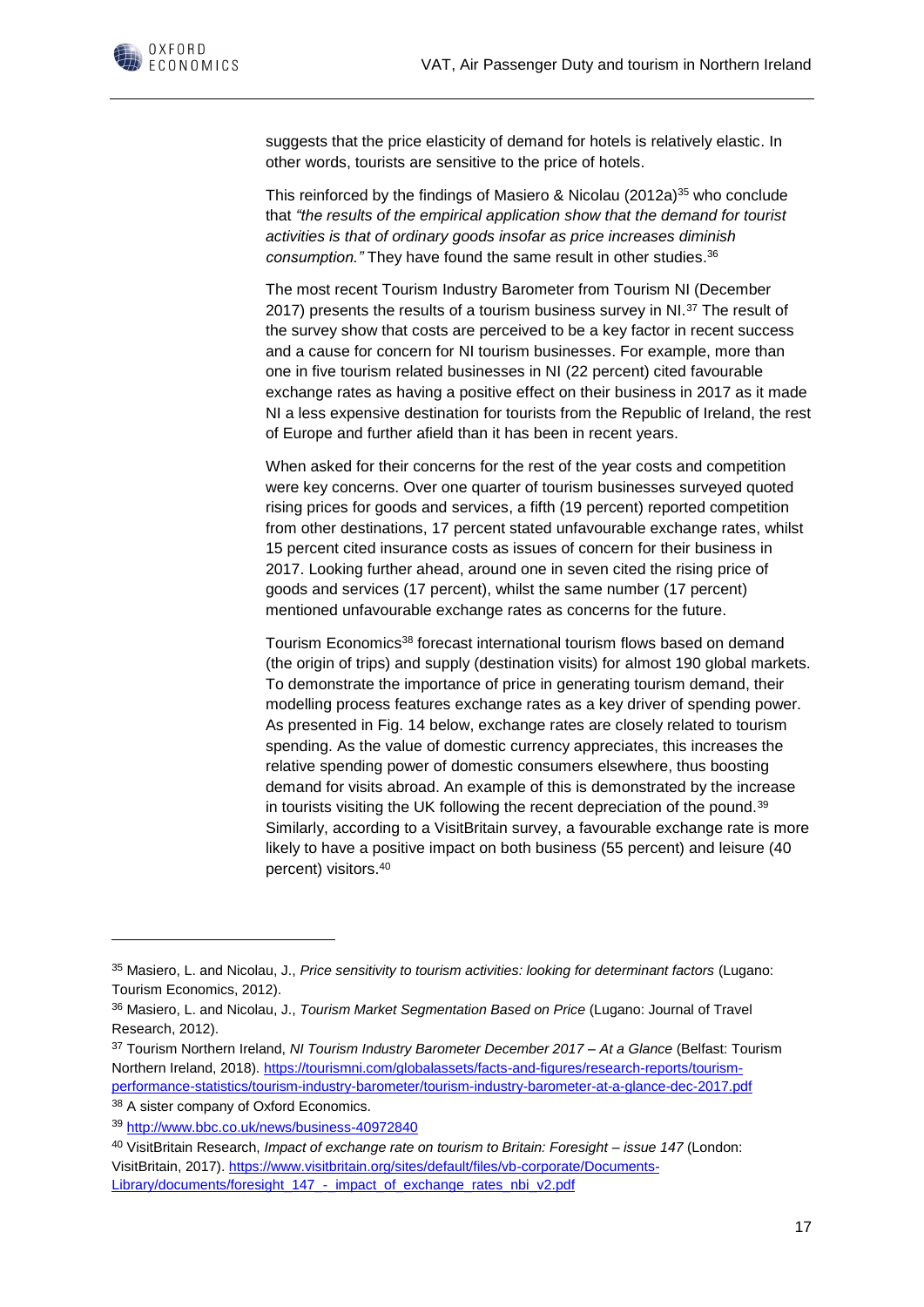suggests that the price elasticity of demand for hotels is relatively elastic. In other words, tourists are sensitive to the price of hotels.

This reinforced by the findings of Masiero & Nicolau (2012a)[35] who conclude that *"the results of the empirical application show that the demand for tourist activities is that of ordinary goods insofar as price increases diminish consumption."* They have found the same result in other studies.[36]

The most recent Tourism Industry Barometer from Tourism NI (December 2017) presents the results of a tourism business survey in NI.[37] The result of the survey show that costs are perceived to be a key factor in recent success and a cause for concern for NI tourism businesses. For example, more than one in five tourism related businesses in NI (22 percent) cited favourable exchange rates as having a positive effect on their business in 2017 as it made NI a less expensive destination for tourists from the Republic of Ireland, the rest of Europe and further afield than it has been in recent years.

When asked for their concerns for the rest of the year costs and competition were key concerns. Over one quarter of tourism businesses surveyed quoted rising prices for goods and services, a fifth (19 percent) reported competition from other destinations, 17 percent stated unfavourable exchange rates, whilst 15 percent cited insurance costs as issues of concern for their business in 2017. Looking further ahead, around one in seven cited the rising price of goods and services (17 percent), whilst the same number (17 percent) mentioned unfavourable exchange rates as concerns for the future.

Tourism Economics[38] forecast international tourism flows based on demand (the origin of trips) and supply (destination visits) for almost 190 global markets. To demonstrate the importance of price in generating tourism demand, their modelling process features exchange rates as a key driver of spending power. As presented in Fig. 14 below, exchange rates are closely related to tourism spending. As the value of domestic currency appreciates, this increases the relative spending power of domestic consumers elsewhere, thus boosting demand for visits abroad. An example of this is demonstrated by the increase in tourists visiting the UK following the recent depreciation of the pound.[39] Similarly, according to a VisitBritain survey, a favourable exchange rate is more likely to have a positive impact on both business (55 percent) and leisure (40 percent) visitors.[40]

---

[35] Masiero, L. and Nicolau, J., *Price sensitivity to tourism activities: looking for determinant factors* (Lugano: Tourism Economics, 2012).

[36] Masiero, L. and Nicolau, J., *Tourism Market Segmentation Based on Price* (Lugano: Journal of Travel Research, 2012).

[37] Tourism Northern Ireland, *NI Tourism Industry Barometer December 2017 – At a Glance* (Belfast: Tourism Northern Ireland, 2018). https://tourismni.com/globalassets/facts-and-figures/research-reports/tourism-performance-statistics/tourism-industry-barometer/tourism-industry-barometer-at-a-glance-dec-2017.pdf

[38] A sister company of Oxford Economics.

[39] http://www.bbc.co.uk/news/business-40972480

[40] VisitBritain Research, *Impact of exchange rate on tourism to Britain: Foresight – issue 147* (London: VisitBritain, 2017). https://www.visitbritain.org/sites/default/files/vb-corporate/Documents-Library/documents/foresight_147_-_impact_of_exchange_rates_nbi_v2.pdf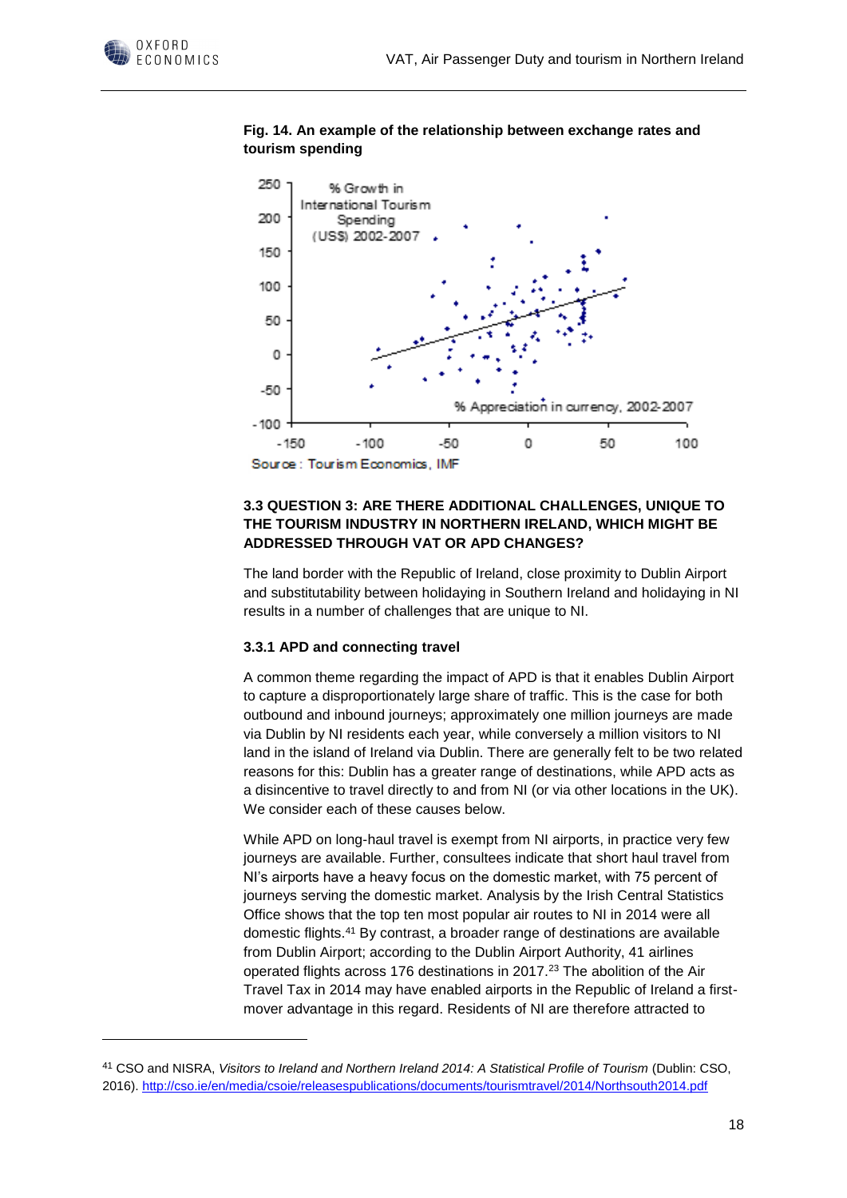**Fig. 14. An example of the relationship between exchange rates and tourism spending**

Source: Tourism Economics, IMF

### 3.3 QUESTION 3: ARE THERE ADDITIONAL CHALLENGES, UNIQUE TO THE TOURISM INDUSTRY IN NORTHERN IRELAND, WHICH MIGHT BE ADDRESSED THROUGH VAT OR APD CHANGES?

The land border with the Republic of Ireland, close proximity to Dublin Airport and substitutability between holidaying in Southern Ireland and holidaying in NI results in a number of challenges that are unique to NI.

#### 3.3.1 APD and connecting travel

A common theme regarding the impact of APD is that it enables Dublin Airport to capture a disproportionately large share of traffic. This is the case for both outbound and inbound journeys; approximately one million journeys are made via Dublin by NI residents each year, while conversely a million visitors to NI land in the island of Ireland via Dublin. There are generally felt to be two related reasons for this: Dublin has a greater range of destinations, while APD acts as a disincentive to travel directly to and from NI (or via other locations in the UK). We consider each of these causes below.

While APD on long-haul travel is exempt from NI airports, in practice very few journeys are available. Further, consultees indicate that short haul travel from NI's airports have a heavy focus on the domestic market, with 75 percent of journeys serving the domestic market. Analysis by the Irish Central Statistics Office shows that the top ten most popular air routes to NI in 2014 were all domestic flights.[41] By contrast, a broader range of destinations are available from Dublin Airport; according to the Dublin Airport Authority, 41 airlines operated flights across 176 destinations in 2017.[23] The abolition of the Air Travel Tax in 2014 may have enabled airports in the Republic of Ireland a first-mover advantage in this regard. Residents of NI are therefore attracted to

[41] CSO and NISRA, *Visitors to Ireland and Northern Ireland 2014: A Statistical Profile of Tourism* (Dublin: CSO, 2016). http://cso.ie/en/media/csoie/releasespublications/documents/tourismtravel/2014/Northsouth2014.pdf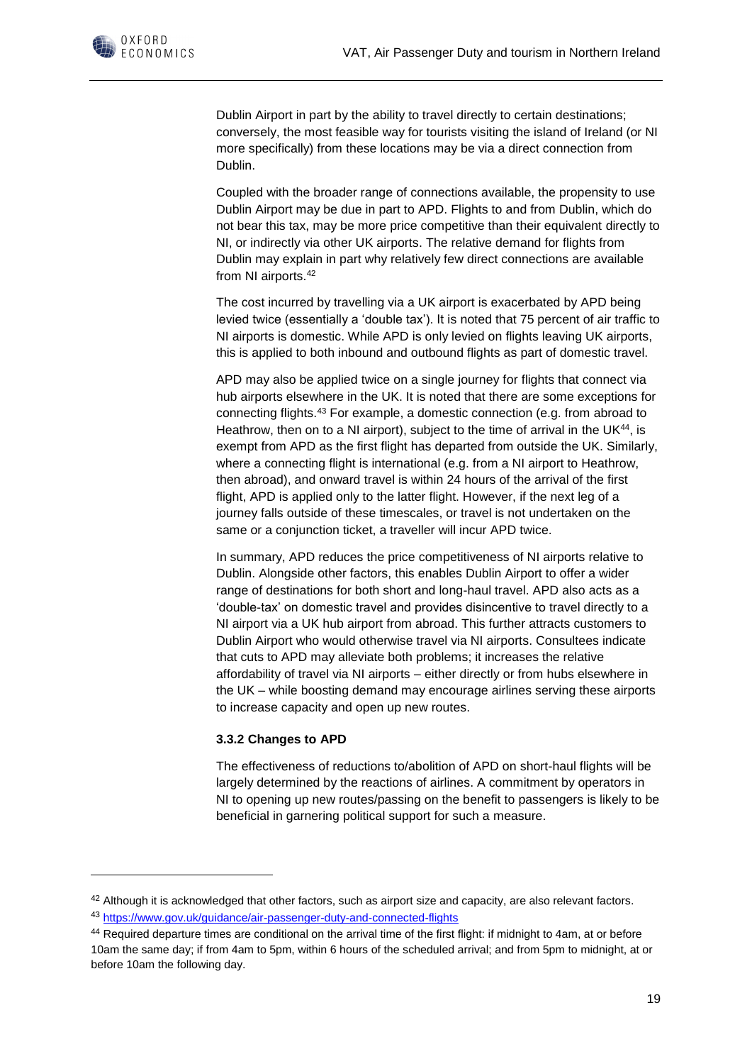Dublin Airport in part by the ability to travel directly to certain destinations; conversely, the most feasible way for tourists visiting the island of Ireland (or NI more specifically) from these locations may be via a direct connection from Dublin.

Coupled with the broader range of connections available, the propensity to use Dublin Airport may be due in part to APD. Flights to and from Dublin, which do not bear this tax, may be more price competitive than their equivalent directly to NI, or indirectly via other UK airports. The relative demand for flights from Dublin may explain in part why relatively few direct connections are available from NI airports.[42]

The cost incurred by travelling via a UK airport is exacerbated by APD being levied twice (essentially a 'double tax'). It is noted that 75 percent of air traffic to NI airports is domestic. While APD is only levied on flights leaving UK airports, this is applied to both inbound and outbound flights as part of domestic travel.

APD may also be applied twice on a single journey for flights that connect via hub airports elsewhere in the UK. It is noted that there are some exceptions for connecting flights.[43] For example, a domestic connection (e.g. from abroad to Heathrow, then on to a NI airport), subject to the time of arrival in the UK[44], is exempt from APD as the first flight has departed from outside the UK. Similarly, where a connecting flight is international (e.g. from a NI airport to Heathrow, then abroad), and onward travel is within 24 hours of the arrival of the first flight, APD is applied only to the latter flight. However, if the next leg of a journey falls outside of these timescales, or travel is not undertaken on the same or a conjunction ticket, a traveller will incur APD twice.

In summary, APD reduces the price competitiveness of NI airports relative to Dublin. Alongside other factors, this enables Dublin Airport to offer a wider range of destinations for both short and long-haul travel. APD also acts as a 'double-tax' on domestic travel and provides disincentive to travel directly to a NI airport via a UK hub airport from abroad. This further attracts customers to Dublin Airport who would otherwise travel via NI airports. Consultees indicate that cuts to APD may alleviate both problems; it increases the relative affordability of travel via NI airports – either directly or from hubs elsewhere in the UK – while boosting demand may encourage airlines serving these airports to increase capacity and open up new routes.

### 3.3.2 Changes to APD

The effectiveness of reductions to/abolition of APD on short-haul flights will be largely determined by the reactions of airlines. A commitment by operators in NI to opening up new routes/passing on the benefit to passengers is likely to be beneficial in garnering political support for such a measure.

---

[42] Although it is acknowledged that other factors, such as airport size and capacity, are also relevant factors.

[43] https://www.gov.uk/guidance/air-passenger-duty-and-connected-flights

[44] Required departure times are conditional on the arrival time of the first flight: if midnight to 4am, at or before 10am the same day; if from 4am to 5pm, within 6 hours of the scheduled arrival; and from 5pm to midnight, at or before 10am the following day.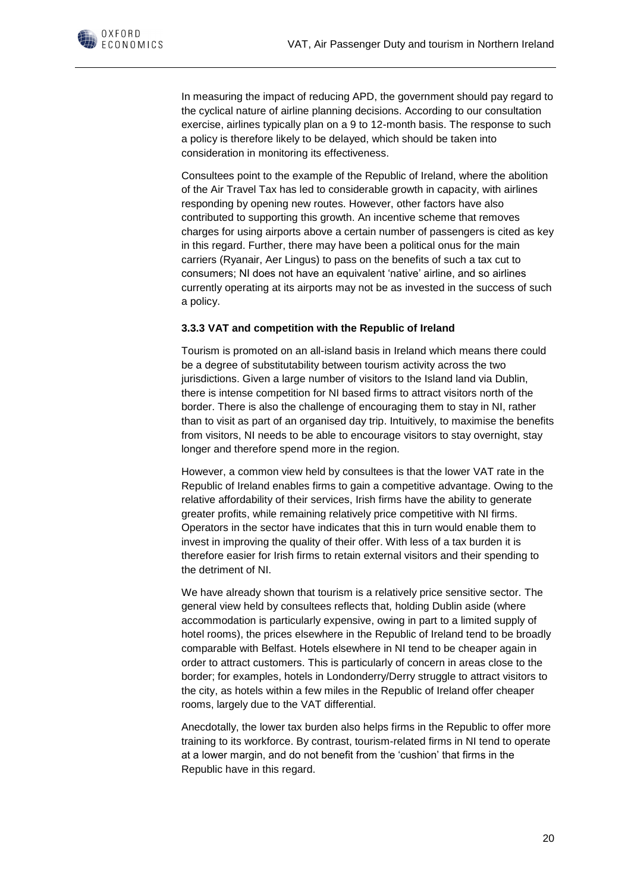In measuring the impact of reducing APD, the government should pay regard to the cyclical nature of airline planning decisions. According to our consultation exercise, airlines typically plan on a 9 to 12-month basis. The response to such a policy is therefore likely to be delayed, which should be taken into consideration in monitoring its effectiveness.

Consultees point to the example of the Republic of Ireland, where the abolition of the Air Travel Tax has led to considerable growth in capacity, with airlines responding by opening new routes. However, other factors have also contributed to supporting this growth. An incentive scheme that removes charges for using airports above a certain number of passengers is cited as key in this regard. Further, there may have been a political onus for the main carriers (Ryanair, Aer Lingus) to pass on the benefits of such a tax cut to consumers; NI does not have an equivalent 'native' airline, and so airlines currently operating at its airports may not be as invested in the success of such a policy.

### 3.3.3 VAT and competition with the Republic of Ireland

Tourism is promoted on an all-island basis in Ireland which means there could be a degree of substitutability between tourism activity across the two jurisdictions. Given a large number of visitors to the Island land via Dublin, there is intense competition for NI based firms to attract visitors north of the border. There is also the challenge of encouraging them to stay in NI, rather than to visit as part of an organised day trip. Intuitively, to maximise the benefits from visitors, NI needs to be able to encourage visitors to stay overnight, stay longer and therefore spend more in the region.

However, a common view held by consultees is that the lower VAT rate in the Republic of Ireland enables firms to gain a competitive advantage. Owing to the relative affordability of their services, Irish firms have the ability to generate greater profits, while remaining relatively price competitive with NI firms. Operators in the sector have indicates that this in turn would enable them to invest in improving the quality of their offer. With less of a tax burden it is therefore easier for Irish firms to retain external visitors and their spending to the detriment of NI.

We have already shown that tourism is a relatively price sensitive sector. The general view held by consultees reflects that, holding Dublin aside (where accommodation is particularly expensive, owing in part to a limited supply of hotel rooms), the prices elsewhere in the Republic of Ireland tend to be broadly comparable with Belfast. Hotels elsewhere in NI tend to be cheaper again in order to attract customers. This is particularly of concern in areas close to the border; for examples, hotels in Londonderry/Derry struggle to attract visitors to the city, as hotels within a few miles in the Republic of Ireland offer cheaper rooms, largely due to the VAT differential.

Anecdotally, the lower tax burden also helps firms in the Republic to offer more training to its workforce. By contrast, tourism-related firms in NI tend to operate at a lower margin, and do not benefit from the 'cushion' that firms in the Republic have in this regard.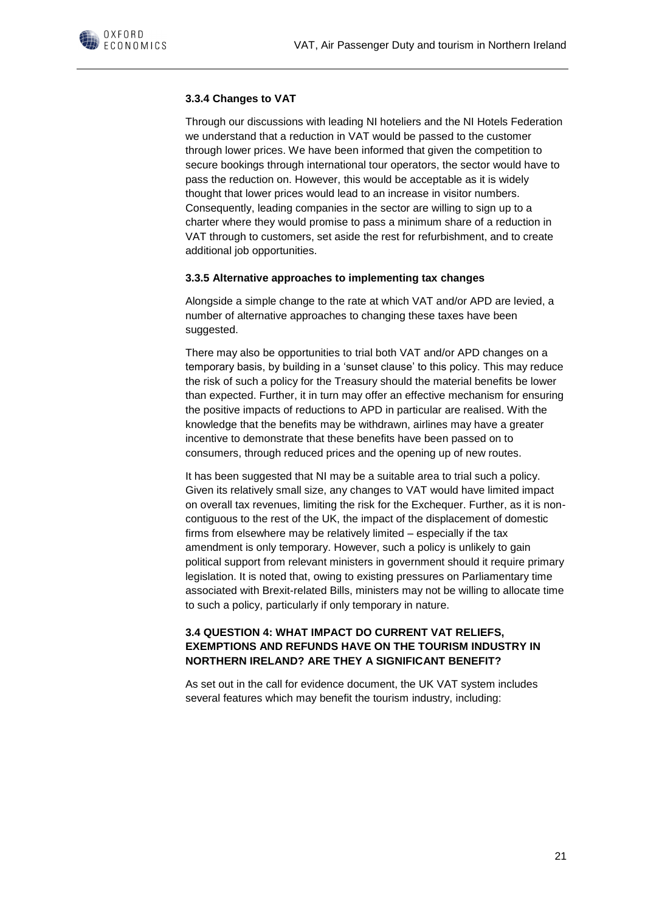#### 3.3.4 Changes to VAT

Through our discussions with leading NI hoteliers and the NI Hotels Federation we understand that a reduction in VAT would be passed to the customer through lower prices. We have been informed that given the competition to secure bookings through international tour operators, the sector would have to pass the reduction on. However, this would be acceptable as it is widely thought that lower prices would lead to an increase in visitor numbers. Consequently, leading companies in the sector are willing to sign up to a charter where they would promise to pass a minimum share of a reduction in VAT through to customers, set aside the rest for refurbishment, and to create additional job opportunities.

#### 3.3.5 Alternative approaches to implementing tax changes

Alongside a simple change to the rate at which VAT and/or APD are levied, a number of alternative approaches to changing these taxes have been suggested.

There may also be opportunities to trial both VAT and/or APD changes on a temporary basis, by building in a 'sunset clause' to this policy. This may reduce the risk of such a policy for the Treasury should the material benefits be lower than expected. Further, it in turn may offer an effective mechanism for ensuring the positive impacts of reductions to APD in particular are realised. With the knowledge that the benefits may be withdrawn, airlines may have a greater incentive to demonstrate that these benefits have been passed on to consumers, through reduced prices and the opening up of new routes.

It has been suggested that NI may be a suitable area to trial such a policy. Given its relatively small size, any changes to VAT would have limited impact on overall tax revenues, limiting the risk for the Exchequer. Further, as it is non-contiguous to the rest of the UK, the impact of the displacement of domestic firms from elsewhere may be relatively limited – especially if the tax amendment is only temporary. However, such a policy is unlikely to gain political support from relevant ministers in government should it require primary legislation. It is noted that, owing to existing pressures on Parliamentary time associated with Brexit-related Bills, ministers may not be willing to allocate time to such a policy, particularly if only temporary in nature.

### 3.4 QUESTION 4: WHAT IMPACT DO CURRENT VAT RELIEFS, EXEMPTIONS AND REFUNDS HAVE ON THE TOURISM INDUSTRY IN NORTHERN IRELAND? ARE THEY A SIGNIFICANT BENEFIT?

As set out in the call for evidence document, the UK VAT system includes several features which may benefit the tourism industry, including: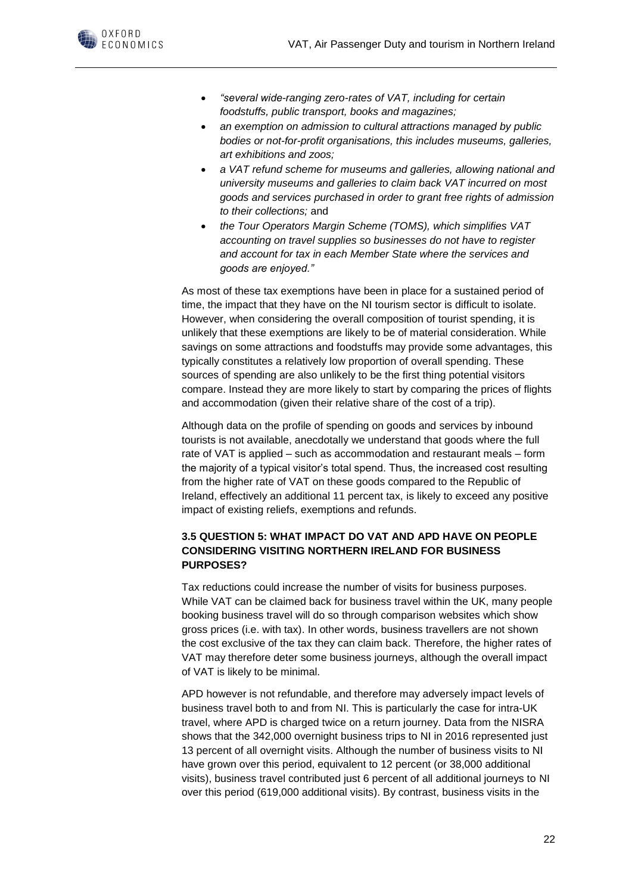- *"several wide-ranging zero-rates of VAT, including for certain foodstuffs, public transport, books and magazines;*
- *an exemption on admission to cultural attractions managed by public bodies or not-for-profit organisations, this includes museums, galleries, art exhibitions and zoos;*
- *a VAT refund scheme for museums and galleries, allowing national and university museums and galleries to claim back VAT incurred on most goods and services purchased in order to grant free rights of admission to their collections;* and
- *the Tour Operators Margin Scheme (TOMS), which simplifies VAT accounting on travel supplies so businesses do not have to register and account for tax in each Member State where the services and goods are enjoyed."*

As most of these tax exemptions have been in place for a sustained period of time, the impact that they have on the NI tourism sector is difficult to isolate. However, when considering the overall composition of tourist spending, it is unlikely that these exemptions are likely to be of material consideration. While savings on some attractions and foodstuffs may provide some advantages, this typically constitutes a relatively low proportion of overall spending. These sources of spending are also unlikely to be the first thing potential visitors compare. Instead they are more likely to start by comparing the prices of flights and accommodation (given their relative share of the cost of a trip).

Although data on the profile of spending on goods and services by inbound tourists is not available, anecdotally we understand that goods where the full rate of VAT is applied – such as accommodation and restaurant meals – form the majority of a typical visitor's total spend. Thus, the increased cost resulting from the higher rate of VAT on these goods compared to the Republic of Ireland, effectively an additional 11 percent tax, is likely to exceed any positive impact of existing reliefs, exemptions and refunds.

### 3.5 QUESTION 5: WHAT IMPACT DO VAT AND APD HAVE ON PEOPLE CONSIDERING VISITING NORTHERN IRELAND FOR BUSINESS PURPOSES?

Tax reductions could increase the number of visits for business purposes. While VAT can be claimed back for business travel within the UK, many people booking business travel will do so through comparison websites which show gross prices (i.e. with tax). In other words, business travellers are not shown the cost exclusive of the tax they can claim back. Therefore, the higher rates of VAT may therefore deter some business journeys, although the overall impact of VAT is likely to be minimal.

APD however is not refundable, and therefore may adversely impact levels of business travel both to and from NI. This is particularly the case for intra-UK travel, where APD is charged twice on a return journey. Data from the NISRA shows that the 342,000 overnight business trips to NI in 2016 represented just 13 percent of all overnight visits. Although the number of business visits to NI have grown over this period, equivalent to 12 percent (or 38,000 additional visits), business travel contributed just 6 percent of all additional journeys to NI over this period (619,000 additional visits). By contrast, business visits in the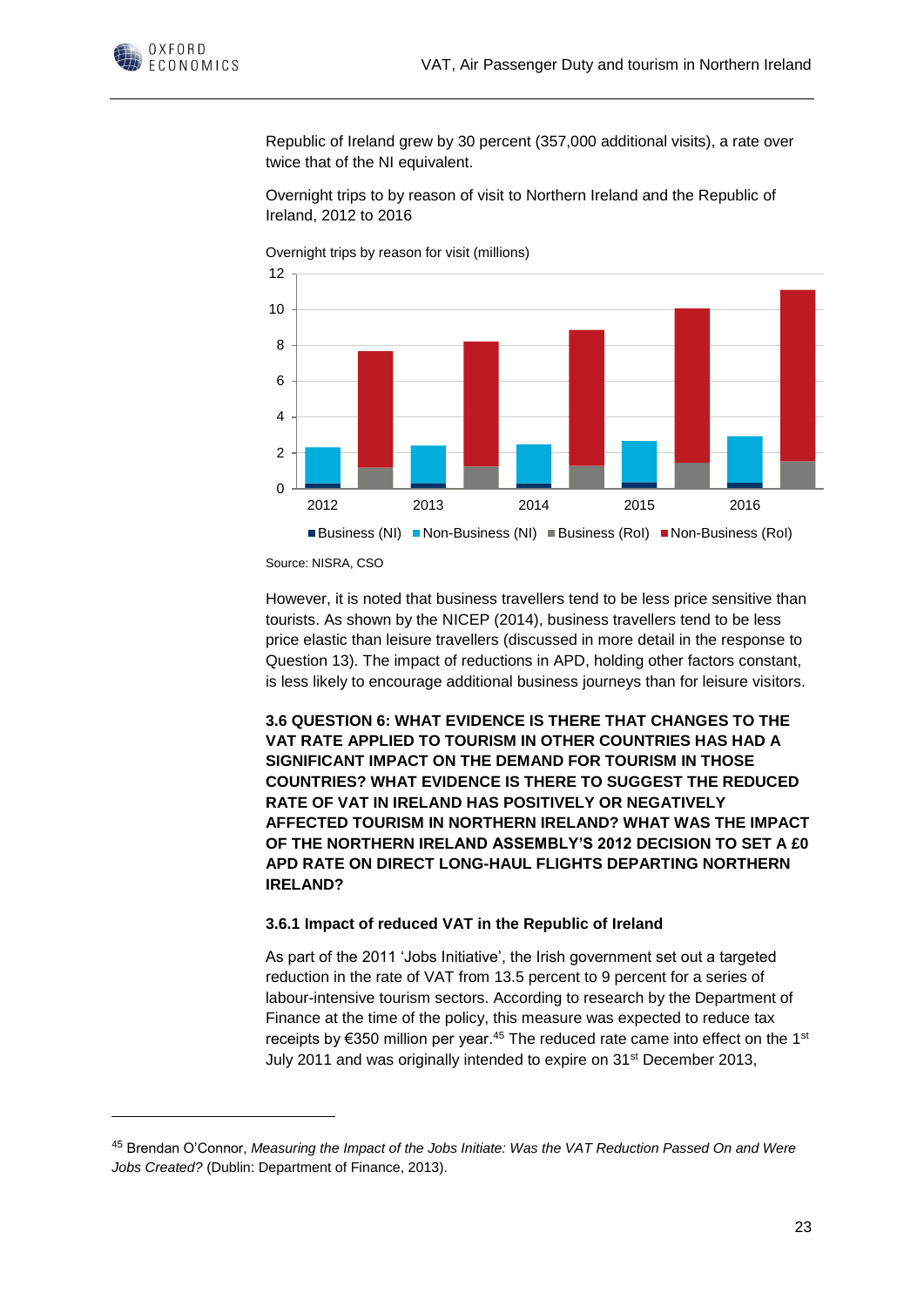Republic of Ireland grew by 30 percent (357,000 additional visits), a rate over twice that of the NI equivalent.

Overnight trips to by reason of visit to Northern Ireland and the Republic of Ireland, 2012 to 2016

Overnight trips by reason for visit (millions)

Business (NI) · Non-Business (NI) · Business (RoI) · Non-Business (RoI)

Source: NISRA, CSO

However, it is noted that business travellers tend to be less price sensitive than tourists. As shown by the NICEP (2014), business travellers tend to be less price elastic than leisure travellers (discussed in more detail in the response to Question 13). The impact of reductions in APD, holding other factors constant, is less likely to encourage additional business journeys than for leisure visitors.

## 3.6 QUESTION 6: WHAT EVIDENCE IS THERE THAT CHANGES TO THE VAT RATE APPLIED TO TOURISM IN OTHER COUNTRIES HAS HAD A SIGNIFICANT IMPACT ON THE DEMAND FOR TOURISM IN THOSE COUNTRIES? WHAT EVIDENCE IS THERE TO SUGGEST THE REDUCED RATE OF VAT IN IRELAND HAS POSITIVELY OR NEGATIVELY AFFECTED TOURISM IN NORTHERN IRELAND? WHAT WAS THE IMPACT OF THE NORTHERN IRELAND ASSEMBLY'S 2012 DECISION TO SET A £0 APD RATE ON DIRECT LONG-HAUL FLIGHTS DEPARTING NORTHERN IRELAND?

### 3.6.1 Impact of reduced VAT in the Republic of Ireland

As part of the 2011 'Jobs Initiative', the Irish government set out a targeted reduction in the rate of VAT from 13.5 percent to 9 percent for a series of labour-intensive tourism sectors. According to research by the Department of Finance at the time of the policy, this measure was expected to reduce tax receipts by €350 million per year.[45] The reduced rate came into effect on the 1st July 2011 and was originally intended to expire on 31st December 2013,

[45] Brendan O'Connor, *Measuring the Impact of the Jobs Initiate: Was the VAT Reduction Passed On and Were Jobs Created?* (Dublin: Department of Finance, 2013).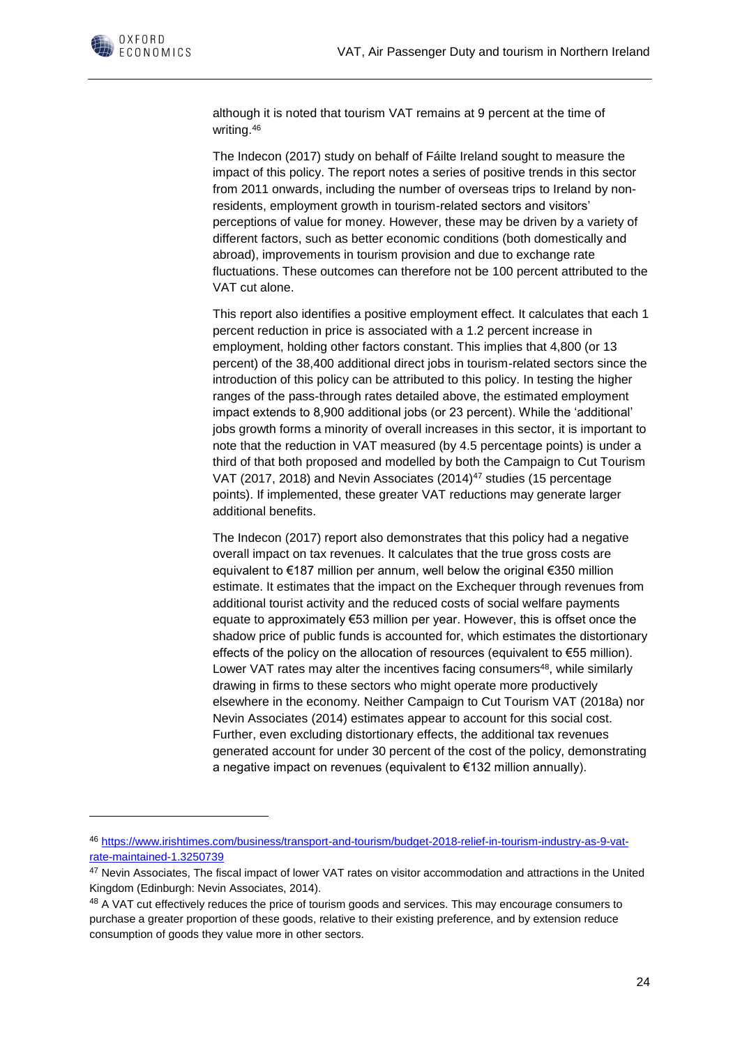although it is noted that tourism VAT remains at 9 percent at the time of writing.[46]

The Indecon (2017) study on behalf of Fáilte Ireland sought to measure the impact of this policy. The report notes a series of positive trends in this sector from 2011 onwards, including the number of overseas trips to Ireland by non-residents, employment growth in tourism-related sectors and visitors' perceptions of value for money. However, these may be driven by a variety of different factors, such as better economic conditions (both domestically and abroad), improvements in tourism provision and due to exchange rate fluctuations. These outcomes can therefore not be 100 percent attributed to the VAT cut alone.

This report also identifies a positive employment effect. It calculates that each 1 percent reduction in price is associated with a 1.2 percent increase in employment, holding other factors constant. This implies that 4,800 (or 13 percent) of the 38,400 additional direct jobs in tourism-related sectors since the introduction of this policy can be attributed to this policy. In testing the higher ranges of the pass-through rates detailed above, the estimated employment impact extends to 8,900 additional jobs (or 23 percent). While the 'additional' jobs growth forms a minority of overall increases in this sector, it is important to note that the reduction in VAT measured (by 4.5 percentage points) is under a third of that both proposed and modelled by both the Campaign to Cut Tourism VAT (2017, 2018) and Nevin Associates (2014)[47] studies (15 percentage points). If implemented, these greater VAT reductions may generate larger additional benefits.

The Indecon (2017) report also demonstrates that this policy had a negative overall impact on tax revenues. It calculates that the true gross costs are equivalent to €187 million per annum, well below the original €350 million estimate. It estimates that the impact on the Exchequer through revenues from additional tourist activity and the reduced costs of social welfare payments equate to approximately €53 million per year. However, this is offset once the shadow price of public funds is accounted for, which estimates the distortionary effects of the policy on the allocation of resources (equivalent to €55 million). Lower VAT rates may alter the incentives facing consumers[48], while similarly drawing in firms to these sectors who might operate more productively elsewhere in the economy. Neither Campaign to Cut Tourism VAT (2018a) nor Nevin Associates (2014) estimates appear to account for this social cost. Further, even excluding distortionary effects, the additional tax revenues generated account for under 30 percent of the cost of the policy, demonstrating a negative impact on revenues (equivalent to €132 million annually).

---

[46] https://www.irishtimes.com/business/transport-and-tourism/budget-2018-relief-in-tourism-industry-as-9-vat-rate-maintained-1.3250739

[47] Nevin Associates, The fiscal impact of lower VAT rates on visitor accommodation and attractions in the United Kingdom (Edinburgh: Nevin Associates, 2014).

[48] A VAT cut effectively reduces the price of tourism goods and services. This may encourage consumers to purchase a greater proportion of these goods, relative to their existing preference, and by extension reduce consumption of goods they value more in other sectors.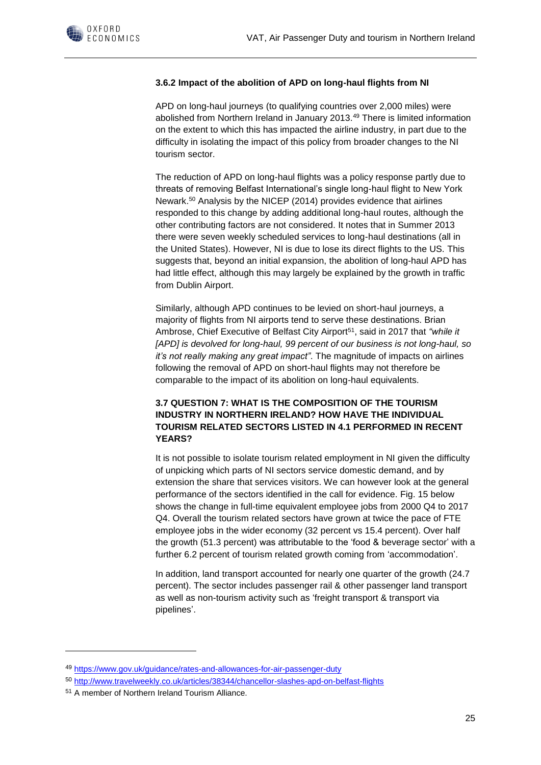### 3.6.2 Impact of the abolition of APD on long-haul flights from NI

APD on long-haul journeys (to qualifying countries over 2,000 miles) were abolished from Northern Ireland in January 2013.[49] There is limited information on the extent to which this has impacted the airline industry, in part due to the difficulty in isolating the impact of this policy from broader changes to the NI tourism sector.

The reduction of APD on long-haul flights was a policy response partly due to threats of removing Belfast International's single long-haul flight to New York Newark.[50] Analysis by the NICEP (2014) provides evidence that airlines responded to this change by adding additional long-haul routes, although the other contributing factors are not considered. It notes that in Summer 2013 there were seven weekly scheduled services to long-haul destinations (all in the United States). However, NI is due to lose its direct flights to the US. This suggests that, beyond an initial expansion, the abolition of long-haul APD has had little effect, although this may largely be explained by the growth in traffic from Dublin Airport.

Similarly, although APD continues to be levied on short-haul journeys, a majority of flights from NI airports tend to serve these destinations. Brian Ambrose, Chief Executive of Belfast City Airport[51], said in 2017 that *"while it [APD] is devolved for long-haul, 99 percent of our business is not long-haul, so it's not really making any great impact"*. The magnitude of impacts on airlines following the removal of APD on short-haul flights may not therefore be comparable to the impact of its abolition on long-haul equivalents.

## 3.7 QUESTION 7: WHAT IS THE COMPOSITION OF THE TOURISM INDUSTRY IN NORTHERN IRELAND? HOW HAVE THE INDIVIDUAL TOURISM RELATED SECTORS LISTED IN 4.1 PERFORMED IN RECENT YEARS?

It is not possible to isolate tourism related employment in NI given the difficulty of unpicking which parts of NI sectors service domestic demand, and by extension the share that services visitors. We can however look at the general performance of the sectors identified in the call for evidence. Fig. 15 below shows the change in full-time equivalent employee jobs from 2000 Q4 to 2017 Q4. Overall the tourism related sectors have grown at twice the pace of FTE employee jobs in the wider economy (32 percent vs 15.4 percent). Over half the growth (51.3 percent) was attributable to the 'food & beverage sector' with a further 6.2 percent of tourism related growth coming from 'accommodation'.

In addition, land transport accounted for nearly one quarter of the growth (24.7 percent). The sector includes passenger rail & other passenger land transport as well as non-tourism activity such as 'freight transport & transport via pipelines'.

---

[49] https://www.gov.uk/guidance/rates-and-allowances-for-air-passenger-duty

[50] http://www.travelweekly.co.uk/articles/38344/chancellor-slashes-apd-on-belfast-flights

[51] A member of Northern Ireland Tourism Alliance.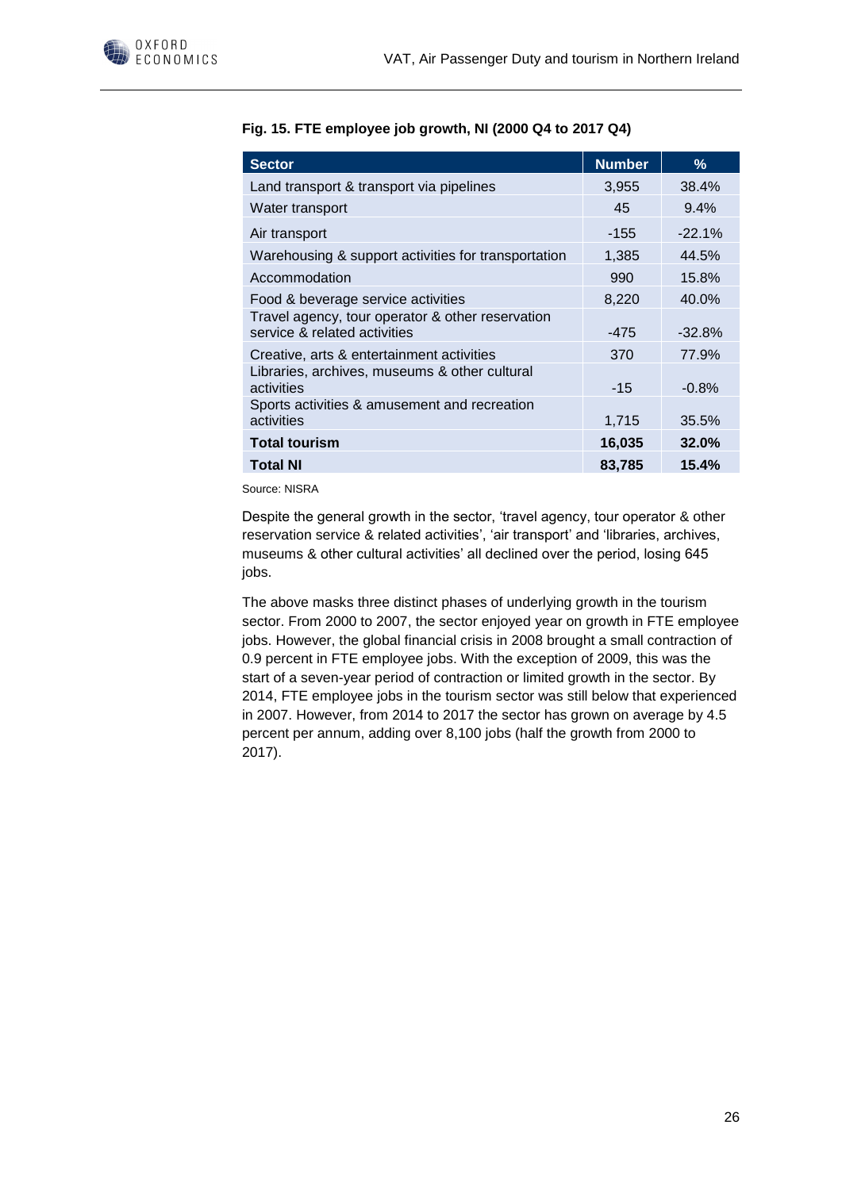**Fig. 15. FTE employee job growth, NI (2000 Q4 to 2017 Q4)**

| Sector | Number | % |
|---|---|---|
| Land transport & transport via pipelines | 3,955 | 38.4% |
| Water transport | 45 | 9.4% |
| Air transport | -155 | -22.1% |
| Warehousing & support activities for transportation | 1,385 | 44.5% |
| Accommodation | 990 | 15.8% |
| Food & beverage service activities | 8,220 | 40.0% |
| Travel agency, tour operator & other reservation service & related activities | -475 | -32.8% |
| Creative, arts & entertainment activities | 370 | 77.9% |
| Libraries, archives, museums & other cultural activities | -15 | -0.8% |
| Sports activities & amusement and recreation activities | 1,715 | 35.5% |
| **Total tourism** | **16,035** | **32.0%** |
| **Total NI** | **83,785** | **15.4%** |

Source: NISRA

Despite the general growth in the sector, 'travel agency, tour operator & other reservation service & related activities', 'air transport' and 'libraries, archives, museums & other cultural activities' all declined over the period, losing 645 jobs.

The above masks three distinct phases of underlying growth in the tourism sector. From 2000 to 2007, the sector enjoyed year on growth in FTE employee jobs. However, the global financial crisis in 2008 brought a small contraction of 0.9 percent in FTE employee jobs. With the exception of 2009, this was the start of a seven-year period of contraction or limited growth in the sector. By 2014, FTE employee jobs in the tourism sector was still below that experienced in 2007. However, from 2014 to 2017 the sector has grown on average by 4.5 percent per annum, adding over 8,100 jobs (half the growth from 2000 to 2017).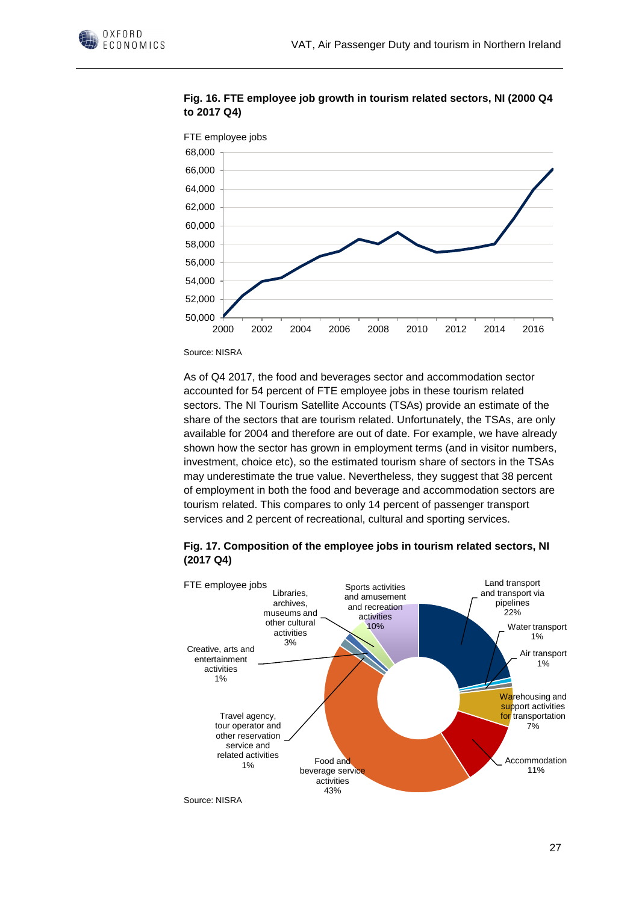**Fig. 16. FTE employee job growth in tourism related sectors, NI (2000 Q4 to 2017 Q4)**

Source: NISRA

As of Q4 2017, the food and beverages sector and accommodation sector accounted for 54 percent of FTE employee jobs in these tourism related sectors. The NI Tourism Satellite Accounts (TSAs) provide an estimate of the share of the sectors that are tourism related. Unfortunately, the TSAs, are only available for 2004 and therefore are out of date. For example, we have already shown how the sector has grown in employment terms (and in visitor numbers, investment, choice etc), so the estimated tourism share of sectors in the TSAs may underestimate the true value. Nevertheless, they suggest that 38 percent of employment in both the food and beverage and accommodation sectors are tourism related. This compares to only 14 percent of passenger transport services and 2 percent of recreational, cultural and sporting services.

**Fig. 17. Composition of the employee jobs in tourism related sectors, NI (2017 Q4)**

Source: NISRA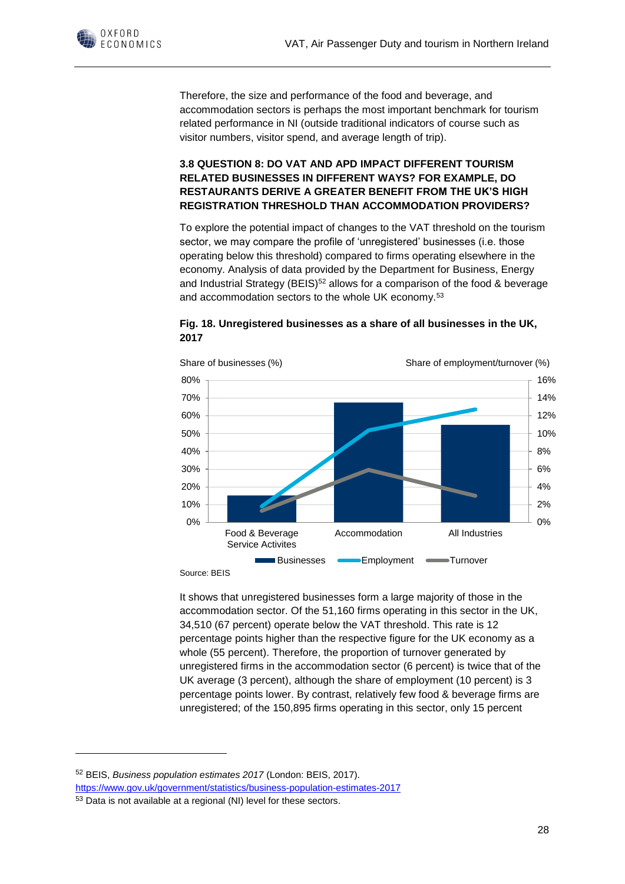Therefore, the size and performance of the food and beverage, and accommodation sectors is perhaps the most important benchmark for tourism related performance in NI (outside traditional indicators of course such as visitor numbers, visitor spend, and average length of trip).

### 3.8 QUESTION 8: DO VAT AND APD IMPACT DIFFERENT TOURISM RELATED BUSINESSES IN DIFFERENT WAYS? FOR EXAMPLE, DO RESTAURANTS DERIVE A GREATER BENEFIT FROM THE UK'S HIGH REGISTRATION THRESHOLD THAN ACCOMMODATION PROVIDERS?

To explore the potential impact of changes to the VAT threshold on the tourism sector, we may compare the profile of 'unregistered' businesses (i.e. those operating below this threshold) compared to firms operating elsewhere in the economy. Analysis of data provided by the Department for Business, Energy and Industrial Strategy (BEIS)[52] allows for a comparison of the food & beverage and accommodation sectors to the whole UK economy.[53]

**Fig. 18. Unregistered businesses as a share of all businesses in the UK, 2017**

Source: BEIS

It shows that unregistered businesses form a large majority of those in the accommodation sector. Of the 51,160 firms operating in this sector in the UK, 34,510 (67 percent) operate below the VAT threshold. This rate is 12 percentage points higher than the respective figure for the UK economy as a whole (55 percent). Therefore, the proportion of turnover generated by unregistered firms in the accommodation sector (6 percent) is twice that of the UK average (3 percent), although the share of employment (10 percent) is 3 percentage points lower. By contrast, relatively few food & beverage firms are unregistered; of the 150,895 firms operating in this sector, only 15 percent

---

[52] BEIS, *Business population estimates 2017* (London: BEIS, 2017). https://www.gov.uk/government/statistics/business-population-estimates-2017

[53] Data is not available at a regional (NI) level for these sectors.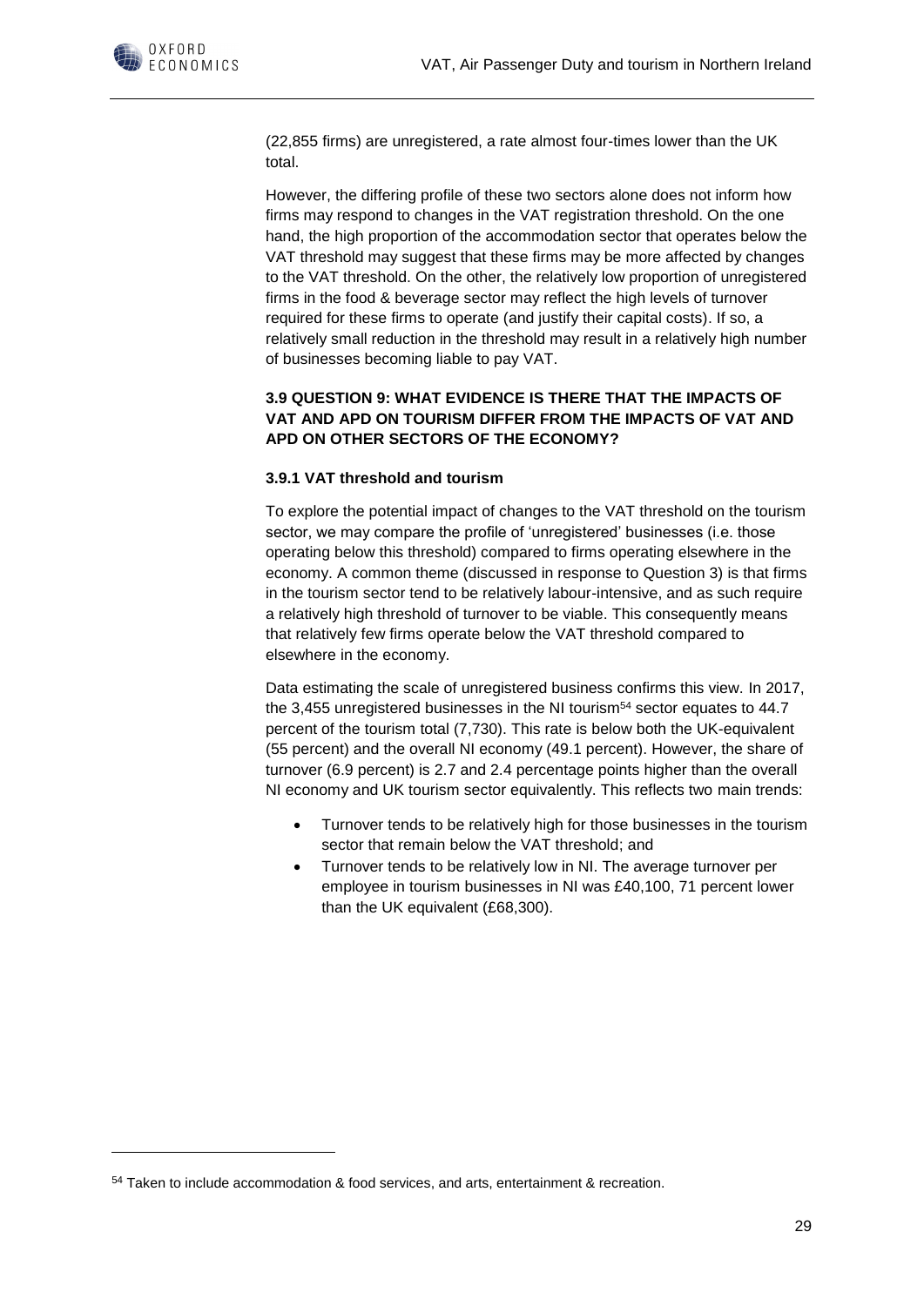(22,855 firms) are unregistered, a rate almost four-times lower than the UK total.

However, the differing profile of these two sectors alone does not inform how firms may respond to changes in the VAT registration threshold. On the one hand, the high proportion of the accommodation sector that operates below the VAT threshold may suggest that these firms may be more affected by changes to the VAT threshold. On the other, the relatively low proportion of unregistered firms in the food & beverage sector may reflect the high levels of turnover required for these firms to operate (and justify their capital costs). If so, a relatively small reduction in the threshold may result in a relatively high number of businesses becoming liable to pay VAT.

## 3.9 QUESTION 9: WHAT EVIDENCE IS THERE THAT THE IMPACTS OF VAT AND APD ON TOURISM DIFFER FROM THE IMPACTS OF VAT AND APD ON OTHER SECTORS OF THE ECONOMY?

### 3.9.1 VAT threshold and tourism

To explore the potential impact of changes to the VAT threshold on the tourism sector, we may compare the profile of 'unregistered' businesses (i.e. those operating below this threshold) compared to firms operating elsewhere in the economy. A common theme (discussed in response to Question 3) is that firms in the tourism sector tend to be relatively labour-intensive, and as such require a relatively high threshold of turnover to be viable. This consequently means that relatively few firms operate below the VAT threshold compared to elsewhere in the economy.

Data estimating the scale of unregistered business confirms this view. In 2017, the 3,455 unregistered businesses in the NI tourism[54] sector equates to 44.7 percent of the tourism total (7,730). This rate is below both the UK-equivalent (55 percent) and the overall NI economy (49.1 percent). However, the share of turnover (6.9 percent) is 2.7 and 2.4 percentage points higher than the overall NI economy and UK tourism sector equivalently. This reflects two main trends:

- Turnover tends to be relatively high for those businesses in the tourism sector that remain below the VAT threshold; and
- Turnover tends to be relatively low in NI. The average turnover per employee in tourism businesses in NI was £40,100, 71 percent lower than the UK equivalent (£68,300).

[54] Taken to include accommodation & food services, and arts, entertainment & recreation.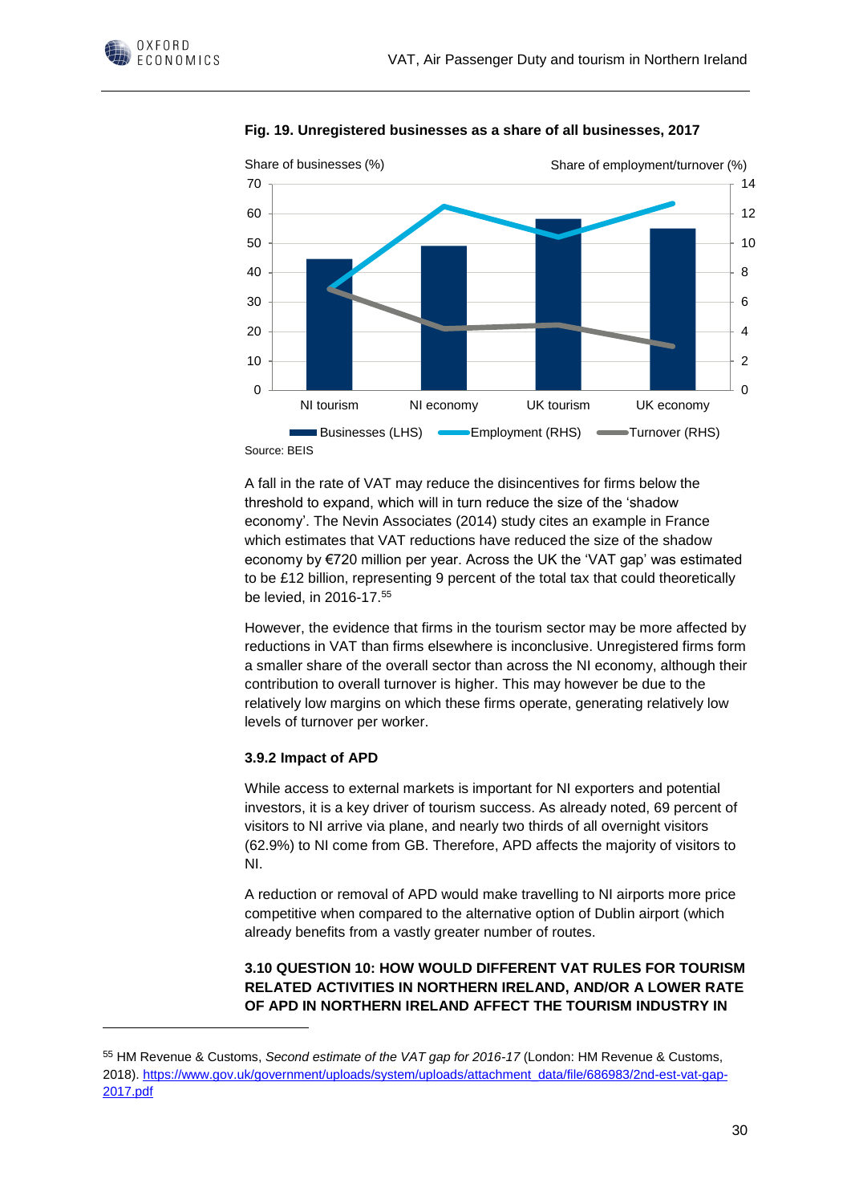**Fig. 19. Unregistered businesses as a share of all businesses, 2017**

Source: BEIS

A fall in the rate of VAT may reduce the disincentives for firms below the threshold to expand, which will in turn reduce the size of the 'shadow economy'. The Nevin Associates (2014) study cites an example in France which estimates that VAT reductions have reduced the size of the shadow economy by €720 million per year. Across the UK the 'VAT gap' was estimated to be £12 billion, representing 9 percent of the total tax that could theoretically be levied, in 2016-17.[55]

However, the evidence that firms in the tourism sector may be more affected by reductions in VAT than firms elsewhere is inconclusive. Unregistered firms form a smaller share of the overall sector than across the NI economy, although their contribution to overall turnover is higher. This may however be due to the relatively low margins on which these firms operate, generating relatively low levels of turnover per worker.

### 3.9.2 Impact of APD

While access to external markets is important for NI exporters and potential investors, it is a key driver of tourism success. As already noted, 69 percent of visitors to NI arrive via plane, and nearly two thirds of all overnight visitors (62.9%) to NI come from GB. Therefore, APD affects the majority of visitors to NI.

A reduction or removal of APD would make travelling to NI airports more price competitive when compared to the alternative option of Dublin airport (which already benefits from a vastly greater number of routes.

## 3.10 QUESTION 10: HOW WOULD DIFFERENT VAT RULES FOR TOURISM RELATED ACTIVITIES IN NORTHERN IRELAND, AND/OR A LOWER RATE OF APD IN NORTHERN IRELAND AFFECT THE TOURISM INDUSTRY IN

[55] HM Revenue & Customs, *Second estimate of the VAT gap for 2016-17* (London: HM Revenue & Customs, 2018). https://www.gov.uk/government/uploads/system/uploads/attachment_data/file/686983/2nd-est-vat-gap-2017.pdf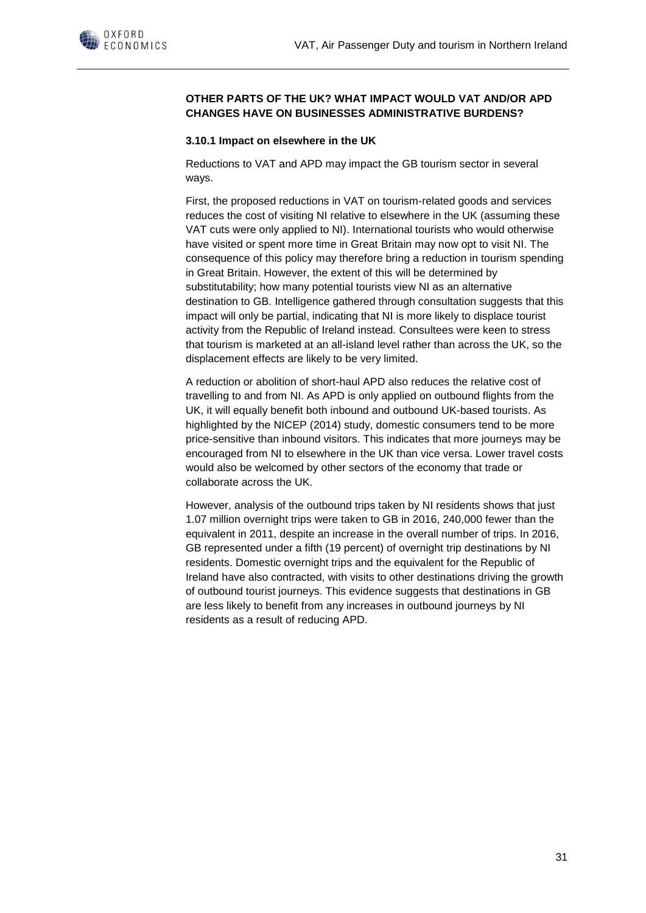**OTHER PARTS OF THE UK? WHAT IMPACT WOULD VAT AND/OR APD CHANGES HAVE ON BUSINESSES ADMINISTRATIVE BURDENS?**

### 3.10.1 Impact on elsewhere in the UK

Reductions to VAT and APD may impact the GB tourism sector in several ways.

First, the proposed reductions in VAT on tourism-related goods and services reduces the cost of visiting NI relative to elsewhere in the UK (assuming these VAT cuts were only applied to NI). International tourists who would otherwise have visited or spent more time in Great Britain may now opt to visit NI. The consequence of this policy may therefore bring a reduction in tourism spending in Great Britain. However, the extent of this will be determined by substitutability; how many potential tourists view NI as an alternative destination to GB. Intelligence gathered through consultation suggests that this impact will only be partial, indicating that NI is more likely to displace tourist activity from the Republic of Ireland instead. Consultees were keen to stress that tourism is marketed at an all-island level rather than across the UK, so the displacement effects are likely to be very limited.

A reduction or abolition of short-haul APD also reduces the relative cost of travelling to and from NI. As APD is only applied on outbound flights from the UK, it will equally benefit both inbound and outbound UK-based tourists. As highlighted by the NICEP (2014) study, domestic consumers tend to be more price-sensitive than inbound visitors. This indicates that more journeys may be encouraged from NI to elsewhere in the UK than vice versa. Lower travel costs would also be welcomed by other sectors of the economy that trade or collaborate across the UK.

However, analysis of the outbound trips taken by NI residents shows that just 1.07 million overnight trips were taken to GB in 2016, 240,000 fewer than the equivalent in 2011, despite an increase in the overall number of trips. In 2016, GB represented under a fifth (19 percent) of overnight trip destinations by NI residents. Domestic overnight trips and the equivalent for the Republic of Ireland have also contracted, with visits to other destinations driving the growth of outbound tourist journeys. This evidence suggests that destinations in GB are less likely to benefit from any increases in outbound journeys by NI residents as a result of reducing APD.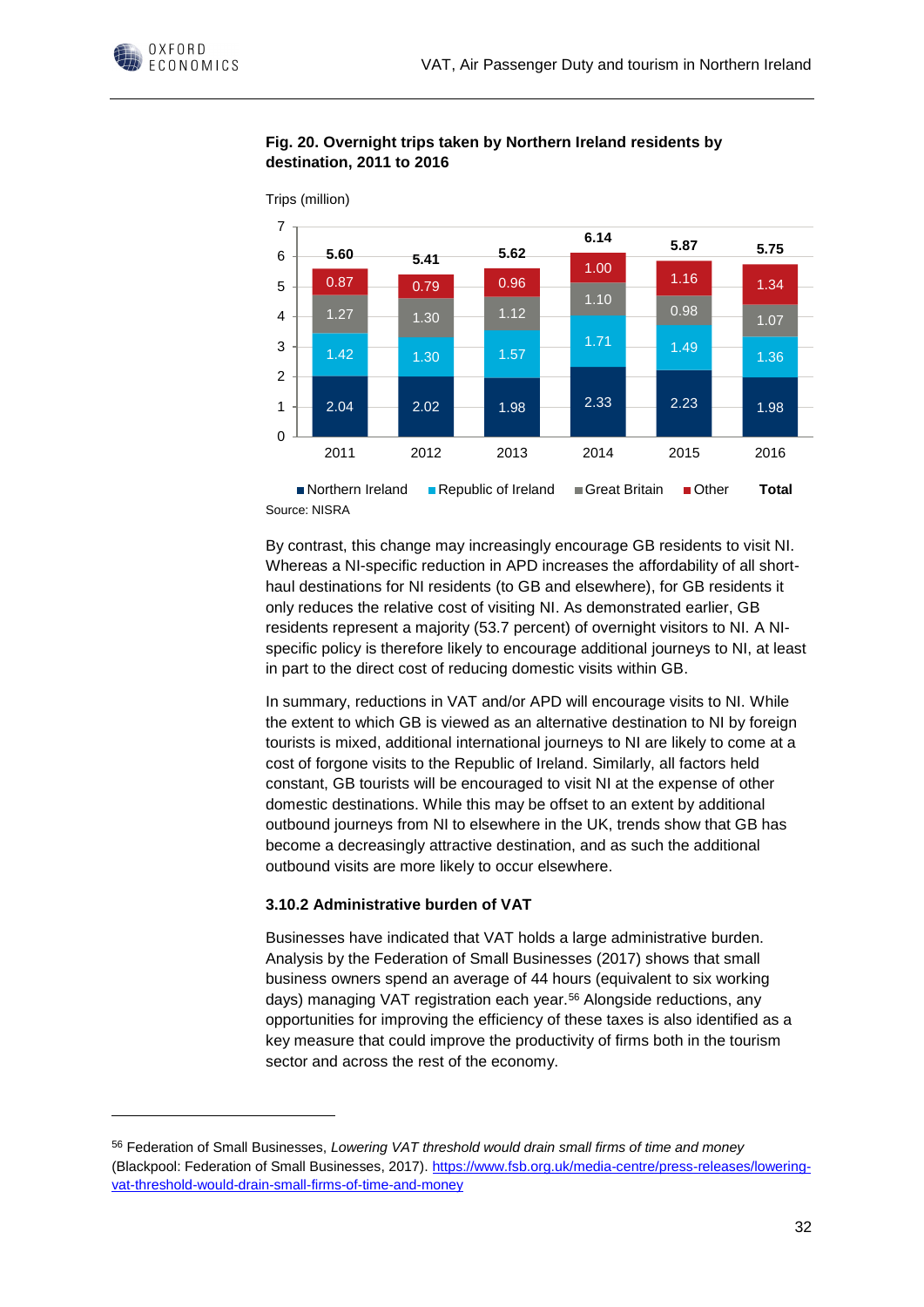**Fig. 20. Overnight trips taken by Northern Ireland residents by destination, 2011 to 2016**

Trips (million)

| | 2011 | 2012 | 2013 | 2014 | 2015 | 2016 |
|---|---|---|---|---|---|---|
| Northern Ireland | 2.04 | 2.02 | 1.98 | 2.33 | 2.23 | 1.98 |
| Republic of Ireland | 1.42 | 1.30 | 1.57 | 1.71 | 1.49 | 1.36 |
| Great Britain | 1.27 | 1.30 | 1.12 | 1.10 | 0.98 | 1.07 |
| Other | 0.87 | 0.79 | 0.96 | 1.00 | 1.16 | 1.34 |
| **Total** | **5.60** | **5.41** | **5.62** | **6.14** | **5.87** | **5.75** |

Source: NISRA

By contrast, this change may increasingly encourage GB residents to visit NI. Whereas a NI-specific reduction in APD increases the affordability of all short-haul destinations for NI residents (to GB and elsewhere), for GB residents it only reduces the relative cost of visiting NI. As demonstrated earlier, GB residents represent a majority (53.7 percent) of overnight visitors to NI. A NI-specific policy is therefore likely to encourage additional journeys to NI, at least in part to the direct cost of reducing domestic visits within GB.

In summary, reductions in VAT and/or APD will encourage visits to NI. While the extent to which GB is viewed as an alternative destination to NI by foreign tourists is mixed, additional international journeys to NI are likely to come at a cost of forgone visits to the Republic of Ireland. Similarly, all factors held constant, GB tourists will be encouraged to visit NI at the expense of other domestic destinations. While this may be offset to an extent by additional outbound journeys from NI to elsewhere in the UK, trends show that GB has become a decreasingly attractive destination, and as such the additional outbound visits are more likely to occur elsewhere.

### 3.10.2 Administrative burden of VAT

Businesses have indicated that VAT holds a large administrative burden. Analysis by the Federation of Small Businesses (2017) shows that small business owners spend an average of 44 hours (equivalent to six working days) managing VAT registration each year.[56] Alongside reductions, any opportunities for improving the efficiency of these taxes is also identified as a key measure that could improve the productivity of firms both in the tourism sector and across the rest of the economy.

---

[56] Federation of Small Businesses, *Lowering VAT threshold would drain small firms of time and money* (Blackpool: Federation of Small Businesses, 2017). https://www.fsb.org.uk/media-centre/press-releases/lowering-vat-threshold-would-drain-small-firms-of-time-and-money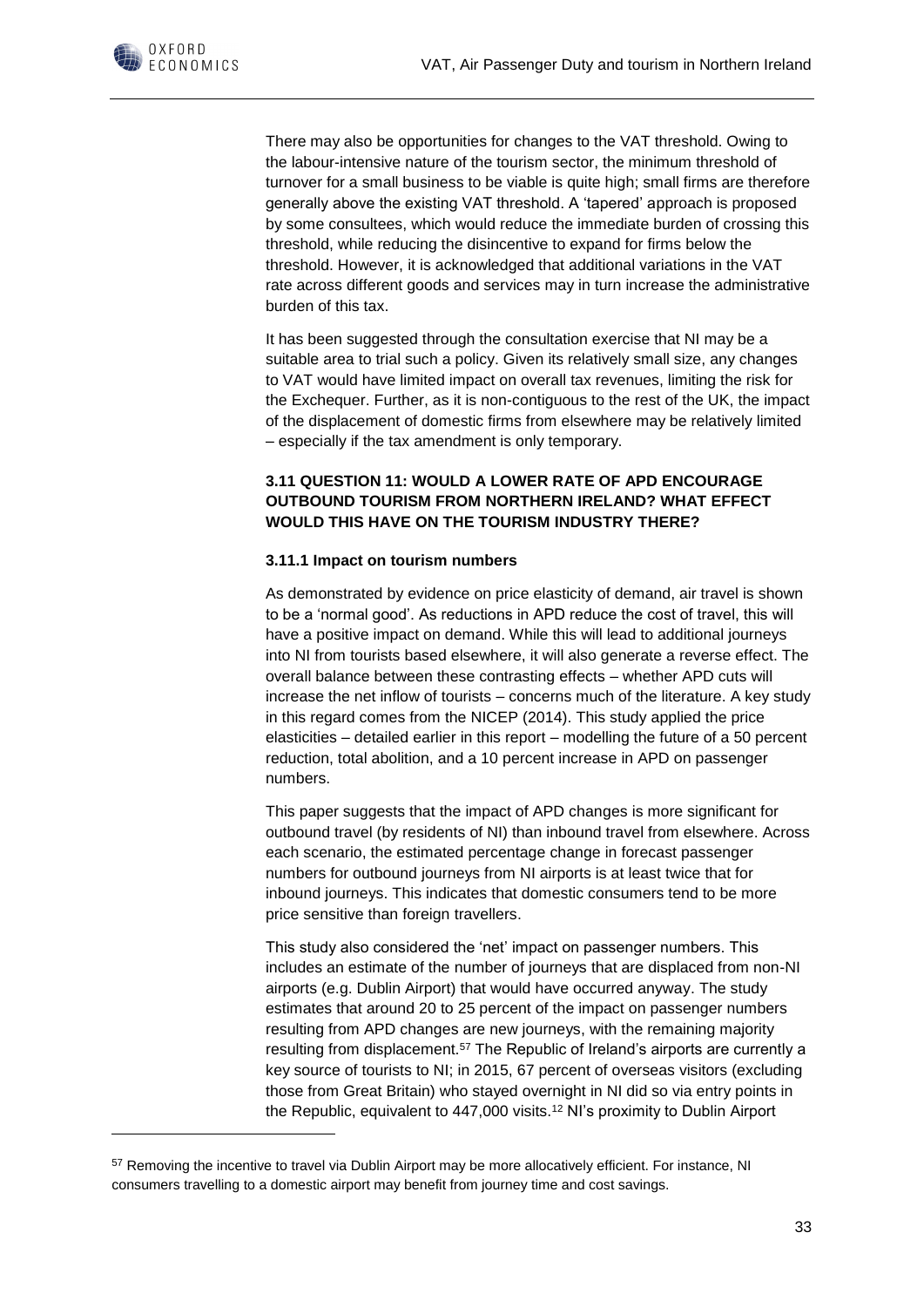There may also be opportunities for changes to the VAT threshold. Owing to the labour-intensive nature of the tourism sector, the minimum threshold of turnover for a small business to be viable is quite high; small firms are therefore generally above the existing VAT threshold. A 'tapered' approach is proposed by some consultees, which would reduce the immediate burden of crossing this threshold, while reducing the disincentive to expand for firms below the threshold. However, it is acknowledged that additional variations in the VAT rate across different goods and services may in turn increase the administrative burden of this tax.

It has been suggested through the consultation exercise that NI may be a suitable area to trial such a policy. Given its relatively small size, any changes to VAT would have limited impact on overall tax revenues, limiting the risk for the Exchequer. Further, as it is non-contiguous to the rest of the UK, the impact of the displacement of domestic firms from elsewhere may be relatively limited – especially if the tax amendment is only temporary.

### 3.11 QUESTION 11: WOULD A LOWER RATE OF APD ENCOURAGE OUTBOUND TOURISM FROM NORTHERN IRELAND? WHAT EFFECT WOULD THIS HAVE ON THE TOURISM INDUSTRY THERE?

#### 3.11.1 Impact on tourism numbers

As demonstrated by evidence on price elasticity of demand, air travel is shown to be a 'normal good'. As reductions in APD reduce the cost of travel, this will have a positive impact on demand. While this will lead to additional journeys into NI from tourists based elsewhere, it will also generate a reverse effect. The overall balance between these contrasting effects – whether APD cuts will increase the net inflow of tourists – concerns much of the literature. A key study in this regard comes from the NICEP (2014). This study applied the price elasticities – detailed earlier in this report – modelling the future of a 50 percent reduction, total abolition, and a 10 percent increase in APD on passenger numbers.

This paper suggests that the impact of APD changes is more significant for outbound travel (by residents of NI) than inbound travel from elsewhere. Across each scenario, the estimated percentage change in forecast passenger numbers for outbound journeys from NI airports is at least twice that for inbound journeys. This indicates that domestic consumers tend to be more price sensitive than foreign travellers.

This study also considered the 'net' impact on passenger numbers. This includes an estimate of the number of journeys that are displaced from non-NI airports (e.g. Dublin Airport) that would have occurred anyway. The study estimates that around 20 to 25 percent of the impact on passenger numbers resulting from APD changes are new journeys, with the remaining majority resulting from displacement.[57] The Republic of Ireland's airports are currently a key source of tourists to NI; in 2015, 67 percent of overseas visitors (excluding those from Great Britain) who stayed overnight in NI did so via entry points in the Republic, equivalent to 447,000 visits.[12] NI's proximity to Dublin Airport

[57] Removing the incentive to travel via Dublin Airport may be more allocatively efficient. For instance, NI consumers travelling to a domestic airport may benefit from journey time and cost savings.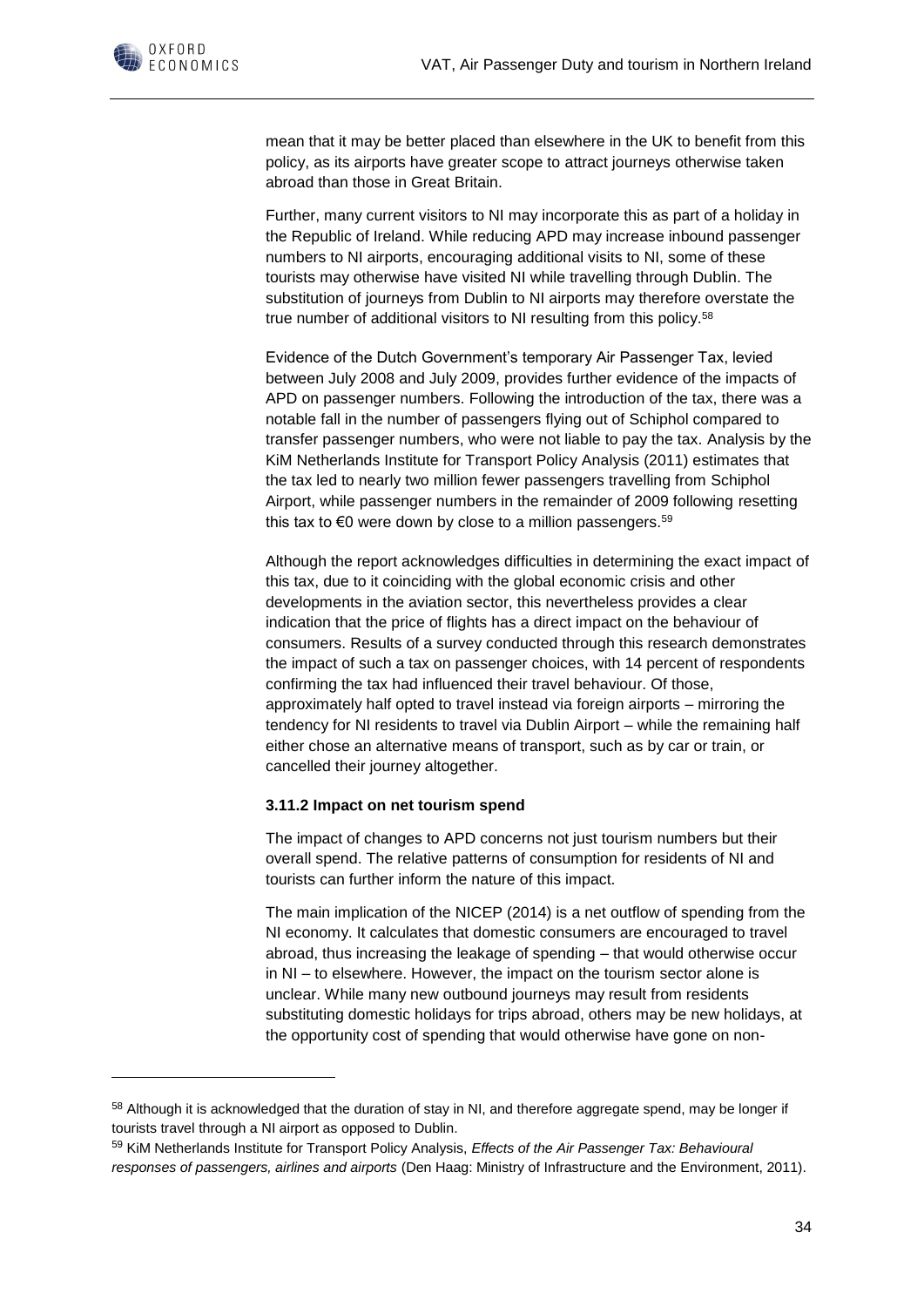mean that it may be better placed than elsewhere in the UK to benefit from this policy, as its airports have greater scope to attract journeys otherwise taken abroad than those in Great Britain.

Further, many current visitors to NI may incorporate this as part of a holiday in the Republic of Ireland. While reducing APD may increase inbound passenger numbers to NI airports, encouraging additional visits to NI, some of these tourists may otherwise have visited NI while travelling through Dublin. The substitution of journeys from Dublin to NI airports may therefore overstate the true number of additional visitors to NI resulting from this policy.[58]

Evidence of the Dutch Government's temporary Air Passenger Tax, levied between July 2008 and July 2009, provides further evidence of the impacts of APD on passenger numbers. Following the introduction of the tax, there was a notable fall in the number of passengers flying out of Schiphol compared to transfer passenger numbers, who were not liable to pay the tax. Analysis by the KiM Netherlands Institute for Transport Policy Analysis (2011) estimates that the tax led to nearly two million fewer passengers travelling from Schiphol Airport, while passenger numbers in the remainder of 2009 following resetting this tax to €0 were down by close to a million passengers.[59]

Although the report acknowledges difficulties in determining the exact impact of this tax, due to it coinciding with the global economic crisis and other developments in the aviation sector, this nevertheless provides a clear indication that the price of flights has a direct impact on the behaviour of consumers. Results of a survey conducted through this research demonstrates the impact of such a tax on passenger choices, with 14 percent of respondents confirming the tax had influenced their travel behaviour. Of those, approximately half opted to travel instead via foreign airports – mirroring the tendency for NI residents to travel via Dublin Airport – while the remaining half either chose an alternative means of transport, such as by car or train, or cancelled their journey altogether.

### 3.11.2 Impact on net tourism spend

The impact of changes to APD concerns not just tourism numbers but their overall spend. The relative patterns of consumption for residents of NI and tourists can further inform the nature of this impact.

The main implication of the NICEP (2014) is a net outflow of spending from the NI economy. It calculates that domestic consumers are encouraged to travel abroad, thus increasing the leakage of spending – that would otherwise occur in NI – to elsewhere. However, the impact on the tourism sector alone is unclear. While many new outbound journeys may result from residents substituting domestic holidays for trips abroad, others may be new holidays, at the opportunity cost of spending that would otherwise have gone on non-

---

[58] Although it is acknowledged that the duration of stay in NI, and therefore aggregate spend, may be longer if tourists travel through a NI airport as opposed to Dublin.

[59] KiM Netherlands Institute for Transport Policy Analysis, *Effects of the Air Passenger Tax: Behavioural responses of passengers, airlines and airports* (Den Haag: Ministry of Infrastructure and the Environment, 2011).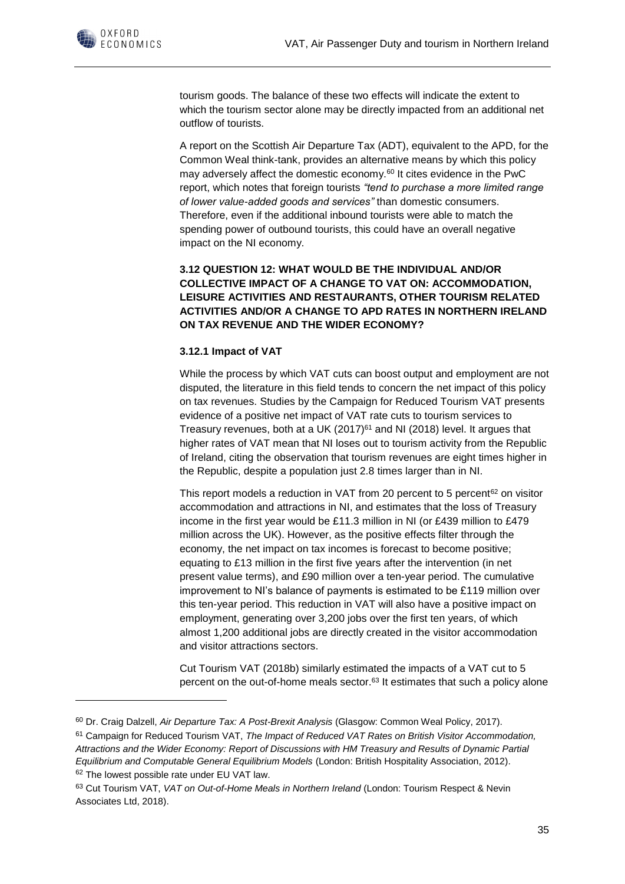tourism goods. The balance of these two effects will indicate the extent to which the tourism sector alone may be directly impacted from an additional net outflow of tourists.

A report on the Scottish Air Departure Tax (ADT), equivalent to the APD, for the Common Weal think-tank, provides an alternative means by which this policy may adversely affect the domestic economy.[60] It cites evidence in the PwC report, which notes that foreign tourists *"tend to purchase a more limited range of lower value-added goods and services"* than domestic consumers. Therefore, even if the additional inbound tourists were able to match the spending power of outbound tourists, this could have an overall negative impact on the NI economy.

### 3.12 QUESTION 12: WHAT WOULD BE THE INDIVIDUAL AND/OR COLLECTIVE IMPACT OF A CHANGE TO VAT ON: ACCOMMODATION, LEISURE ACTIVITIES AND RESTAURANTS, OTHER TOURISM RELATED ACTIVITIES AND/OR A CHANGE TO APD RATES IN NORTHERN IRELAND ON TAX REVENUE AND THE WIDER ECONOMY?

#### 3.12.1 Impact of VAT

While the process by which VAT cuts can boost output and employment are not disputed, the literature in this field tends to concern the net impact of this policy on tax revenues. Studies by the Campaign for Reduced Tourism VAT presents evidence of a positive net impact of VAT rate cuts to tourism services to Treasury revenues, both at a UK (2017)[61] and NI (2018) level. It argues that higher rates of VAT mean that NI loses out to tourism activity from the Republic of Ireland, citing the observation that tourism revenues are eight times higher in the Republic, despite a population just 2.8 times larger than in NI.

This report models a reduction in VAT from 20 percent to 5 percent[62] on visitor accommodation and attractions in NI, and estimates that the loss of Treasury income in the first year would be £11.3 million in NI (or £439 million to £479 million across the UK). However, as the positive effects filter through the economy, the net impact on tax incomes is forecast to become positive; equating to £13 million in the first five years after the intervention (in net present value terms), and £90 million over a ten-year period. The cumulative improvement to NI's balance of payments is estimated to be £119 million over this ten-year period. This reduction in VAT will also have a positive impact on employment, generating over 3,200 jobs over the first ten years, of which almost 1,200 additional jobs are directly created in the visitor accommodation and visitor attractions sectors.

Cut Tourism VAT (2018b) similarly estimated the impacts of a VAT cut to 5 percent on the out-of-home meals sector.[63] It estimates that such a policy alone

---

[60] Dr. Craig Dalzell, *Air Departure Tax: A Post-Brexit Analysis* (Glasgow: Common Weal Policy, 2017).

[61] Campaign for Reduced Tourism VAT, *The Impact of Reduced VAT Rates on British Visitor Accommodation, Attractions and the Wider Economy: Report of Discussions with HM Treasury and Results of Dynamic Partial Equilibrium and Computable General Equilibrium Models* (London: British Hospitality Association, 2012).

[62] The lowest possible rate under EU VAT law.

[63] Cut Tourism VAT, *VAT on Out-of-Home Meals in Northern Ireland* (London: Tourism Respect & Nevin Associates Ltd, 2018).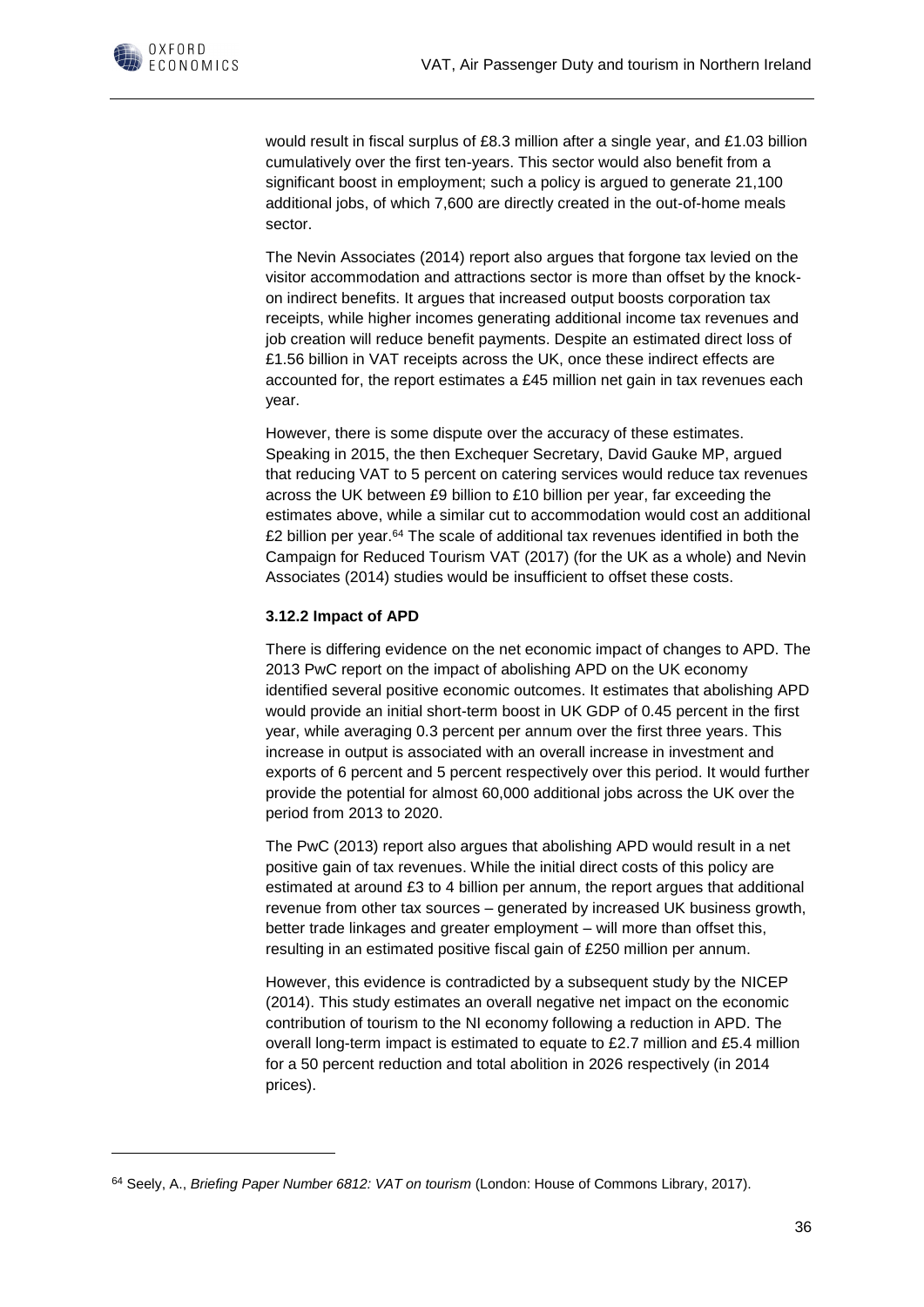would result in fiscal surplus of £8.3 million after a single year, and £1.03 billion cumulatively over the first ten-years. This sector would also benefit from a significant boost in employment; such a policy is argued to generate 21,100 additional jobs, of which 7,600 are directly created in the out-of-home meals sector.

The Nevin Associates (2014) report also argues that forgone tax levied on the visitor accommodation and attractions sector is more than offset by the knock-on indirect benefits. It argues that increased output boosts corporation tax receipts, while higher incomes generating additional income tax revenues and job creation will reduce benefit payments. Despite an estimated direct loss of £1.56 billion in VAT receipts across the UK, once these indirect effects are accounted for, the report estimates a £45 million net gain in tax revenues each year.

However, there is some dispute over the accuracy of these estimates. Speaking in 2015, the then Exchequer Secretary, David Gauke MP, argued that reducing VAT to 5 percent on catering services would reduce tax revenues across the UK between £9 billion to £10 billion per year, far exceeding the estimates above, while a similar cut to accommodation would cost an additional £2 billion per year.[64] The scale of additional tax revenues identified in both the Campaign for Reduced Tourism VAT (2017) (for the UK as a whole) and Nevin Associates (2014) studies would be insufficient to offset these costs.

### 3.12.2 Impact of APD

There is differing evidence on the net economic impact of changes to APD. The 2013 PwC report on the impact of abolishing APD on the UK economy identified several positive economic outcomes. It estimates that abolishing APD would provide an initial short-term boost in UK GDP of 0.45 percent in the first year, while averaging 0.3 percent per annum over the first three years. This increase in output is associated with an overall increase in investment and exports of 6 percent and 5 percent respectively over this period. It would further provide the potential for almost 60,000 additional jobs across the UK over the period from 2013 to 2020.

The PwC (2013) report also argues that abolishing APD would result in a net positive gain of tax revenues. While the initial direct costs of this policy are estimated at around £3 to 4 billion per annum, the report argues that additional revenue from other tax sources – generated by increased UK business growth, better trade linkages and greater employment – will more than offset this, resulting in an estimated positive fiscal gain of £250 million per annum.

However, this evidence is contradicted by a subsequent study by the NICEP (2014). This study estimates an overall negative net impact on the economic contribution of tourism to the NI economy following a reduction in APD. The overall long-term impact is estimated to equate to £2.7 million and £5.4 million for a 50 percent reduction and total abolition in 2026 respectively (in 2014 prices).

[64] Seely, A., *Briefing Paper Number 6812: VAT on tourism* (London: House of Commons Library, 2017).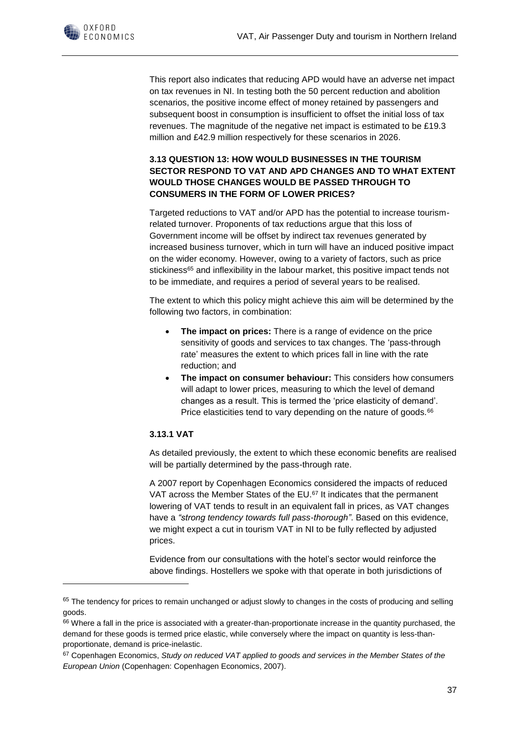This report also indicates that reducing APD would have an adverse net impact on tax revenues in NI. In testing both the 50 percent reduction and abolition scenarios, the positive income effect of money retained by passengers and subsequent boost in consumption is insufficient to offset the initial loss of tax revenues. The magnitude of the negative net impact is estimated to be £19.3 million and £42.9 million respectively for these scenarios in 2026.

### 3.13 QUESTION 13: HOW WOULD BUSINESSES IN THE TOURISM SECTOR RESPOND TO VAT AND APD CHANGES AND TO WHAT EXTENT WOULD THOSE CHANGES WOULD BE PASSED THROUGH TO CONSUMERS IN THE FORM OF LOWER PRICES?

Targeted reductions to VAT and/or APD has the potential to increase tourism-related turnover. Proponents of tax reductions argue that this loss of Government income will be offset by indirect tax revenues generated by increased business turnover, which in turn will have an induced positive impact on the wider economy. However, owing to a variety of factors, such as price stickiness[65] and inflexibility in the labour market, this positive impact tends not to be immediate, and requires a period of several years to be realised.

The extent to which this policy might achieve this aim will be determined by the following two factors, in combination:

- **The impact on prices:** There is a range of evidence on the price sensitivity of goods and services to tax changes. The 'pass-through rate' measures the extent to which prices fall in line with the rate reduction; and
- **The impact on consumer behaviour:** This considers how consumers will adapt to lower prices, measuring to which the level of demand changes as a result. This is termed the 'price elasticity of demand'. Price elasticities tend to vary depending on the nature of goods.[66]

#### 3.13.1 VAT

As detailed previously, the extent to which these economic benefits are realised will be partially determined by the pass-through rate.

A 2007 report by Copenhagen Economics considered the impacts of reduced VAT across the Member States of the EU.[67] It indicates that the permanent lowering of VAT tends to result in an equivalent fall in prices, as VAT changes have a *"strong tendency towards full pass-thorough"*. Based on this evidence, we might expect a cut in tourism VAT in NI to be fully reflected by adjusted prices.

Evidence from our consultations with the hotel's sector would reinforce the above findings. Hostellers we spoke with that operate in both jurisdictions of

---

[65] The tendency for prices to remain unchanged or adjust slowly to changes in the costs of producing and selling goods.

[66] Where a fall in the price is associated with a greater-than-proportionate increase in the quantity purchased, the demand for these goods is termed price elastic, while conversely where the impact on quantity is less-than-proportionate, demand is price-inelastic.

[67] Copenhagen Economics, *Study on reduced VAT applied to goods and services in the Member States of the European Union* (Copenhagen: Copenhagen Economics, 2007).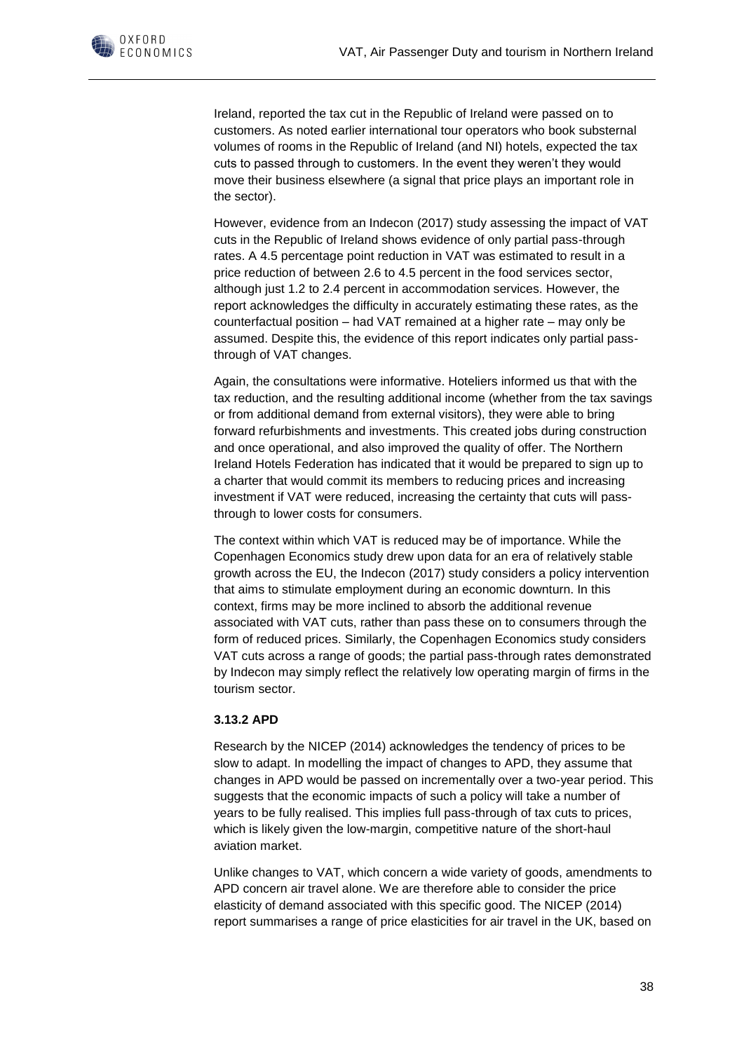Ireland, reported the tax cut in the Republic of Ireland were passed on to customers. As noted earlier international tour operators who book substernal volumes of rooms in the Republic of Ireland (and NI) hotels, expected the tax cuts to passed through to customers. In the event they weren't they would move their business elsewhere (a signal that price plays an important role in the sector).

However, evidence from an Indecon (2017) study assessing the impact of VAT cuts in the Republic of Ireland shows evidence of only partial pass-through rates. A 4.5 percentage point reduction in VAT was estimated to result in a price reduction of between 2.6 to 4.5 percent in the food services sector, although just 1.2 to 2.4 percent in accommodation services. However, the report acknowledges the difficulty in accurately estimating these rates, as the counterfactual position – had VAT remained at a higher rate – may only be assumed. Despite this, the evidence of this report indicates only partial pass-through of VAT changes.

Again, the consultations were informative. Hoteliers informed us that with the tax reduction, and the resulting additional income (whether from the tax savings or from additional demand from external visitors), they were able to bring forward refurbishments and investments. This created jobs during construction and once operational, and also improved the quality of offer. The Northern Ireland Hotels Federation has indicated that it would be prepared to sign up to a charter that would commit its members to reducing prices and increasing investment if VAT were reduced, increasing the certainty that cuts will pass-through to lower costs for consumers.

The context within which VAT is reduced may be of importance. While the Copenhagen Economics study drew upon data for an era of relatively stable growth across the EU, the Indecon (2017) study considers a policy intervention that aims to stimulate employment during an economic downturn. In this context, firms may be more inclined to absorb the additional revenue associated with VAT cuts, rather than pass these on to consumers through the form of reduced prices. Similarly, the Copenhagen Economics study considers VAT cuts across a range of goods; the partial pass-through rates demonstrated by Indecon may simply reflect the relatively low operating margin of firms in the tourism sector.

### 3.13.2 APD

Research by the NICEP (2014) acknowledges the tendency of prices to be slow to adapt. In modelling the impact of changes to APD, they assume that changes in APD would be passed on incrementally over a two-year period. This suggests that the economic impacts of such a policy will take a number of years to be fully realised. This implies full pass-through of tax cuts to prices, which is likely given the low-margin, competitive nature of the short-haul aviation market.

Unlike changes to VAT, which concern a wide variety of goods, amendments to APD concern air travel alone. We are therefore able to consider the price elasticity of demand associated with this specific good. The NICEP (2014) report summarises a range of price elasticities for air travel in the UK, based on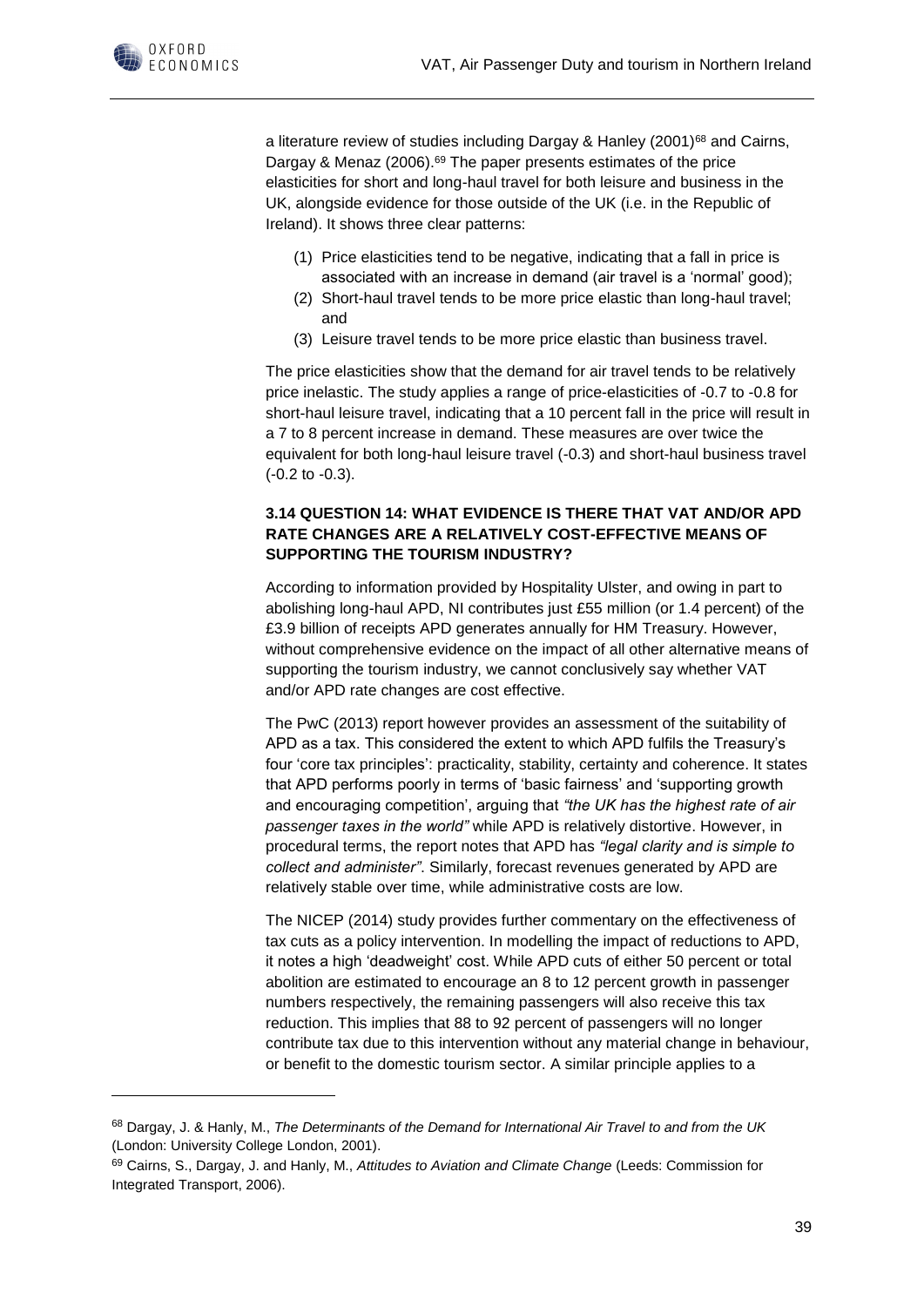a literature review of studies including Dargay & Hanley (2001)[68] and Cairns, Dargay & Menaz (2006).[69] The paper presents estimates of the price elasticities for short and long-haul travel for both leisure and business in the UK, alongside evidence for those outside of the UK (i.e. in the Republic of Ireland). It shows three clear patterns:

(1) Price elasticities tend to be negative, indicating that a fall in price is associated with an increase in demand (air travel is a 'normal' good);
(2) Short-haul travel tends to be more price elastic than long-haul travel; and
(3) Leisure travel tends to be more price elastic than business travel.

The price elasticities show that the demand for air travel tends to be relatively price inelastic. The study applies a range of price-elasticities of -0.7 to -0.8 for short-haul leisure travel, indicating that a 10 percent fall in the price will result in a 7 to 8 percent increase in demand. These measures are over twice the equivalent for both long-haul leisure travel (-0.3) and short-haul business travel (-0.2 to -0.3).

### 3.14 QUESTION 14: WHAT EVIDENCE IS THERE THAT VAT AND/OR APD RATE CHANGES ARE A RELATIVELY COST-EFFECTIVE MEANS OF SUPPORTING THE TOURISM INDUSTRY?

According to information provided by Hospitality Ulster, and owing in part to abolishing long-haul APD, NI contributes just £55 million (or 1.4 percent) of the £3.9 billion of receipts APD generates annually for HM Treasury. However, without comprehensive evidence on the impact of all other alternative means of supporting the tourism industry, we cannot conclusively say whether VAT and/or APD rate changes are cost effective.

The PwC (2013) report however provides an assessment of the suitability of APD as a tax. This considered the extent to which APD fulfils the Treasury's four 'core tax principles': practicality, stability, certainty and coherence. It states that APD performs poorly in terms of 'basic fairness' and 'supporting growth and encouraging competition', arguing that *"the UK has the highest rate of air passenger taxes in the world"* while APD is relatively distortive. However, in procedural terms, the report notes that APD has *"legal clarity and is simple to collect and administer"*. Similarly, forecast revenues generated by APD are relatively stable over time, while administrative costs are low.

The NICEP (2014) study provides further commentary on the effectiveness of tax cuts as a policy intervention. In modelling the impact of reductions to APD, it notes a high 'deadweight' cost. While APD cuts of either 50 percent or total abolition are estimated to encourage an 8 to 12 percent growth in passenger numbers respectively, the remaining passengers will also receive this tax reduction. This implies that 88 to 92 percent of passengers will no longer contribute tax due to this intervention without any material change in behaviour, or benefit to the domestic tourism sector. A similar principle applies to a

---

[68] Dargay, J. & Hanly, M., *The Determinants of the Demand for International Air Travel to and from the UK* (London: University College London, 2001).

[69] Cairns, S., Dargay, J. and Hanly, M., *Attitudes to Aviation and Climate Change* (Leeds: Commission for Integrated Transport, 2006).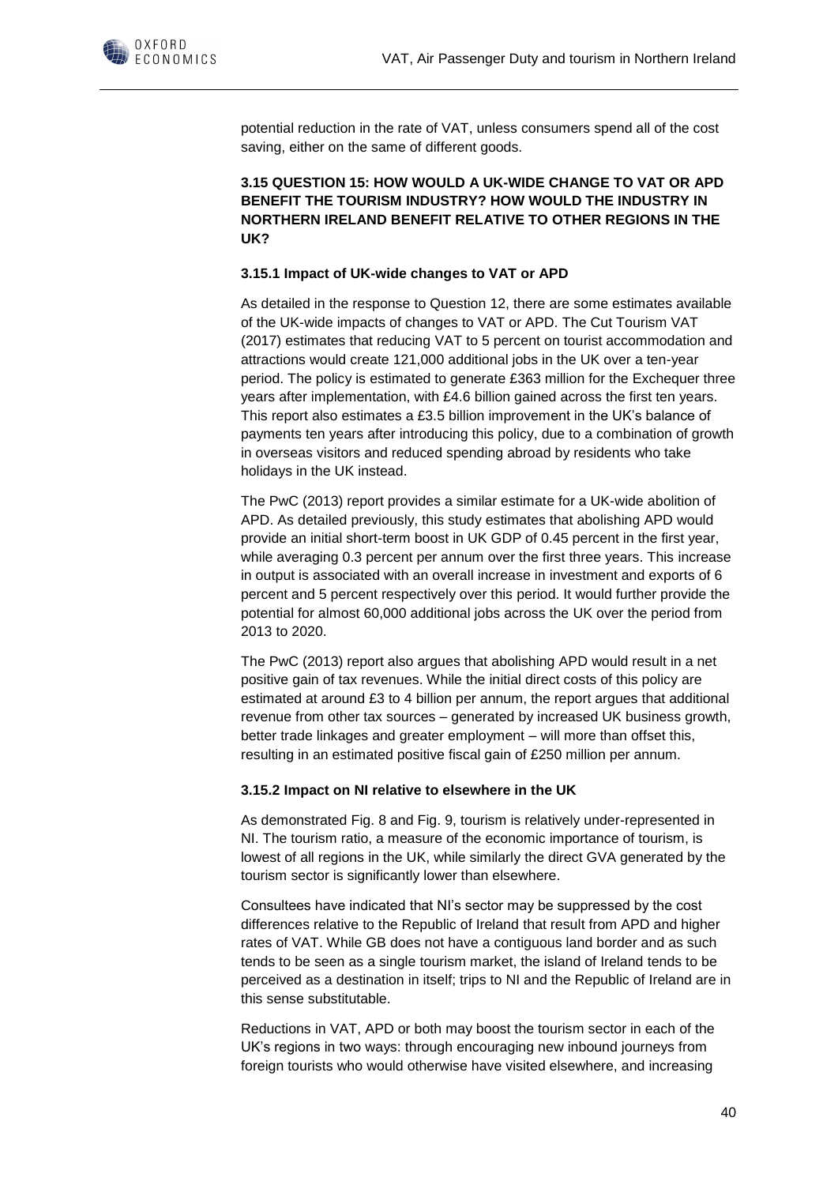potential reduction in the rate of VAT, unless consumers spend all of the cost saving, either on the same of different goods.

### 3.15 QUESTION 15: HOW WOULD A UK-WIDE CHANGE TO VAT OR APD BENEFIT THE TOURISM INDUSTRY? HOW WOULD THE INDUSTRY IN NORTHERN IRELAND BENEFIT RELATIVE TO OTHER REGIONS IN THE UK?

#### 3.15.1 Impact of UK-wide changes to VAT or APD

As detailed in the response to Question 12, there are some estimates available of the UK-wide impacts of changes to VAT or APD. The Cut Tourism VAT (2017) estimates that reducing VAT to 5 percent on tourist accommodation and attractions would create 121,000 additional jobs in the UK over a ten-year period. The policy is estimated to generate £363 million for the Exchequer three years after implementation, with £4.6 billion gained across the first ten years. This report also estimates a £3.5 billion improvement in the UK's balance of payments ten years after introducing this policy, due to a combination of growth in overseas visitors and reduced spending abroad by residents who take holidays in the UK instead.

The PwC (2013) report provides a similar estimate for a UK-wide abolition of APD. As detailed previously, this study estimates that abolishing APD would provide an initial short-term boost in UK GDP of 0.45 percent in the first year, while averaging 0.3 percent per annum over the first three years. This increase in output is associated with an overall increase in investment and exports of 6 percent and 5 percent respectively over this period. It would further provide the potential for almost 60,000 additional jobs across the UK over the period from 2013 to 2020.

The PwC (2013) report also argues that abolishing APD would result in a net positive gain of tax revenues. While the initial direct costs of this policy are estimated at around £3 to 4 billion per annum, the report argues that additional revenue from other tax sources – generated by increased UK business growth, better trade linkages and greater employment – will more than offset this, resulting in an estimated positive fiscal gain of £250 million per annum.

#### 3.15.2 Impact on NI relative to elsewhere in the UK

As demonstrated Fig. 8 and Fig. 9, tourism is relatively under-represented in NI. The tourism ratio, a measure of the economic importance of tourism, is lowest of all regions in the UK, while similarly the direct GVA generated by the tourism sector is significantly lower than elsewhere.

Consultees have indicated that NI's sector may be suppressed by the cost differences relative to the Republic of Ireland that result from APD and higher rates of VAT. While GB does not have a contiguous land border and as such tends to be seen as a single tourism market, the island of Ireland tends to be perceived as a destination in itself; trips to NI and the Republic of Ireland are in this sense substitutable.

Reductions in VAT, APD or both may boost the tourism sector in each of the UK's regions in two ways: through encouraging new inbound journeys from foreign tourists who would otherwise have visited elsewhere, and increasing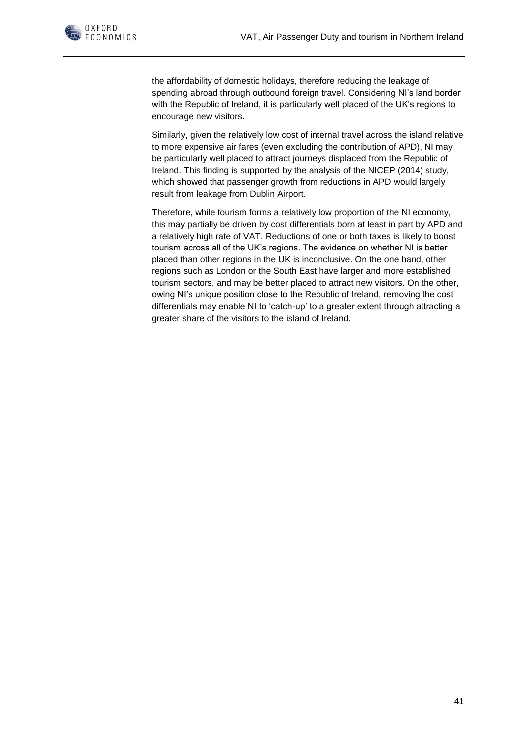the affordability of domestic holidays, therefore reducing the leakage of spending abroad through outbound foreign travel. Considering NI's land border with the Republic of Ireland, it is particularly well placed of the UK's regions to encourage new visitors.

Similarly, given the relatively low cost of internal travel across the island relative to more expensive air fares (even excluding the contribution of APD), NI may be particularly well placed to attract journeys displaced from the Republic of Ireland. This finding is supported by the analysis of the NICEP (2014) study, which showed that passenger growth from reductions in APD would largely result from leakage from Dublin Airport.

Therefore, while tourism forms a relatively low proportion of the NI economy, this may partially be driven by cost differentials born at least in part by APD and a relatively high rate of VAT. Reductions of one or both taxes is likely to boost tourism across all of the UK's regions. The evidence on whether NI is better placed than other regions in the UK is inconclusive. On the one hand, other regions such as London or the South East have larger and more established tourism sectors, and may be better placed to attract new visitors. On the other, owing NI's unique position close to the Republic of Ireland, removing the cost differentials may enable NI to 'catch-up' to a greater extent through attracting a greater share of the visitors to the island of Ireland.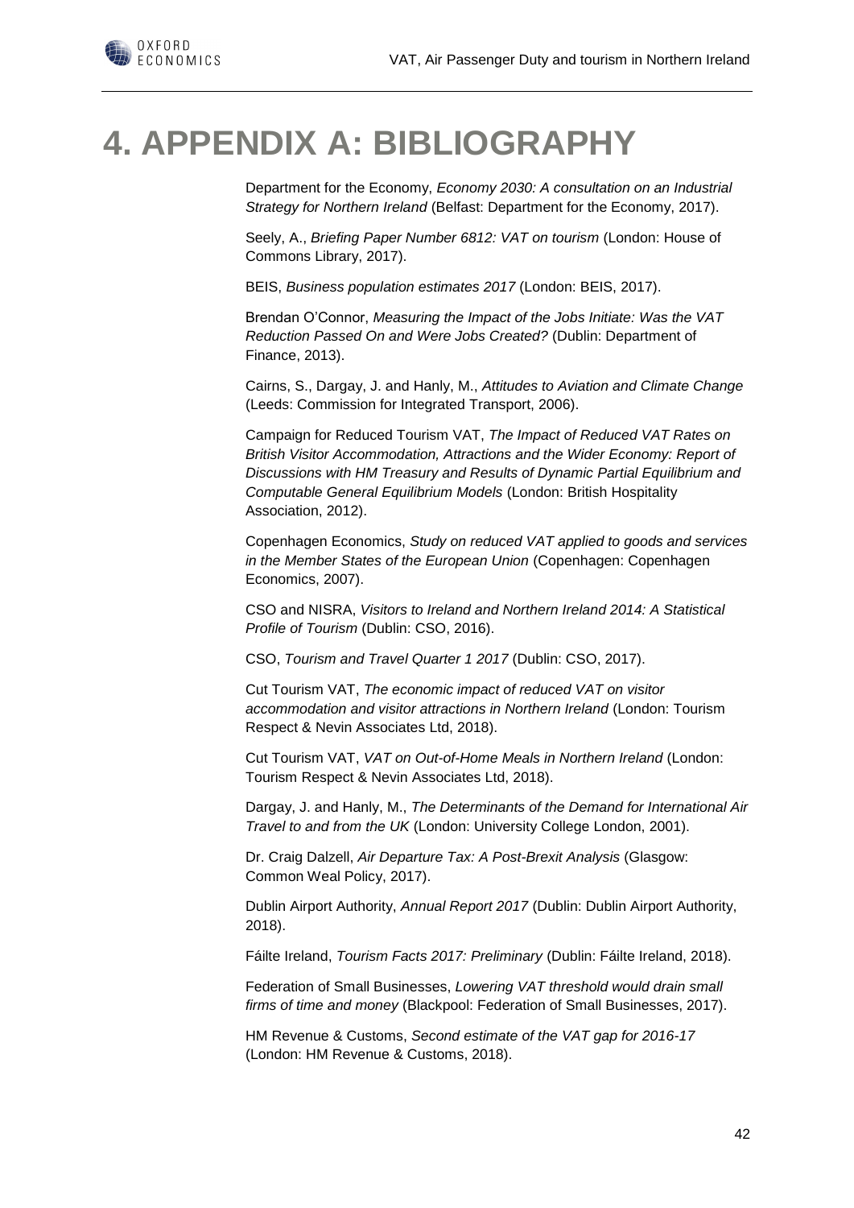# 4. APPENDIX A: BIBLIOGRAPHY

Department for the Economy, *Economy 2030: A consultation on an Industrial Strategy for Northern Ireland* (Belfast: Department for the Economy, 2017).

Seely, A., *Briefing Paper Number 6812: VAT on tourism* (London: House of Commons Library, 2017).

BEIS, *Business population estimates 2017* (London: BEIS, 2017).

Brendan O'Connor, *Measuring the Impact of the Jobs Initiate: Was the VAT Reduction Passed On and Were Jobs Created?* (Dublin: Department of Finance, 2013).

Cairns, S., Dargay, J. and Hanly, M., *Attitudes to Aviation and Climate Change* (Leeds: Commission for Integrated Transport, 2006).

Campaign for Reduced Tourism VAT, *The Impact of Reduced VAT Rates on British Visitor Accommodation, Attractions and the Wider Economy: Report of Discussions with HM Treasury and Results of Dynamic Partial Equilibrium and Computable General Equilibrium Models* (London: British Hospitality Association, 2012).

Copenhagen Economics, *Study on reduced VAT applied to goods and services in the Member States of the European Union* (Copenhagen: Copenhagen Economics, 2007).

CSO and NISRA, *Visitors to Ireland and Northern Ireland 2014: A Statistical Profile of Tourism* (Dublin: CSO, 2016).

CSO, *Tourism and Travel Quarter 1 2017* (Dublin: CSO, 2017).

Cut Tourism VAT, *The economic impact of reduced VAT on visitor accommodation and visitor attractions in Northern Ireland* (London: Tourism Respect & Nevin Associates Ltd, 2018).

Cut Tourism VAT, *VAT on Out-of-Home Meals in Northern Ireland* (London: Tourism Respect & Nevin Associates Ltd, 2018).

Dargay, J. and Hanly, M., *The Determinants of the Demand for International Air Travel to and from the UK* (London: University College London, 2001).

Dr. Craig Dalzell, *Air Departure Tax: A Post-Brexit Analysis* (Glasgow: Common Weal Policy, 2017).

Dublin Airport Authority, *Annual Report 2017* (Dublin: Dublin Airport Authority, 2018).

Fáilte Ireland, *Tourism Facts 2017: Preliminary* (Dublin: Fáilte Ireland, 2018).

Federation of Small Businesses, *Lowering VAT threshold would drain small firms of time and money* (Blackpool: Federation of Small Businesses, 2017).

HM Revenue & Customs, *Second estimate of the VAT gap for 2016-17* (London: HM Revenue & Customs, 2018).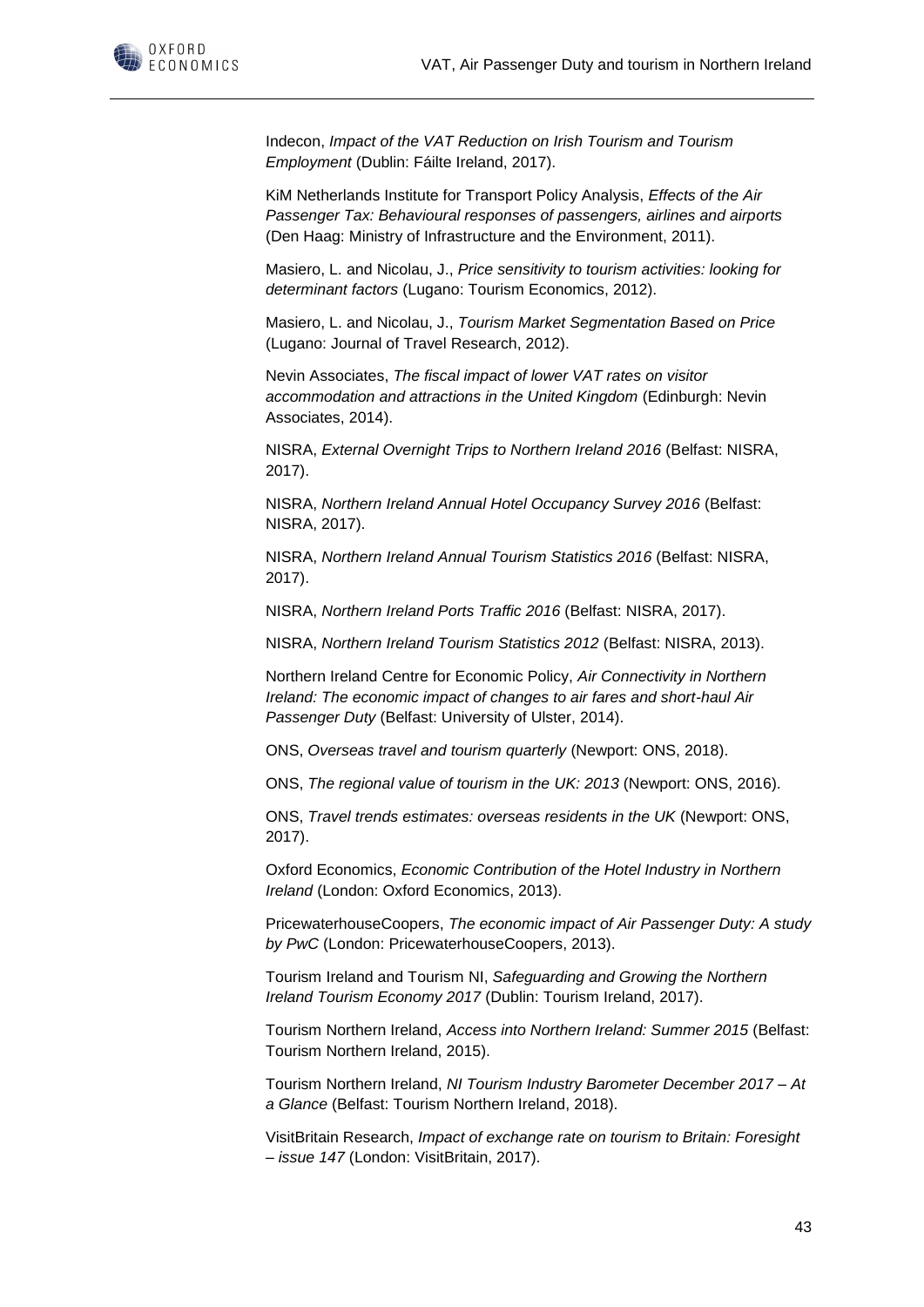Indecon, *Impact of the VAT Reduction on Irish Tourism and Tourism Employment* (Dublin: Fáilte Ireland, 2017).

KiM Netherlands Institute for Transport Policy Analysis, *Effects of the Air Passenger Tax: Behavioural responses of passengers, airlines and airports* (Den Haag: Ministry of Infrastructure and the Environment, 2011).

Masiero, L. and Nicolau, J., *Price sensitivity to tourism activities: looking for determinant factors* (Lugano: Tourism Economics, 2012).

Masiero, L. and Nicolau, J., *Tourism Market Segmentation Based on Price* (Lugano: Journal of Travel Research, 2012).

Nevin Associates, *The fiscal impact of lower VAT rates on visitor accommodation and attractions in the United Kingdom* (Edinburgh: Nevin Associates, 2014).

NISRA, *External Overnight Trips to Northern Ireland 2016* (Belfast: NISRA, 2017).

NISRA, *Northern Ireland Annual Hotel Occupancy Survey 2016* (Belfast: NISRA, 2017).

NISRA, *Northern Ireland Annual Tourism Statistics 2016* (Belfast: NISRA, 2017).

NISRA, *Northern Ireland Ports Traffic 2016* (Belfast: NISRA, 2017).

NISRA, *Northern Ireland Tourism Statistics 2012* (Belfast: NISRA, 2013).

Northern Ireland Centre for Economic Policy, *Air Connectivity in Northern Ireland: The economic impact of changes to air fares and short-haul Air Passenger Duty* (Belfast: University of Ulster, 2014).

ONS, *Overseas travel and tourism quarterly* (Newport: ONS, 2018).

ONS, *The regional value of tourism in the UK: 2013* (Newport: ONS, 2016).

ONS, *Travel trends estimates: overseas residents in the UK* (Newport: ONS, 2017).

Oxford Economics, *Economic Contribution of the Hotel Industry in Northern Ireland* (London: Oxford Economics, 2013).

PricewaterhouseCoopers, *The economic impact of Air Passenger Duty: A study by PwC* (London: PricewaterhouseCoopers, 2013).

Tourism Ireland and Tourism NI, *Safeguarding and Growing the Northern Ireland Tourism Economy 2017* (Dublin: Tourism Ireland, 2017).

Tourism Northern Ireland, *Access into Northern Ireland: Summer 2015* (Belfast: Tourism Northern Ireland, 2015).

Tourism Northern Ireland, *NI Tourism Industry Barometer December 2017 – At a Glance* (Belfast: Tourism Northern Ireland, 2018).

VisitBritain Research, *Impact of exchange rate on tourism to Britain: Foresight – issue 147* (London: VisitBritain, 2017).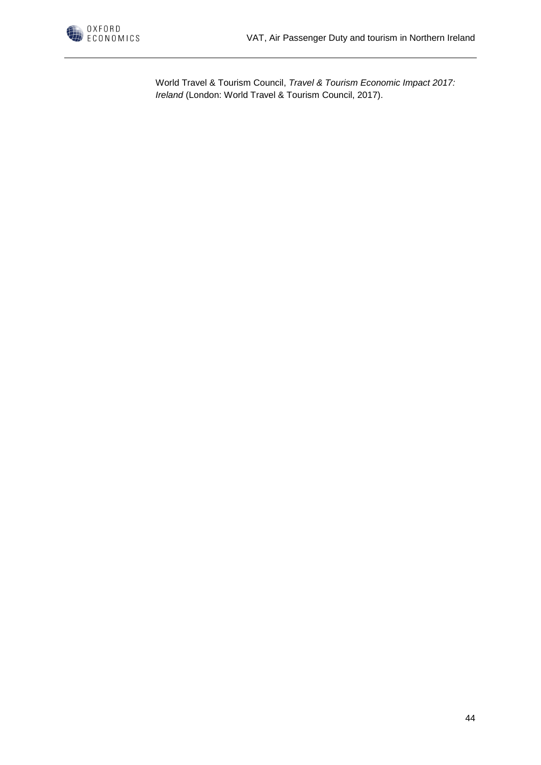World Travel & Tourism Council, *Travel & Tourism Economic Impact 2017: Ireland* (London: World Travel & Tourism Council, 2017).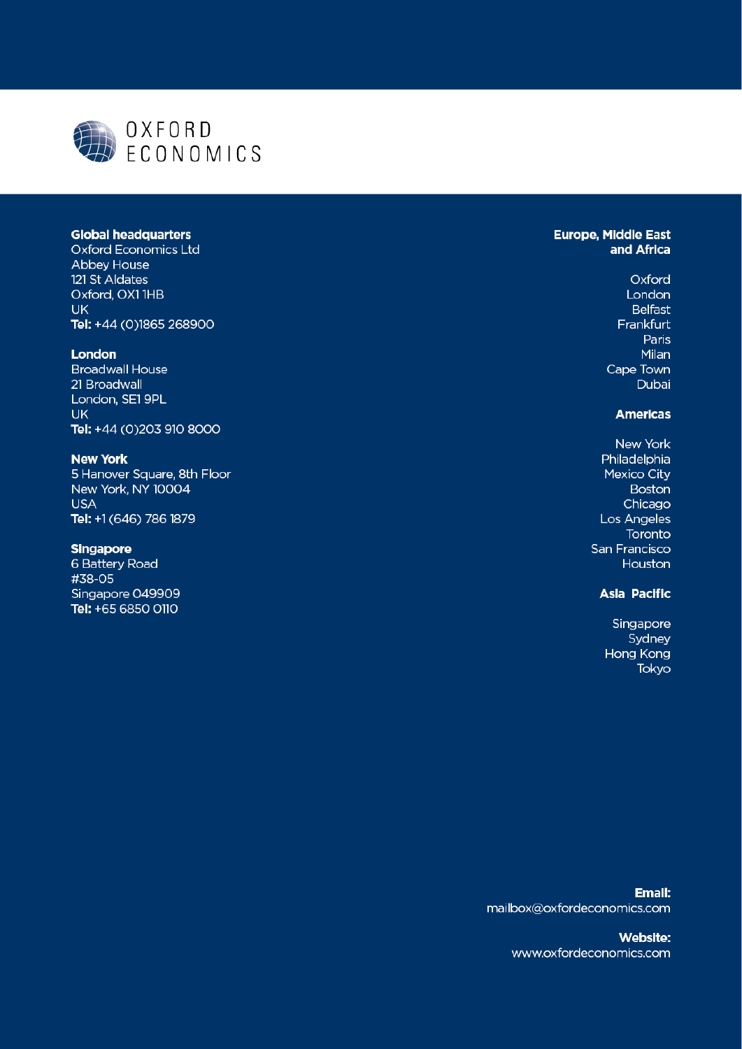OXFORD ECONOMICS

**Global headquarters**
Oxford Economics Ltd
Abbey House
121 St Aldates
Oxford, OX1 1HB
UK
**Tel:** +44 (0)1865 268900

**London**
Broadwall House
21 Broadwall
London, SE1 9PL
UK
**Tel:** +44 (0)203 910 8000

**New York**
5 Hanover Square, 8th Floor
New York, NY 10004
USA
**Tel:** +1 (646) 786 1879

**Singapore**
6 Battery Road
#38-05
Singapore 049909
**Tel:** +65 6850 0110

**Europe, Middle East and Africa**

Oxford
London
Belfast
Frankfurt
Paris
Milan
Cape Town
Dubai

**Americas**

New York
Philadelphia
Mexico City
Boston
Chicago
Los Angeles
Toronto
San Francisco
Houston

**Asia Pacific**

Singapore
Sydney
Hong Kong
Tokyo

**Email:**
mailbox@oxfordeconomics.com

**Website:**
www.oxfordeconomics.com